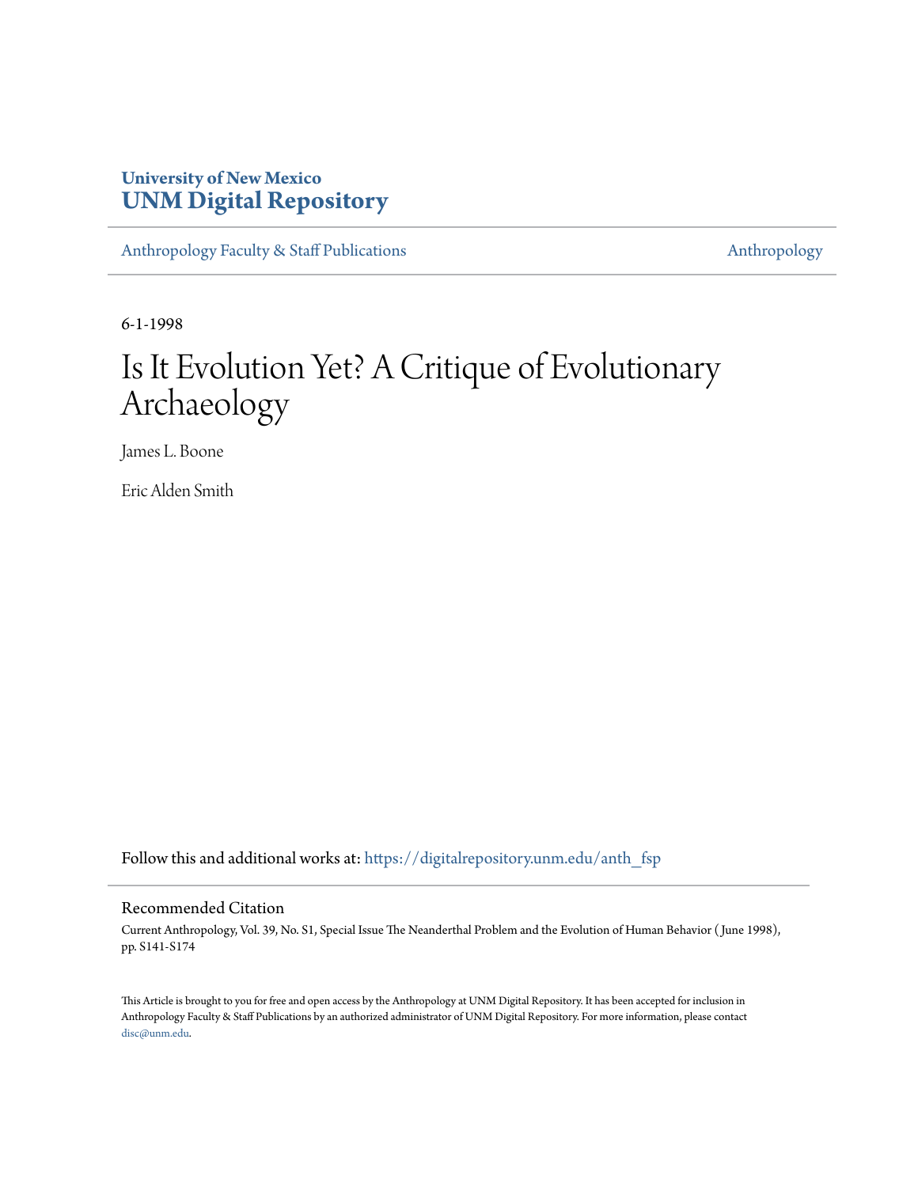University of New Mexico
**UNM Digital Repository**

Anthropology Faculty & Staff Publications | Anthropology

6-1-1998

# Is It Evolution Yet? A Critique of Evolutionary Archaeology

James L. Boone

Eric Alden Smith

Follow this and additional works at: https://digitalrepository.unm.edu/anth_fsp

## Recommended Citation

Current Anthropology, Vol. 39, No. S1, Special Issue The Neanderthal Problem and the Evolution of Human Behavior ( June 1998), pp. S141-S174

This Article is brought to you for free and open access by the Anthropology at UNM Digital Repository. It has been accepted for inclusion in Anthropology Faculty & Staff Publications by an authorized administrator of UNM Digital Repository. For more information, please contact disc@unm.edu.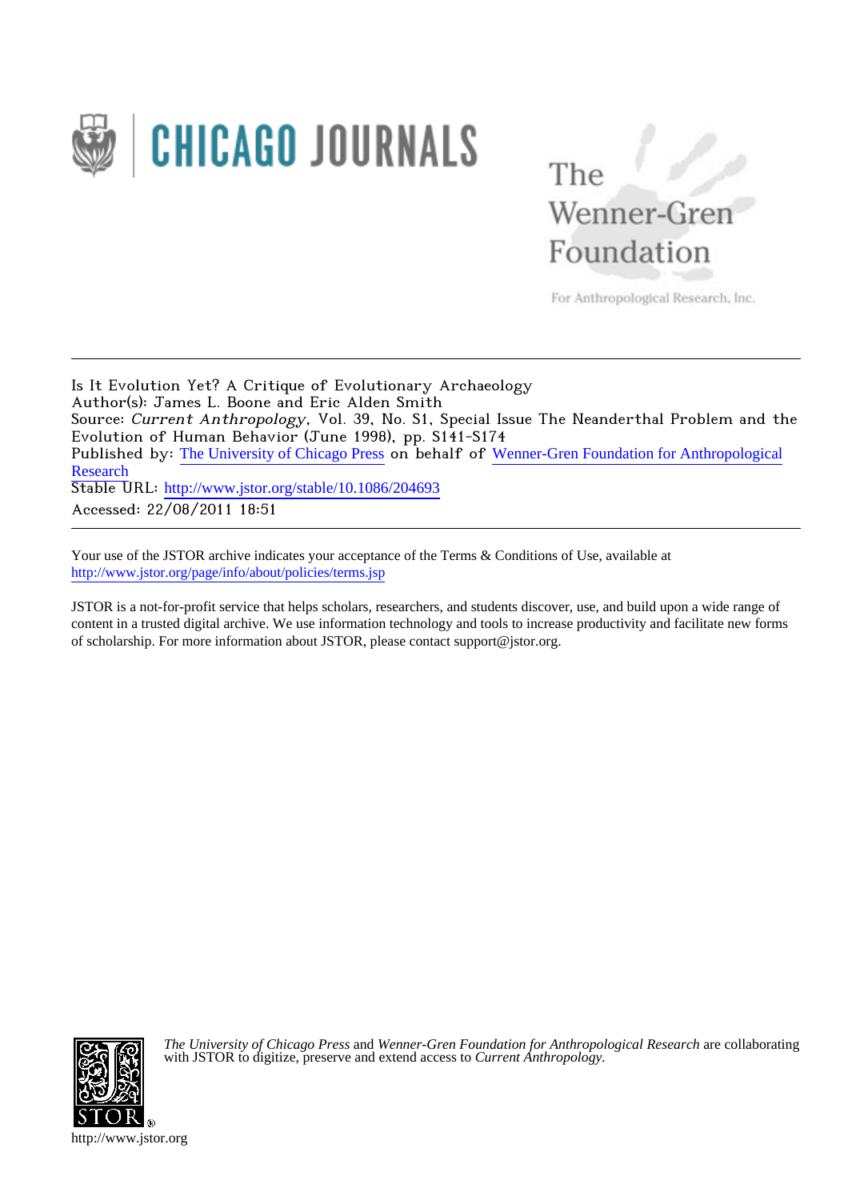Is It Evolution Yet? A Critique of Evolutionary Archaeology

Author(s): James L. Boone and Eric Alden Smith

Source: *Current Anthropology*, Vol. 39, No. S1, Special Issue The Neanderthal Problem and the Evolution of Human Behavior (June 1998), pp. S141-S174

Published by: The University of Chicago Press on behalf of Wenner-Gren Foundation for Anthropological Research

Stable URL: http://www.jstor.org/stable/10.1086/204693

Accessed: 22/08/2011 18:51

---

Your use of the JSTOR archive indicates your acceptance of the Terms & Conditions of Use, available at http://www.jstor.org/page/info/about/policies/terms.jsp

JSTOR is a not-for-profit service that helps scholars, researchers, and students discover, use, and build upon a wide range of content in a trusted digital archive. We use information technology and tools to increase productivity and facilitate new forms of scholarship. For more information about JSTOR, please contact support@jstor.org.

*The University of Chicago Press* and *Wenner-Gren Foundation for Anthropological Research* are collaborating with JSTOR to digitize, preserve and extend access to *Current Anthropology*.

http://www.jstor.org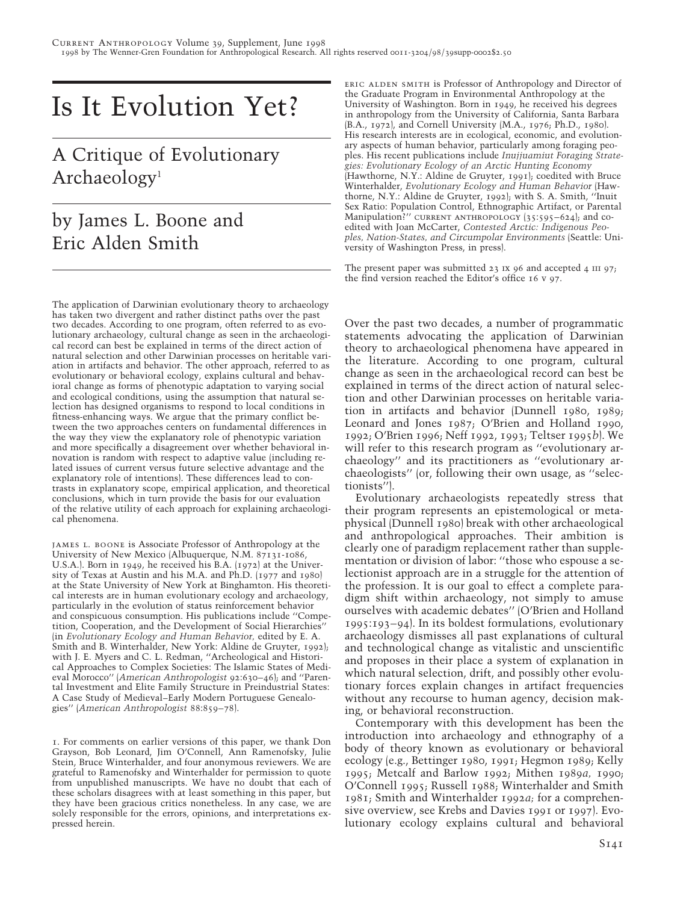# Is It Evolution Yet?

## A Critique of Evolutionary Archaeology[1]

### by James L. Boone and Eric Alden Smith

The application of Darwinian evolutionary theory to archaeology has taken two divergent and rather distinct paths over the past two decades. According to one program, often referred to as evolutionary archaeology, cultural change as seen in the archaeological record can best be explained in terms of the direct action of natural selection and other Darwinian processes on heritable variation in artifacts and behavior. The other approach, referred to as evolutionary or behavioral ecology, explains cultural and behavioral change as forms of phenotypic adaptation to varying social and ecological conditions, using the assumption that natural selection has designed organisms to respond to local conditions in fitness-enhancing ways. We argue that the primary conflict between the two approaches centers on fundamental differences in the way they view the explanatory role of phenotypic variation and more specifically a disagreement over whether behavioral innovation is random with respect to adaptive value (including related issues of current versus future selective advantage and the explanatory role of intentions). These differences lead to contrasts in explanatory scope, empirical application, and theoretical conclusions, which in turn provide the basis for our evaluation of the relative utility of each approach for explaining archaeological phenomena.

JAMES L. BOONE is Associate Professor of Anthropology at the University of New Mexico (Albuquerque, N.M. 87131-1086, U.S.A.). Born in 1949, he received his B.A. (1972) at the University of Texas at Austin and his M.A. and Ph.D. (1977 and 1980) at the State University of New York at Binghamton. His theoretical interests are in human evolutionary ecology and archaeology, particularly in the evolution of status reinforcement behavior and conspicuous consumption. His publications include "Competition, Cooperation, and the Development of Social Hierarchies" (in *Evolutionary Ecology and Human Behavior*, edited by E. A. Smith and B. Winterhalder, New York: Aldine de Gruyter, 1992); with J. E. Myers and C. L. Redman, "Archeological and Historical Approaches to Complex Societies: The Islamic States of Medieval Morocco" (*American Anthropologist* 92:630–46); and "Parental Investment and Elite Family Structure in Preindustrial States: A Case Study of Medieval–Early Modern Portuguese Genealogies" (*American Anthropologist* 88:859–78).

ERIC ALDEN SMITH is Professor of Anthropology and Director of the Graduate Program in Environmental Anthropology at the University of Washington. Born in 1949, he received his degrees in anthropology from the University of California, Santa Barbara (B.A., 1972), and Cornell University (M.A., 1976; Ph.D., 1980). His research interests are in ecological, economic, and evolutionary aspects of human behavior, particularly among foraging peoples. His recent publications include *Inujjuamiut Foraging Strategies: Evolutionary Ecology of an Arctic Hunting Economy* (Hawthorne, N.Y.: Aldine de Gruyter, 1991); coedited with Bruce Winterhalder, *Evolutionary Ecology and Human Behavior* (Hawthorne, N.Y.: Aldine de Gruyter, 1992); with S. A. Smith, "Inuit Sex Ratio: Population Control, Ethnographic Artifact, or Parental Manipulation?" CURRENT ANTHROPOLOGY (35:595–624); and coedited with Joan McCarter, *Contested Arctic: Indigenous Peoples, Nation-States, and Circumpolar Environments* (Seattle: University of Washington Press, in press).

The present paper was submitted 23 IX 96 and accepted 4 III 97; the find version reached the Editor's office 16 V 97.

Over the past two decades, a number of programmatic statements advocating the application of Darwinian theory to archaeological phenomena have appeared in the literature. According to one program, cultural change as seen in the archaeological record can best be explained in terms of the direct action of natural selection and other Darwinian processes on heritable variation in artifacts and behavior (Dunnell 1980, 1989; Leonard and Jones 1987; O'Brien and Holland 1990, 1992; O'Brien 1996; Neff 1992, 1993; Teltser 1995*b*). We will refer to this research program as "evolutionary archaeology" and its practitioners as "evolutionary archaeologists" (or, following their own usage, as "selectionists").

Evolutionary archaeologists repeatedly stress that their program represents an epistemological or metaphysical (Dunnell 1980) break with other archaeological and anthropological approaches. Their ambition is clearly one of paradigm replacement rather than supplementation or division of labor: "those who espouse a selectionist approach are in a struggle for the attention of the profession. It is our goal to effect a complete paradigm shift within archaeology, not simply to amuse ourselves with academic debates" (O'Brien and Holland 1995:193–94). In its boldest formulations, evolutionary archaeology dismisses all past explanations of cultural and technological change as vitalistic and unscientific and proposes in their place a system of explanation in which natural selection, drift, and possibly other evolutionary forces explain changes in artifact frequencies without any recourse to human agency, decision making, or behavioral reconstruction.

Contemporary with this development has been the introduction into archaeology and ethnography of a body of theory known as evolutionary or behavioral ecology (e.g., Bettinger 1980, 1991; Hegmon 1989; Kelly 1995; Metcalf and Barlow 1992; Mithen 1989*a*, 1990; O'Connell 1995; Russell 1988; Winterhalder and Smith 1981; Smith and Winterhalder 1992*a*; for a comprehensive overview, see Krebs and Davies 1991 or 1997). Evolutionary ecology explains cultural and behavioral

1. For comments on earlier versions of this paper, we thank Don Grayson, Bob Leonard, Jim O'Connell, Ann Ramenofsky, Julie Stein, Bruce Winterhalder, and four anonymous reviewers. We are grateful to Ramenofsky and Winterhalder for permission to quote from unpublished manuscripts. We have no doubt that each of these scholars disagrees with at least something in this paper, but they have been gracious critics nonetheless. In any case, we are solely responsible for the errors, opinions, and interpretations expressed herein.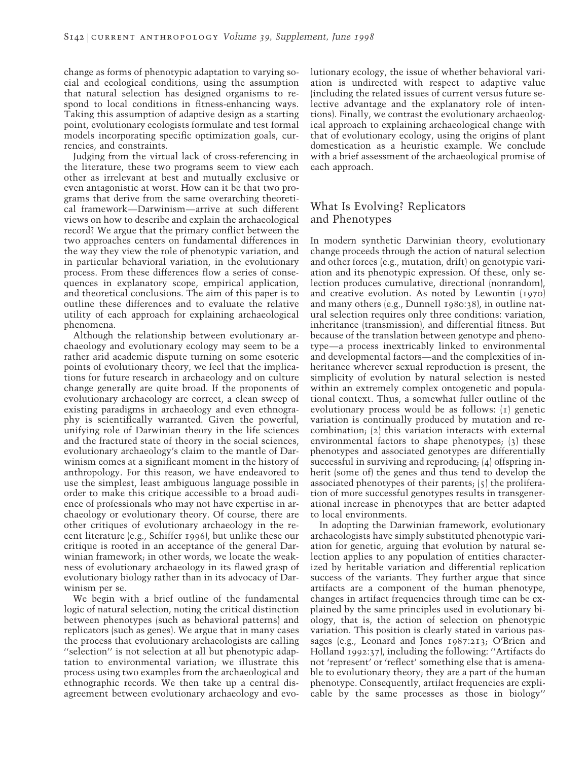change as forms of phenotypic adaptation to varying social and ecological conditions, using the assumption that natural selection has designed organisms to respond to local conditions in fitness-enhancing ways. Taking this assumption of adaptive design as a starting point, evolutionary ecologists formulate and test formal models incorporating specific optimization goals, currencies, and constraints.

Judging from the virtual lack of cross-referencing in the literature, these two programs seem to view each other as irrelevant at best and mutually exclusive or even antagonistic at worst. How can it be that two programs that derive from the same overarching theoretical framework—Darwinism—arrive at such different views on how to describe and explain the archaeological record? We argue that the primary conflict between the two approaches centers on fundamental differences in the way they view the role of phenotypic variation, and in particular behavioral variation, in the evolutionary process. From these differences flow a series of consequences in explanatory scope, empirical application, and theoretical conclusions. The aim of this paper is to outline these differences and to evaluate the relative utility of each approach for explaining archaeological phenomena.

Although the relationship between evolutionary archaeology and evolutionary ecology may seem to be a rather arid academic dispute turning on some esoteric points of evolutionary theory, we feel that the implications for future research in archaeology and on culture change generally are quite broad. If the proponents of evolutionary archaeology are correct, a clean sweep of existing paradigms in archaeology and even ethnography is scientifically warranted. Given the powerful, unifying role of Darwinian theory in the life sciences and the fractured state of theory in the social sciences, evolutionary archaeology's claim to the mantle of Darwinism comes at a significant moment in the history of anthropology. For this reason, we have endeavored to use the simplest, least ambiguous language possible in order to make this critique accessible to a broad audience of professionals who may not have expertise in archaeology or evolutionary theory. Of course, there are other critiques of evolutionary archaeology in the recent literature (e.g., Schiffer 1996), but unlike these our critique is rooted in an acceptance of the general Darwinian framework; in other words, we locate the weakness of evolutionary archaeology in its flawed grasp of evolutionary biology rather than in its advocacy of Darwinism per se.

We begin with a brief outline of the fundamental logic of natural selection, noting the critical distinction between phenotypes (such as behavioral patterns) and replicators (such as genes). We argue that in many cases the process that evolutionary archaeologists are calling "selection" is not selection at all but phenotypic adaptation to environmental variation; we illustrate this process using two examples from the archaeological and ethnographic records. We then take up a central disagreement between evolutionary archaeology and evolutionary ecology, the issue of whether behavioral variation is undirected with respect to adaptive value (including the related issues of current versus future selective advantage and the explanatory role of intentions). Finally, we contrast the evolutionary archaeological approach to explaining archaeological change with that of evolutionary ecology, using the origins of plant domestication as a heuristic example. We conclude with a brief assessment of the archaeological promise of each approach.

## What Is Evolving? Replicators and Phenotypes

In modern synthetic Darwinian theory, evolutionary change proceeds through the action of natural selection and other forces (e.g., mutation, drift) on genotypic variation and its phenotypic expression. Of these, only selection produces cumulative, directional (nonrandom), and creative evolution. As noted by Lewontin (1970) and many others (e.g., Dunnell 1980:38), in outline natural selection requires only three conditions: variation, inheritance (transmission), and differential fitness. But because of the translation between genotype and phenotype—a process inextricably linked to environmental and developmental factors—and the complexities of inheritance wherever sexual reproduction is present, the simplicity of evolution by natural selection is nested within an extremely complex ontogenetic and populational context. Thus, a somewhat fuller outline of the evolutionary process would be as follows: (1) genetic variation is continually produced by mutation and recombination; (2) this variation interacts with external environmental factors to shape phenotypes; (3) these phenotypes and associated genotypes are differentially successful in surviving and reproducing; (4) offspring inherit (some of) the genes and thus tend to develop the associated phenotypes of their parents; (5) the proliferation of more successful genotypes results in transgenerational increase in phenotypes that are better adapted to local environments.

In adopting the Darwinian framework, evolutionary archaeologists have simply substituted phenotypic variation for genetic, arguing that evolution by natural selection applies to any population of entities characterized by heritable variation and differential replication success of the variants. They further argue that since artifacts are a component of the human phenotype, changes in artifact frequencies through time can be explained by the same principles used in evolutionary biology, that is, the action of selection on phenotypic variation. This position is clearly stated in various passages (e.g., Leonard and Jones 1987:213; O'Brien and Holland 1992:37), including the following: "Artifacts do not 'represent' or 'reflect' something else that is amenable to evolutionary theory; they are a part of the human phenotype. Consequently, artifact frequencies are explicable by the same processes as those in biology"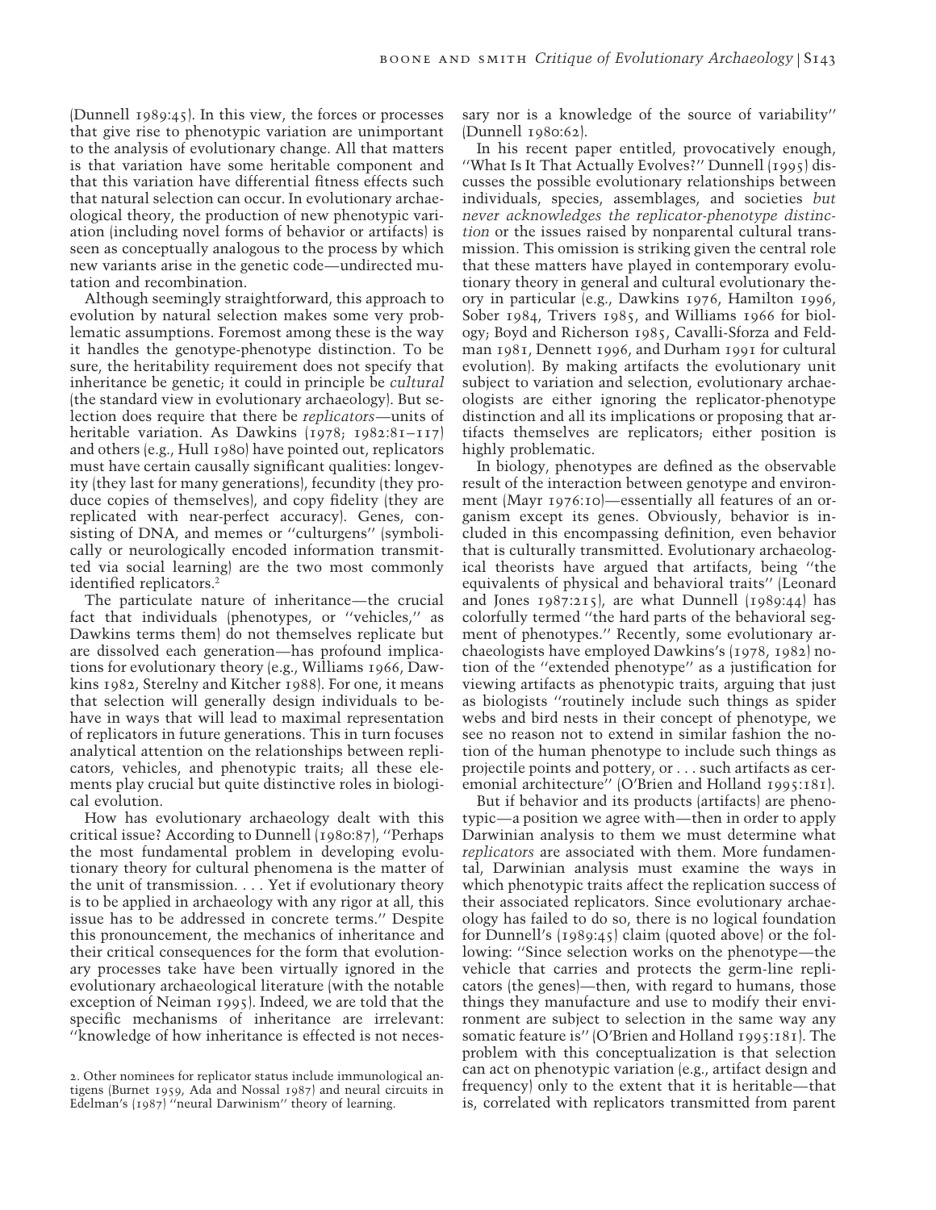(Dunnell 1989:45). In this view, the forces or processes that give rise to phenotypic variation are unimportant to the analysis of evolutionary change. All that matters is that variation have some heritable component and that this variation have differential fitness effects such that natural selection can occur. In evolutionary archaeological theory, the production of new phenotypic variation (including novel forms of behavior or artifacts) is seen as conceptually analogous to the process by which new variants arise in the genetic code—undirected mutation and recombination.

Although seemingly straightforward, this approach to evolution by natural selection makes some very problematic assumptions. Foremost among these is the way it handles the genotype-phenotype distinction. To be sure, the heritability requirement does not specify that inheritance be genetic; it could in principle be *cultural* (the standard view in evolutionary archaeology). But selection does require that there be *replicators*—units of heritable variation. As Dawkins (1978; 1982:81–117) and others (e.g., Hull 1980) have pointed out, replicators must have certain causally significant qualities: longevity (they last for many generations), fecundity (they produce copies of themselves), and copy fidelity (they are replicated with near-perfect accuracy). Genes, consisting of DNA, and memes or "culturgens" (symbolically or neurologically encoded information transmitted via social learning) are the two most commonly identified replicators.[2]

The particulate nature of inheritance—the crucial fact that individuals (phenotypes, or "vehicles," as Dawkins terms them) do not themselves replicate but are dissolved each generation—has profound implications for evolutionary theory (e.g., Williams 1966, Dawkins 1982, Sterelny and Kitcher 1988). For one, it means that selection will generally design individuals to behave in ways that will lead to maximal representation of replicators in future generations. This in turn focuses analytical attention on the relationships between replicators, vehicles, and phenotypic traits; all these elements play crucial but quite distinctive roles in biological evolution.

How has evolutionary archaeology dealt with this critical issue? According to Dunnell (1980:87), "Perhaps the most fundamental problem in developing evolutionary theory for cultural phenomena is the matter of the unit of transmission. . . . Yet if evolutionary theory is to be applied in archaeology with any rigor at all, this issue has to be addressed in concrete terms." Despite this pronouncement, the mechanics of inheritance and their critical consequences for the form that evolutionary processes take have been virtually ignored in the evolutionary archaeological literature (with the notable exception of Neiman 1995). Indeed, we are told that the specific mechanisms of inheritance are irrelevant: "knowledge of how inheritance is effected is not necessary nor is a knowledge of the source of variability" (Dunnell 1980:62).

In his recent paper entitled, provocatively enough, "What Is It That Actually Evolves?" Dunnell (1995) discusses the possible evolutionary relationships between individuals, species, assemblages, and societies *but never acknowledges the replicator-phenotype distinction* or the issues raised by nonparental cultural transmission. This omission is striking given the central role that these matters have played in contemporary evolutionary theory in general and cultural evolutionary theory in particular (e.g., Dawkins 1976, Hamilton 1996, Sober 1984, Trivers 1985, and Williams 1966 for biology; Boyd and Richerson 1985, Cavalli-Sforza and Feldman 1981, Dennett 1996, and Durham 1991 for cultural evolution). By making artifacts the evolutionary unit subject to variation and selection, evolutionary archaeologists are either ignoring the replicator-phenotype distinction and all its implications or proposing that artifacts themselves are replicators; either position is highly problematic.

In biology, phenotypes are defined as the observable result of the interaction between genotype and environment (Mayr 1976:10)—essentially all features of an organism except its genes. Obviously, behavior is included in this encompassing definition, even behavior that is culturally transmitted. Evolutionary archaeological theorists have argued that artifacts, being "the equivalents of physical and behavioral traits" (Leonard and Jones 1987:215), are what Dunnell (1989:44) has colorfully termed "the hard parts of the behavioral segment of phenotypes." Recently, some evolutionary archaeologists have employed Dawkins's (1978, 1982) notion of the "extended phenotype" as a justification for viewing artifacts as phenotypic traits, arguing that just as biologists "routinely include such things as spider webs and bird nests in their concept of phenotype, we see no reason not to extend in similar fashion the notion of the human phenotype to include such things as projectile points and pottery, or . . . such artifacts as ceremonial architecture" (O'Brien and Holland 1995:181).

But if behavior and its products (artifacts) are phenotypic—a position we agree with—then in order to apply Darwinian analysis to them we must determine what *replicators* are associated with them. More fundamental, Darwinian analysis must examine the ways in which phenotypic traits affect the replication success of their associated replicators. Since evolutionary archaeology has failed to do so, there is no logical foundation for Dunnell's (1989:45) claim (quoted above) or the following: "Since selection works on the phenotype—the vehicle that carries and protects the germ-line replicators (the genes)—then, with regard to humans, those things they manufacture and use to modify their environment are subject to selection in the same way any somatic feature is" (O'Brien and Holland 1995:181). The problem with this conceptualization is that selection can act on phenotypic variation (e.g., artifact design and frequency) only to the extent that it is heritable—that is, correlated with replicators transmitted from parent

2. Other nominees for replicator status include immunological antigens (Burnet 1959, Ada and Nossal 1987) and neural circuits in Edelman's (1987) "neural Darwinism" theory of learning.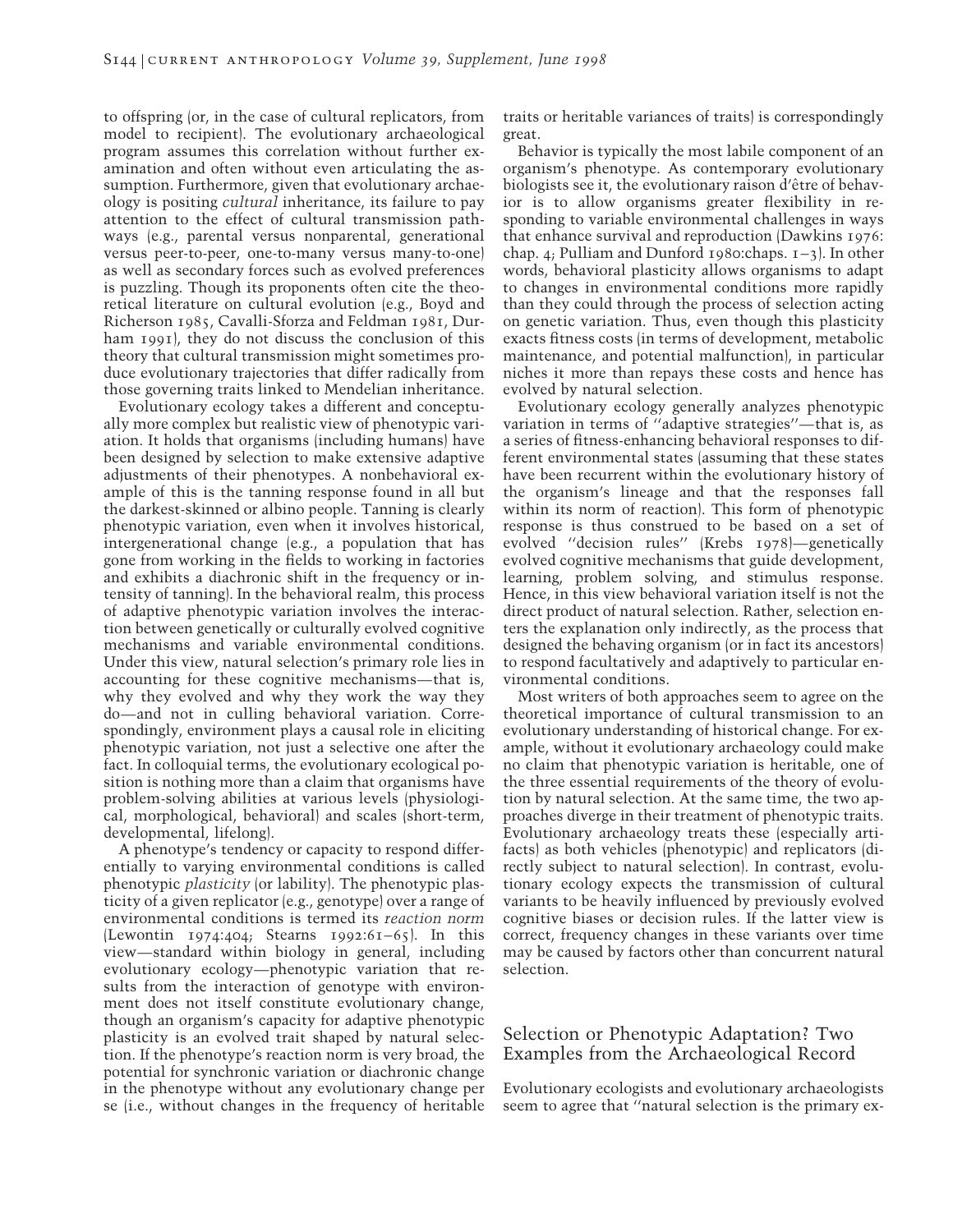to offspring (or, in the case of cultural replicators, from model to recipient). The evolutionary archaeological program assumes this correlation without further examination and often without even articulating the assumption. Furthermore, given that evolutionary archaeology is positing *cultural* inheritance, its failure to pay attention to the effect of cultural transmission pathways (e.g., parental versus nonparental, generational versus peer-to-peer, one-to-many versus many-to-one) as well as secondary forces such as evolved preferences is puzzling. Though its proponents often cite the theoretical literature on cultural evolution (e.g., Boyd and Richerson 1985, Cavalli-Sforza and Feldman 1981, Durham 1991), they do not discuss the conclusion of this theory that cultural transmission might sometimes produce evolutionary trajectories that differ radically from those governing traits linked to Mendelian inheritance.

Evolutionary ecology takes a different and conceptually more complex but realistic view of phenotypic variation. It holds that organisms (including humans) have been designed by selection to make extensive adaptive adjustments of their phenotypes. A nonbehavioral example of this is the tanning response found in all but the darkest-skinned or albino people. Tanning is clearly phenotypic variation, even when it involves historical, intergenerational change (e.g., a population that has gone from working in the fields to working in factories and exhibits a diachronic shift in the frequency or intensity of tanning). In the behavioral realm, this process of adaptive phenotypic variation involves the interaction between genetically or culturally evolved cognitive mechanisms and variable environmental conditions. Under this view, natural selection's primary role lies in accounting for these cognitive mechanisms—that is, why they evolved and why they work the way they do—and not in culling behavioral variation. Correspondingly, environment plays a causal role in eliciting phenotypic variation, not just a selective one after the fact. In colloquial terms, the evolutionary ecological position is nothing more than a claim that organisms have problem-solving abilities at various levels (physiological, morphological, behavioral) and scales (short-term, developmental, lifelong).

A phenotype's tendency or capacity to respond differentially to varying environmental conditions is called phenotypic *plasticity* (or lability). The phenotypic plasticity of a given replicator (e.g., genotype) over a range of environmental conditions is termed its *reaction norm* (Lewontin 1974:404; Stearns 1992:61–65). In this view—standard within biology in general, including evolutionary ecology—phenotypic variation that results from the interaction of genotype with environment does not itself constitute evolutionary change, though an organism's capacity for adaptive phenotypic plasticity is an evolved trait shaped by natural selection. If the phenotype's reaction norm is very broad, the potential for synchronic variation or diachronic change in the phenotype without any evolutionary change per se (i.e., without changes in the frequency of heritable traits or heritable variances of traits) is correspondingly great.

Behavior is typically the most labile component of an organism's phenotype. As contemporary evolutionary biologists see it, the evolutionary raison d'être of behavior is to allow organisms greater flexibility in responding to variable environmental challenges in ways that enhance survival and reproduction (Dawkins 1976: chap. 4; Pulliam and Dunford 1980:chaps. 1–3). In other words, behavioral plasticity allows organisms to adapt to changes in environmental conditions more rapidly than they could through the process of selection acting on genetic variation. Thus, even though this plasticity exacts fitness costs (in terms of development, metabolic maintenance, and potential malfunction), in particular niches it more than repays these costs and hence has evolved by natural selection.

Evolutionary ecology generally analyzes phenotypic variation in terms of "adaptive strategies"—that is, as a series of fitness-enhancing behavioral responses to different environmental states (assuming that these states have been recurrent within the evolutionary history of the organism's lineage and that the responses fall within its norm of reaction). This form of phenotypic response is thus construed to be based on a set of evolved "decision rules" (Krebs 1978)—genetically evolved cognitive mechanisms that guide development, learning, problem solving, and stimulus response. Hence, in this view behavioral variation itself is not the direct product of natural selection. Rather, selection enters the explanation only indirectly, as the process that designed the behaving organism (or in fact its ancestors) to respond facultatively and adaptively to particular environmental conditions.

Most writers of both approaches seem to agree on the theoretical importance of cultural transmission to an evolutionary understanding of historical change. For example, without it evolutionary archaeology could make no claim that phenotypic variation is heritable, one of the three essential requirements of the theory of evolution by natural selection. At the same time, the two approaches diverge in their treatment of phenotypic traits. Evolutionary archaeology treats these (especially artifacts) as both vehicles (phenotypic) and replicators (directly subject to natural selection). In contrast, evolutionary ecology expects the transmission of cultural variants to be heavily influenced by previously evolved cognitive biases or decision rules. If the latter view is correct, frequency changes in these variants over time may be caused by factors other than concurrent natural selection.

## Selection or Phenotypic Adaptation? Two Examples from the Archaeological Record

Evolutionary ecologists and evolutionary archaeologists seem to agree that "natural selection is the primary ex-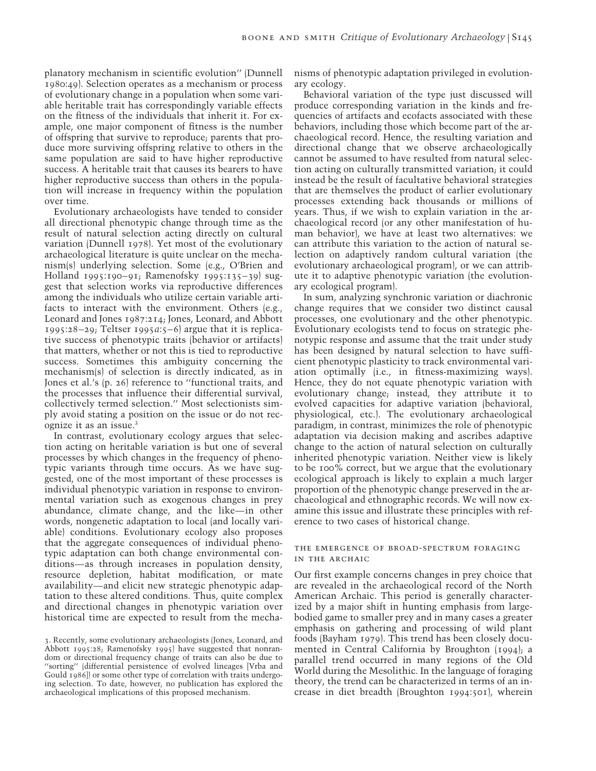planatory mechanism in scientific evolution'' (Dunnell 1980:49). Selection operates as a mechanism or process of evolutionary change in a population when some variable heritable trait has correspondingly variable effects on the fitness of the individuals that inherit it. For example, one major component of fitness is the number of offspring that survive to reproduce; parents that produce more surviving offspring relative to others in the same population are said to have higher reproductive success. A heritable trait that causes its bearers to have higher reproductive success than others in the population will increase in frequency within the population over time.

Evolutionary archaeologists have tended to consider all directional phenotypic change through time as the result of natural selection acting directly on cultural variation (Dunnell 1978). Yet most of the evolutionary archaeological literature is quite unclear on the mechanism(s) underlying selection. Some (e.g., O'Brien and Holland 1995:190–91; Ramenofsky 1995:135–39) suggest that selection works via reproductive differences among the individuals who utilize certain variable artifacts to interact with the environment. Others (e.g., Leonard and Jones 1987:214; Jones, Leonard, and Abbott 1995:28–29; Teltser 1995*a*:5–6) argue that it is replicative success of phenotypic traits (behavior or artifacts) that matters, whether or not this is tied to reproductive success. Sometimes this ambiguity concerning the mechanism(s) of selection is directly indicated, as in Jones et al.'s (p. 26) reference to ''functional traits, and the processes that influence their differential survival, collectively termed selection.'' Most selectionists simply avoid stating a position on the issue or do not recognize it as an issue.[3]

In contrast, evolutionary ecology argues that selection acting on heritable variation is but one of several processes by which changes in the frequency of phenotypic variants through time occurs. As we have suggested, one of the most important of these processes is individual phenotypic variation in response to environmental variation such as exogenous changes in prey abundance, climate change, and the like—in other words, nongenetic adaptation to local (and locally variable) conditions. Evolutionary ecology also proposes that the aggregate consequences of individual phenotypic adaptation can both change environmental conditions—as through increases in population density, resource depletion, habitat modification, or mate availability—and elicit new strategic phenotypic adaptation to these altered conditions. Thus, quite complex and directional changes in phenotypic variation over historical time are expected to result from the mechanisms of phenotypic adaptation privileged in evolutionary ecology.

Behavioral variation of the type just discussed will produce corresponding variation in the kinds and frequencies of artifacts and ecofacts associated with these behaviors, including those which become part of the archaeological record. Hence, the resulting variation and directional change that we observe archaeologically cannot be assumed to have resulted from natural selection acting on culturally transmitted variation; it could instead be the result of facultative behavioral strategies that are themselves the product of earlier evolutionary processes extending back thousands or millions of years. Thus, if we wish to explain variation in the archaeological record (or any other manifestation of human behavior), we have at least two alternatives: we can attribute this variation to the action of natural selection on adaptively random cultural variation (the evolutionary archaeological program), or we can attribute it to adaptive phenotypic variation (the evolutionary ecological program).

In sum, analyzing synchronic variation or diachronic change requires that we consider two distinct causal processes, one evolutionary and the other phenotypic. Evolutionary ecologists tend to focus on strategic phenotypic response and assume that the trait under study has been designed by natural selection to have sufficient phenotypic plasticity to track environmental variation optimally (i.e., in fitness-maximizing ways). Hence, they do not equate phenotypic variation with evolutionary change; instead, they attribute it to evolved capacities for adaptive variation (behavioral, physiological, etc.). The evolutionary archaeological paradigm, in contrast, minimizes the role of phenotypic adaptation via decision making and ascribes adaptive change to the action of natural selection on culturally inherited phenotypic variation. Neither view is likely to be 100% correct, but we argue that the evolutionary ecological approach is likely to explain a much larger proportion of the phenotypic change preserved in the archaeological and ethnographic records. We will now examine this issue and illustrate these principles with reference to two cases of historical change.

## The Emergence of Broad-Spectrum Foraging in the Archaic

Our first example concerns changes in prey choice that are revealed in the archaeological record of the North American Archaic. This period is generally characterized by a major shift in hunting emphasis from large-bodied game to smaller prey and in many cases a greater emphasis on gathering and processing of wild plant foods (Bayham 1979). This trend has been closely documented in Central California by Broughton (1994); a parallel trend occurred in many regions of the Old World during the Mesolithic. In the language of foraging theory, the trend can be characterized in terms of an increase in diet breadth (Broughton 1994:501), wherein

3. Recently, some evolutionary archaeologists (Jones, Leonard, and Abbott 1995:28; Ramenofsky 1995) have suggested that nonrandom or directional frequency change of traits can also be due to ''sorting'' (differential persistence of evolved lineages [Vrba and Gould 1986]) or some other type of correlation with traits undergoing selection. To date, however, no publication has explored the archaeological implications of this proposed mechanism.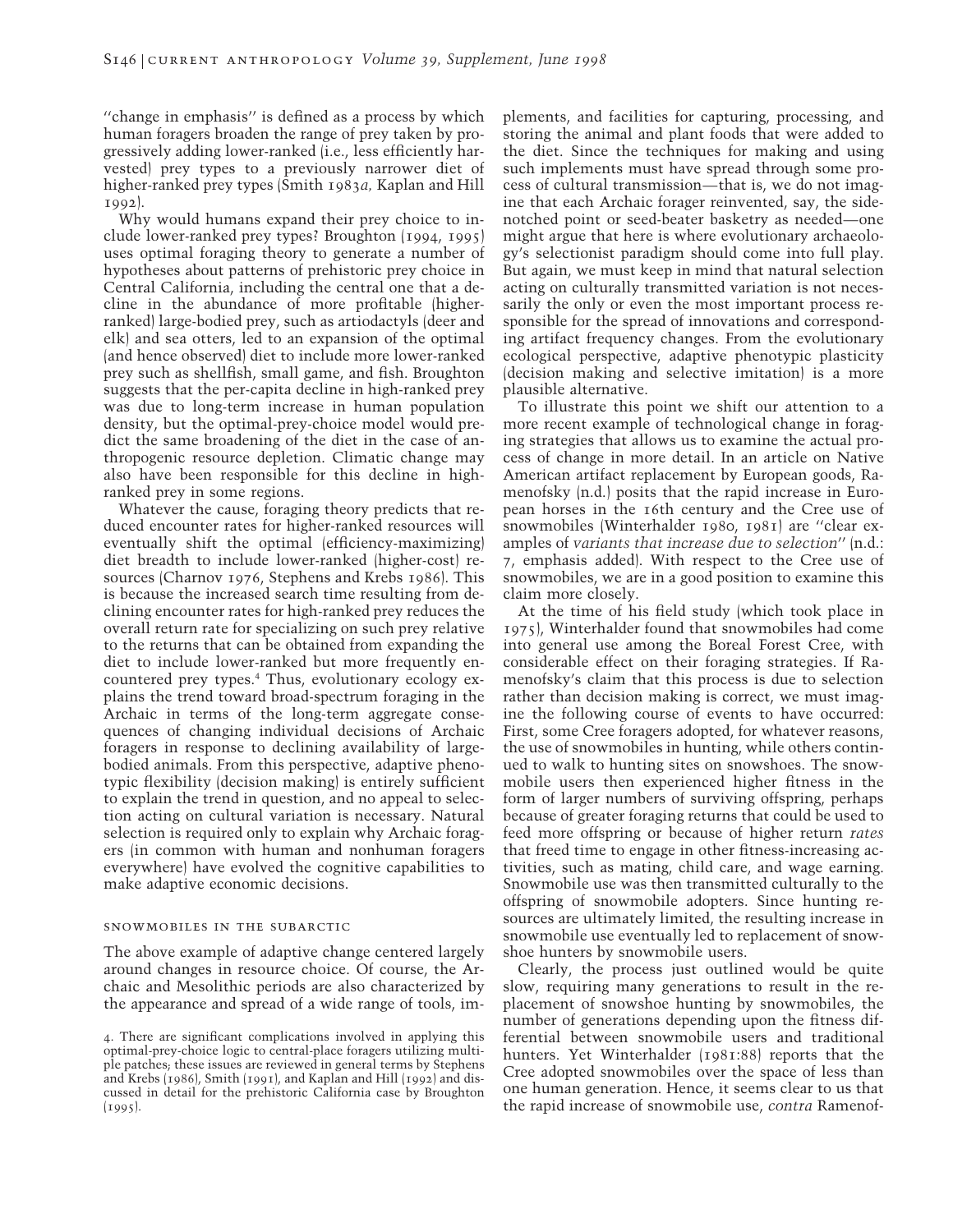"change in emphasis" is defined as a process by which human foragers broaden the range of prey taken by progressively adding lower-ranked (i.e., less efficiently harvested) prey types to a previously narrower diet of higher-ranked prey types (Smith 1983*a*, Kaplan and Hill 1992).

Why would humans expand their prey choice to include lower-ranked prey types? Broughton (1994, 1995) uses optimal foraging theory to generate a number of hypotheses about patterns of prehistoric prey choice in Central California, including the central one that a decline in the abundance of more profitable (higher-ranked) large-bodied prey, such as artiodactyls (deer and elk) and sea otters, led to an expansion of the optimal (and hence observed) diet to include more lower-ranked prey such as shellfish, small game, and fish. Broughton suggests that the per-capita decline in high-ranked prey was due to long-term increase in human population density, but the optimal-prey-choice model would predict the same broadening of the diet in the case of anthropogenic resource depletion. Climatic change may also have been responsible for this decline in high-ranked prey in some regions.

Whatever the cause, foraging theory predicts that reduced encounter rates for higher-ranked resources will eventually shift the optimal (efficiency-maximizing) diet breadth to include lower-ranked (higher-cost) resources (Charnov 1976, Stephens and Krebs 1986). This is because the increased search time resulting from declining encounter rates for high-ranked prey reduces the overall return rate for specializing on such prey relative to the returns that can be obtained from expanding the diet to include lower-ranked but more frequently encountered prey types.[4] Thus, evolutionary ecology explains the trend toward broad-spectrum foraging in the Archaic in terms of the long-term aggregate consequences of changing individual decisions of Archaic foragers in response to declining availability of large-bodied animals. From this perspective, adaptive phenotypic flexibility (decision making) is entirely sufficient to explain the trend in question, and no appeal to selection acting on cultural variation is necessary. Natural selection is required only to explain why Archaic foragers (in common with human and nonhuman foragers everywhere) have evolved the cognitive capabilities to make adaptive economic decisions.

## Snowmobiles in the Subarctic

The above example of adaptive change centered largely around changes in resource choice. Of course, the Archaic and Mesolithic periods are also characterized by the appearance and spread of a wide range of tools, implements, and facilities for capturing, processing, and storing the animal and plant foods that were added to the diet. Since the techniques for making and using such implements must have spread through some process of cultural transmission—that is, we do not imagine that each Archaic forager reinvented, say, the side-notched point or seed-beater basketry as needed—one might argue that here is where evolutionary archaeology's selectionist paradigm should come into full play. But again, we must keep in mind that natural selection acting on culturally transmitted variation is not necessarily the only or even the most important process responsible for the spread of innovations and corresponding artifact frequency changes. From the evolutionary ecological perspective, adaptive phenotypic plasticity (decision making and selective imitation) is a more plausible alternative.

To illustrate this point we shift our attention to a more recent example of technological change in foraging strategies that allows us to examine the actual process of change in more detail. In an article on Native American artifact replacement by European goods, Ramenofsky (n.d.) posits that the rapid increase in European horses in the 16th century and the Cree use of snowmobiles (Winterhalder 1980, 1981) are "clear examples of *variants that increase due to selection*" (n.d.: 7, emphasis added). With respect to the Cree use of snowmobiles, we are in a good position to examine this claim more closely.

At the time of his field study (which took place in 1975), Winterhalder found that snowmobiles had come into general use among the Boreal Forest Cree, with considerable effect on their foraging strategies. If Ramenofsky's claim that this process is due to selection rather than decision making is correct, we must imagine the following course of events to have occurred: First, some Cree foragers adopted, for whatever reasons, the use of snowmobiles in hunting, while others continued to walk to hunting sites on snowshoes. The snowmobile users then experienced higher fitness in the form of larger numbers of surviving offspring, perhaps because of greater foraging returns that could be used to feed more offspring or because of higher return *rates* that freed time to engage in other fitness-increasing activities, such as mating, child care, and wage earning. Snowmobile use was then transmitted culturally to the offspring of snowmobile adopters. Since hunting resources are ultimately limited, the resulting increase in snowmobile use eventually led to replacement of snowshoe hunters by snowmobile users.

Clearly, the process just outlined would be quite slow, requiring many generations to result in the replacement of snowshoe hunting by snowmobiles, the number of generations depending upon the fitness differential between snowmobile users and traditional hunters. Yet Winterhalder (1981:88) reports that the Cree adopted snowmobiles over the space of less than one human generation. Hence, it seems clear to us that the rapid increase of snowmobile use, *contra* Ramenof-

4. There are significant complications involved in applying this optimal-prey-choice logic to central-place foragers utilizing multiple patches; these issues are reviewed in general terms by Stephens and Krebs (1986), Smith (1991), and Kaplan and Hill (1992) and discussed in detail for the prehistoric California case by Broughton (1995).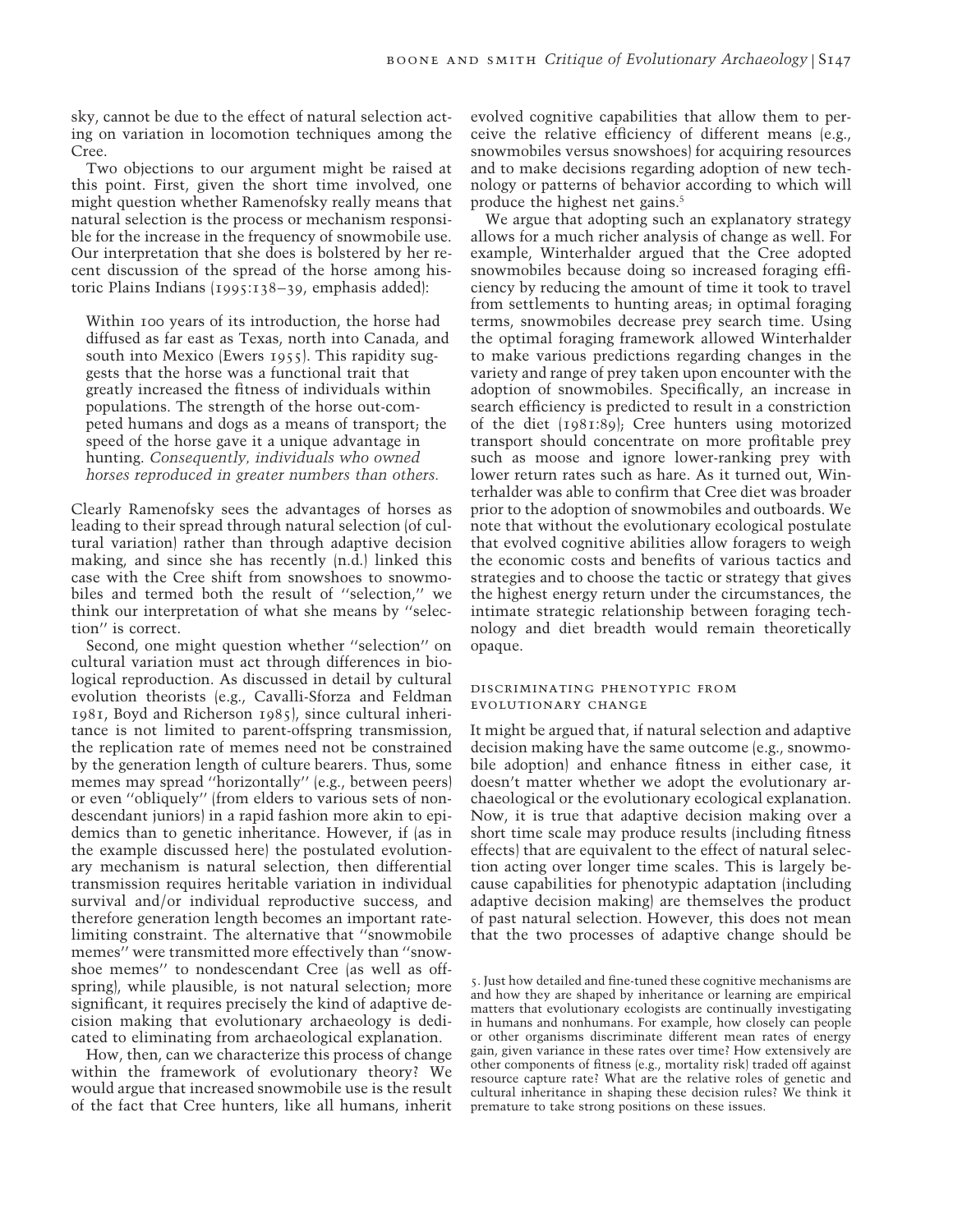sky, cannot be due to the effect of natural selection acting on variation in locomotion techniques among the Cree.

Two objections to our argument might be raised at this point. First, given the short time involved, one might question whether Ramenofsky really means that natural selection is the process or mechanism responsible for the increase in the frequency of snowmobile use. Our interpretation that she does is bolstered by her recent discussion of the spread of the horse among historic Plains Indians (1995:138–39, emphasis added):

> Within 100 years of its introduction, the horse had diffused as far east as Texas, north into Canada, and south into Mexico (Ewers 1955). This rapidity suggests that the horse was a functional trait that greatly increased the fitness of individuals within populations. The strength of the horse out-competed humans and dogs as a means of transport; the speed of the horse gave it a unique advantage in hunting. *Consequently, individuals who owned horses reproduced in greater numbers than others.*

Clearly Ramenofsky sees the advantages of horses as leading to their spread through natural selection (of cultural variation) rather than through adaptive decision making, and since she has recently (n.d.) linked this case with the Cree shift from snowshoes to snowmobiles and termed both the result of "selection," we think our interpretation of what she means by "selection" is correct.

Second, one might question whether "selection" on cultural variation must act through differences in biological reproduction. As discussed in detail by cultural evolution theorists (e.g., Cavalli-Sforza and Feldman 1981, Boyd and Richerson 1985), since cultural inheritance is not limited to parent-offspring transmission, the replication rate of memes need not be constrained by the generation length of culture bearers. Thus, some memes may spread "horizontally" (e.g., between peers) or even "obliquely" (from elders to various sets of nondescendant juniors) in a rapid fashion more akin to epidemics than to genetic inheritance. However, if (as in the example discussed here) the postulated evolutionary mechanism is natural selection, then differential transmission requires heritable variation in individual survival and/or individual reproductive success, and therefore generation length becomes an important rate-limiting constraint. The alternative that "snowmobile memes" were transmitted more effectively than "snowshoe memes" to nondescendant Cree (as well as offspring), while plausible, is not natural selection; more significant, it requires precisely the kind of adaptive decision making that evolutionary archaeology is dedicated to eliminating from archaeological explanation.

How, then, can we characterize this process of change within the framework of evolutionary theory? We would argue that increased snowmobile use is the result of the fact that Cree hunters, like all humans, inherit evolved cognitive capabilities that allow them to perceive the relative efficiency of different means (e.g., snowmobiles versus snowshoes) for acquiring resources and to make decisions regarding adoption of new technology or patterns of behavior according to which will produce the highest net gains.[5]

We argue that adopting such an explanatory strategy allows for a much richer analysis of change as well. For example, Winterhalder argued that the Cree adopted snowmobiles because doing so increased foraging efficiency by reducing the amount of time it took to travel from settlements to hunting areas; in optimal foraging terms, snowmobiles decrease prey search time. Using the optimal foraging framework allowed Winterhalder to make various predictions regarding changes in the variety and range of prey taken upon encounter with the adoption of snowmobiles. Specifically, an increase in search efficiency is predicted to result in a constriction of the diet (1981:89); Cree hunters using motorized transport should concentrate on more profitable prey such as moose and ignore lower-ranking prey with lower return rates such as hare. As it turned out, Winterhalder was able to confirm that Cree diet was broader prior to the adoption of snowmobiles and outboards. We note that without the evolutionary ecological postulate that evolved cognitive abilities allow foragers to weigh the economic costs and benefits of various tactics and strategies and to choose the tactic or strategy that gives the highest energy return under the circumstances, the intimate strategic relationship between foraging technology and diet breadth would remain theoretically opaque.

## Discriminating Phenotypic from Evolutionary Change

It might be argued that, if natural selection and adaptive decision making have the same outcome (e.g., snowmobile adoption) and enhance fitness in either case, it doesn't matter whether we adopt the evolutionary archaeological or the evolutionary ecological explanation. Now, it is true that adaptive decision making over a short time scale may produce results (including fitness effects) that are equivalent to the effect of natural selection acting over longer time scales. This is largely because capabilities for phenotypic adaptation (including adaptive decision making) are themselves the product of past natural selection. However, this does not mean that the two processes of adaptive change should be

---

5. Just how detailed and fine-tuned these cognitive mechanisms are and how they are shaped by inheritance or learning are empirical matters that evolutionary ecologists are continually investigating in humans and nonhumans. For example, how closely can people or other organisms discriminate different mean rates of energy gain, given variance in these rates over time? How extensively are other components of fitness (e.g., mortality risk) traded off against resource capture rate? What are the relative roles of genetic and cultural inheritance in shaping these decision rules? We think it premature to take strong positions on these issues.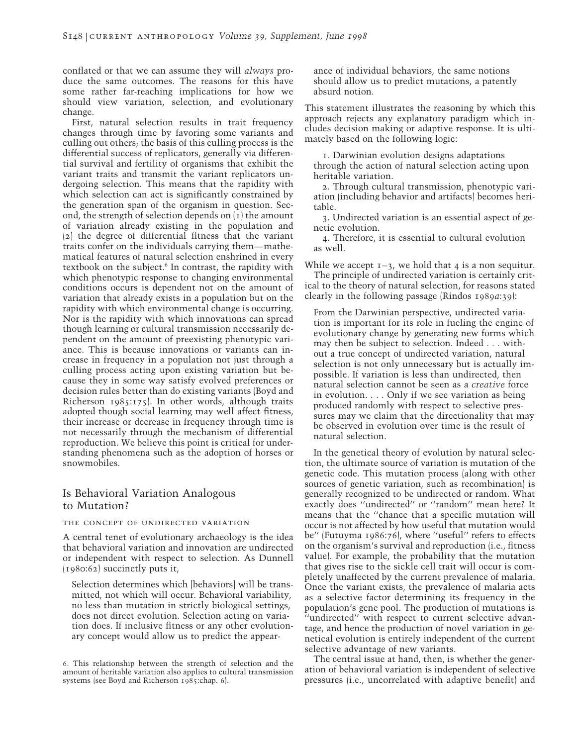conflated or that we can assume they will *always* produce the same outcomes. The reasons for this have some rather far-reaching implications for how we should view variation, selection, and evolutionary change.

First, natural selection results in trait frequency changes through time by favoring some variants and culling out others; the basis of this culling process is the differential success of replicators, generally via differential survival and fertility of organisms that exhibit the variant traits and transmit the variant replicators undergoing selection. This means that the rapidity with which selection can act is significantly constrained by the generation span of the organism in question. Second, the strength of selection depends on (1) the amount of variation already existing in the population and (2) the degree of differential fitness that the variant traits confer on the individuals carrying them—mathematical features of natural selection enshrined in every textbook on the subject.[6] In contrast, the rapidity with which phenotypic response to changing environmental conditions occurs is dependent not on the amount of variation that already exists in a population but on the rapidity with which environmental change is occurring. Nor is the rapidity with which innovations can spread though learning or cultural transmission necessarily dependent on the amount of preexisting phenotypic variance. This is because innovations or variants can increase in frequency in a population not just through a culling process acting upon existing variation but because they in some way satisfy evolved preferences or decision rules better than do existing variants (Boyd and Richerson 1985:175). In other words, although traits adopted though social learning may well affect fitness, their increase or decrease in frequency through time is not necessarily through the mechanism of differential reproduction. We believe this point is critical for understanding phenomena such as the adoption of horses or snowmobiles.

## Is Behavioral Variation Analogous to Mutation?

### The Concept of Undirected Variation

A central tenet of evolutionary archaeology is the idea that behavioral variation and innovation are undirected or independent with respect to selection. As Dunnell (1980:62) succinctly puts it,

> Selection determines which [behaviors] will be transmitted, not which will occur. Behavioral variability, no less than mutation in strictly biological settings, does not direct evolution. Selection acting on variation does. If inclusive fitness or any other evolutionary concept would allow us to predict the appearance of individual behaviors, the same notions should allow us to predict mutations, a patently absurd notion.

This statement illustrates the reasoning by which this approach rejects any explanatory paradigm which includes decision making or adaptive response. It is ultimately based on the following logic:

1. Darwinian evolution designs adaptations through the action of natural selection acting upon heritable variation.
2. Through cultural transmission, phenotypic variation (including behavior and artifacts) becomes heritable.
3. Undirected variation is an essential aspect of genetic evolution.
4. Therefore, it is essential to cultural evolution as well.

While we accept 1–3, we hold that 4 is a non sequitur. The principle of undirected variation is certainly critical to the theory of natural selection, for reasons stated clearly in the following passage (Rindos 1989*a*:39):

> From the Darwinian perspective, undirected variation is important for its role in fueling the engine of evolutionary change by generating new forms which may then be subject to selection. Indeed . . . without a true concept of undirected variation, natural selection is not only unnecessary but is actually impossible. If variation is less than undirected, then natural selection cannot be seen as a *creative* force in evolution. . . . Only if we see variation as being produced randomly with respect to selective pressures may we claim that the directionality that may be observed in evolution over time is the result of natural selection.

In the genetical theory of evolution by natural selection, the ultimate source of variation is mutation of the genetic code. This mutation process (along with other sources of genetic variation, such as recombination) is generally recognized to be undirected or random. What exactly does "undirected" or "random" mean here? It means that the "chance that a specific mutation will occur is not affected by how useful that mutation would be" (Futuyma 1986:76), where "useful" refers to effects on the organism's survival and reproduction (i.e., fitness value). For example, the probability that the mutation that gives rise to the sickle cell trait will occur is completely unaffected by the current prevalence of malaria. Once the variant exists, the prevalence of malaria acts as a selective factor determining its frequency in the population's gene pool. The production of mutations is "undirected" with respect to current selective advantage, and hence the production of novel variation in genetical evolution is entirely independent of the current selective advantage of new variants.

The central issue at hand, then, is whether the generation of behavioral variation is independent of selective pressures (i.e., uncorrelated with adaptive benefit) and

6. This relationship between the strength of selection and the amount of heritable variation also applies to cultural transmission systems (see Boyd and Richerson 1985:chap. 6).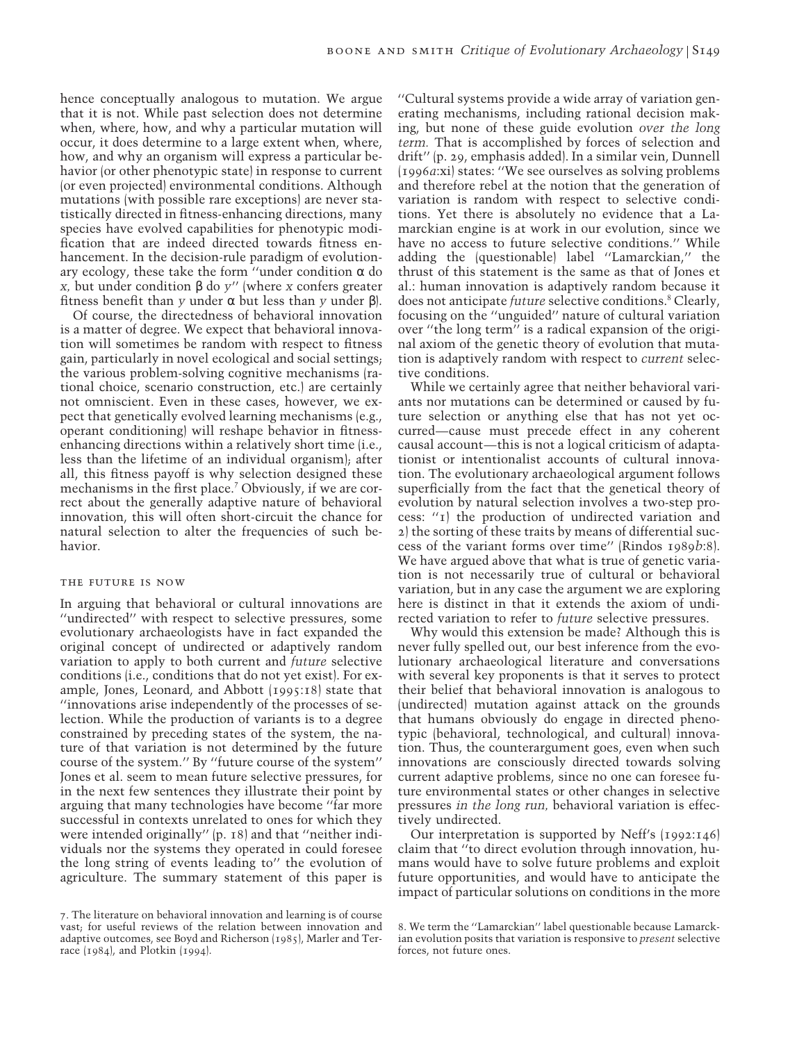hence conceptually analogous to mutation. We argue that it is not. While past selection does not determine when, where, how, and why a particular mutation will occur, it does determine to a large extent when, where, how, and why an organism will express a particular behavior (or other phenotypic state) in response to current (or even projected) environmental conditions. Although mutations (with possible rare exceptions) are never statistically directed in fitness-enhancing directions, many species have evolved capabilities for phenotypic modification that are indeed directed towards fitness enhancement. In the decision-rule paradigm of evolutionary ecology, these take the form "under condition $\alpha$ do $x$, but under condition $\beta$ do $y$" (where $x$ confers greater fitness benefit than $y$ under $\alpha$ but less than $y$ under $\beta$).

Of course, the directedness of behavioral innovation is a matter of degree. We expect that behavioral innovation will sometimes be random with respect to fitness gain, particularly in novel ecological and social settings; the various problem-solving cognitive mechanisms (rational choice, scenario construction, etc.) are certainly not omniscient. Even in these cases, however, we expect that genetically evolved learning mechanisms (e.g., operant conditioning) will reshape behavior in fitness-enhancing directions within a relatively short time (i.e., less than the lifetime of an individual organism); after all, this fitness payoff is why selection designed these mechanisms in the first place.[7] Obviously, if we are correct about the generally adaptive nature of behavioral innovation, this will often short-circuit the chance for natural selection to alter the frequencies of such behavior.

## The Future Is Now

In arguing that behavioral or cultural innovations are "undirected" with respect to selective pressures, some evolutionary archaeologists have in fact expanded the original concept of undirected or adaptively random variation to apply to both current and *future* selective conditions (i.e., conditions that do not yet exist). For example, Jones, Leonard, and Abbott (1995:18) state that "innovations arise independently of the processes of selection. While the production of variants is to a degree constrained by preceding states of the system, the nature of that variation is not determined by the future course of the system." By "future course of the system" Jones et al. seem to mean future selective pressures, for in the next few sentences they illustrate their point by arguing that many technologies have become "far more successful in contexts unrelated to ones for which they were intended originally" (p. 18) and that "neither individuals nor the systems they operated in could foresee the long string of events leading to" the evolution of agriculture. The summary statement of this paper is "Cultural systems provide a wide array of variation generating mechanisms, including rational decision making, but none of these guide evolution *over the long term.* That is accomplished by forces of selection and drift" (p. 29, emphasis added). In a similar vein, Dunnell (1996*a*:xi) states: "We see ourselves as solving problems and therefore rebel at the notion that the generation of variation is random with respect to selective conditions. Yet there is absolutely no evidence that a Lamarckian engine is at work in our evolution, since we have no access to future selective conditions." While adding the (questionable) label "Lamarckian," the thrust of this statement is the same as that of Jones et al.: human innovation is adaptively random because it does not anticipate *future* selective conditions.[8] Clearly, focusing on the "unguided" nature of cultural variation over "the long term" is a radical expansion of the original axiom of the genetic theory of evolution that mutation is adaptively random with respect to *current* selective conditions.

While we certainly agree that neither behavioral variants nor mutations can be determined or caused by future selection or anything else that has not yet occurred—cause must precede effect in any coherent causal account—this is not a logical criticism of adaptationist or intentionalist accounts of cultural innovation. The evolutionary archaeological argument follows superficially from the fact that the genetical theory of evolution by natural selection involves a two-step process: "1) the production of undirected variation and 2) the sorting of these traits by means of differential success of the variant forms over time" (Rindos 1989*b*:8). We have argued above that what is true of genetic variation is not necessarily true of cultural or behavioral variation, but in any case the argument we are exploring here is distinct in that it extends the axiom of undirected variation to refer to *future* selective pressures.

Why would this extension be made? Although this is never fully spelled out, our best inference from the evolutionary archaeological literature and conversations with several key proponents is that it serves to protect their belief that behavioral innovation is analogous to (undirected) mutation against attack on the grounds that humans obviously do engage in directed phenotypic (behavioral, technological, and cultural) innovation. Thus, the counterargument goes, even when such innovations are consciously directed towards solving current adaptive problems, since no one can foresee future environmental states or other changes in selective pressures *in the long run,* behavioral variation is effectively undirected.

Our interpretation is supported by Neff's (1992:146) claim that "to direct evolution through innovation, humans would have to solve future problems and exploit future opportunities, and would have to anticipate the impact of particular solutions on conditions in the more

7. The literature on behavioral innovation and learning is of course vast; for useful reviews of the relation between innovation and adaptive outcomes, see Boyd and Richerson (1985), Marler and Terrace (1984), and Plotkin (1994).

8. We term the "Lamarckian" label questionable because Lamarckian evolution posits that variation is responsive to *present* selective forces, not future ones.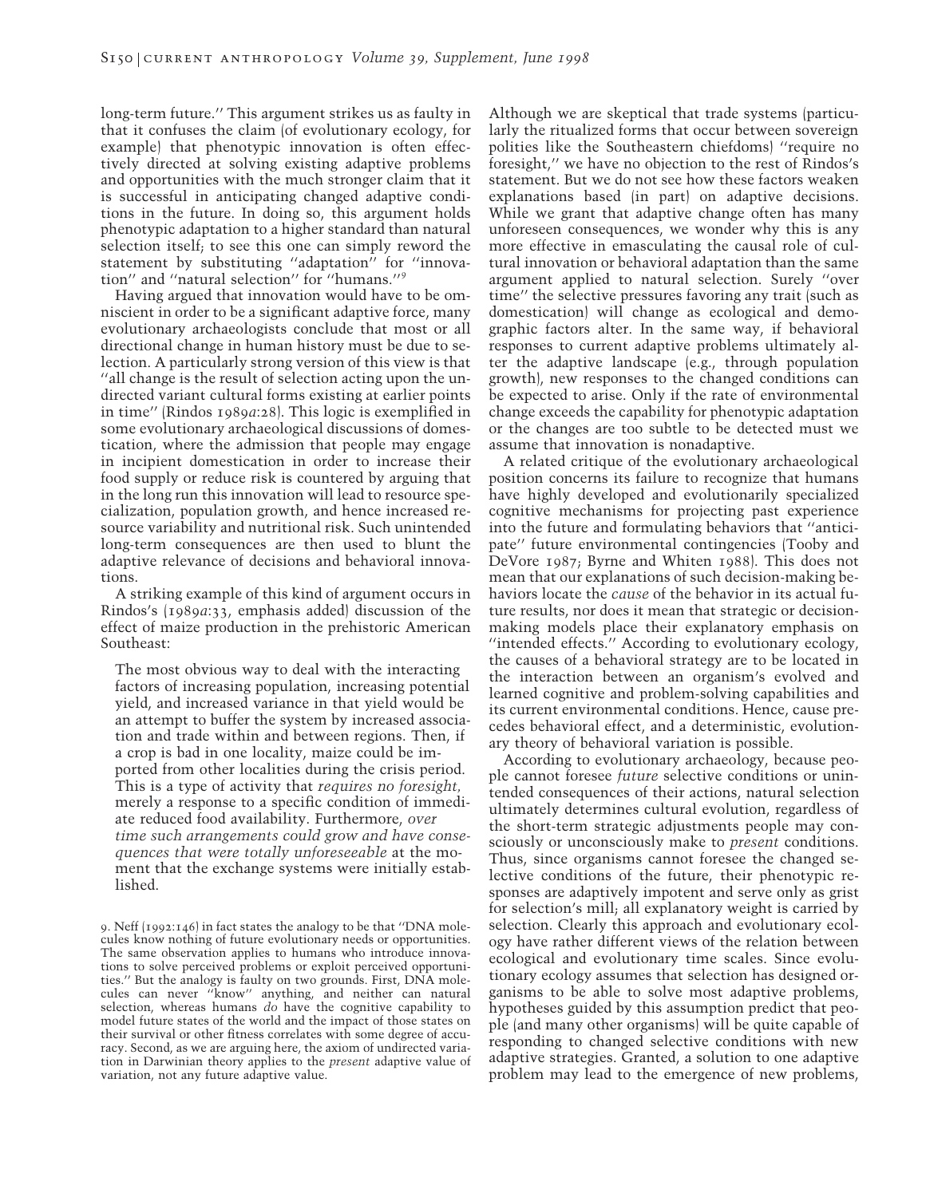long-term future." This argument strikes us as faulty in that it confuses the claim (of evolutionary ecology, for example) that phenotypic innovation is often effectively directed at solving existing adaptive problems and opportunities with the much stronger claim that it is successful in anticipating changed adaptive conditions in the future. In doing so, this argument holds phenotypic adaptation to a higher standard than natural selection itself; to see this one can simply reword the statement by substituting "adaptation" for "innovation" and "natural selection" for "humans."[9]

Having argued that innovation would have to be omniscient in order to be a significant adaptive force, many evolutionary archaeologists conclude that most or all directional change in human history must be due to selection. A particularly strong version of this view is that "all change is the result of selection acting upon the undirected variant cultural forms existing at earlier points in time" (Rindos 1989*a*:28). This logic is exemplified in some evolutionary archaeological discussions of domestication, where the admission that people may engage in incipient domestication in order to increase their food supply or reduce risk is countered by arguing that in the long run this innovation will lead to resource specialization, population growth, and hence increased resource variability and nutritional risk. Such unintended long-term consequences are then used to blunt the adaptive relevance of decisions and behavioral innovations.

A striking example of this kind of argument occurs in Rindos's (1989*a*:33, emphasis added) discussion of the effect of maize production in the prehistoric American Southeast:

> The most obvious way to deal with the interacting factors of increasing population, increasing potential yield, and increased variance in that yield would be an attempt to buffer the system by increased association and trade within and between regions. Then, if a crop is bad in one locality, maize could be imported from other localities during the crisis period. This is a type of activity that *requires no foresight,* merely a response to a specific condition of immediate reduced food availability. Furthermore, *over time such arrangements could grow and have consequences that were totally unforeseeable* at the moment that the exchange systems were initially established.

Although we are skeptical that trade systems (particularly the ritualized forms that occur between sovereign polities like the Southeastern chiefdoms) "require no foresight," we have no objection to the rest of Rindos's statement. But we do not see how these factors weaken explanations based (in part) on adaptive decisions. While we grant that adaptive change often has many unforeseen consequences, we wonder why this is any more effective in emasculating the causal role of cultural innovation or behavioral adaptation than the same argument applied to natural selection. Surely "over time" the selective pressures favoring any trait (such as domestication) will change as ecological and demographic factors alter. In the same way, if behavioral responses to current adaptive problems ultimately alter the adaptive landscape (e.g., through population growth), new responses to the changed conditions can be expected to arise. Only if the rate of environmental change exceeds the capability for phenotypic adaptation or the changes are too subtle to be detected must we assume that innovation is nonadaptive.

A related critique of the evolutionary archaeological position concerns its failure to recognize that humans have highly developed and evolutionarily specialized cognitive mechanisms for projecting past experience into the future and formulating behaviors that "anticipate" future environmental contingencies (Tooby and DeVore 1987; Byrne and Whiten 1988). This does not mean that our explanations of such decision-making behaviors locate the *cause* of the behavior in its actual future results, nor does it mean that strategic or decision-making models place their explanatory emphasis on "intended effects." According to evolutionary ecology, the causes of a behavioral strategy are to be located in the interaction between an organism's evolved and learned cognitive and problem-solving capabilities and its current environmental conditions. Hence, cause precedes behavioral effect, and a deterministic, evolutionary theory of behavioral variation is possible.

According to evolutionary archaeology, because people cannot foresee *future* selective conditions or unintended consequences of their actions, natural selection ultimately determines cultural evolution, regardless of the short-term strategic adjustments people may consciously or unconsciously make to *present* conditions. Thus, since organisms cannot foresee the changed selective conditions of the future, their phenotypic responses are adaptively impotent and serve only as grist for selection's mill; all explanatory weight is carried by selection. Clearly this approach and evolutionary ecology have rather different views of the relation between ecological and evolutionary time scales. Since evolutionary ecology assumes that selection has designed organisms to be able to solve most adaptive problems, hypotheses guided by this assumption predict that people (and many other organisms) will be quite capable of responding to changed selective conditions with new adaptive strategies. Granted, a solution to one adaptive problem may lead to the emergence of new problems,

9. Neff (1992:146) in fact states the analogy to be that "DNA molecules know nothing of future evolutionary needs or opportunities. The same observation applies to humans who introduce innovations to solve perceived problems or exploit perceived opportunities." But the analogy is faulty on two grounds. First, DNA molecules can never "know" anything, and neither can natural selection, whereas humans *do* have the cognitive capability to model future states of the world and the impact of those states on their survival or other fitness correlates with some degree of accuracy. Second, as we are arguing here, the axiom of undirected variation in Darwinian theory applies to the *present* adaptive value of variation, not any future adaptive value.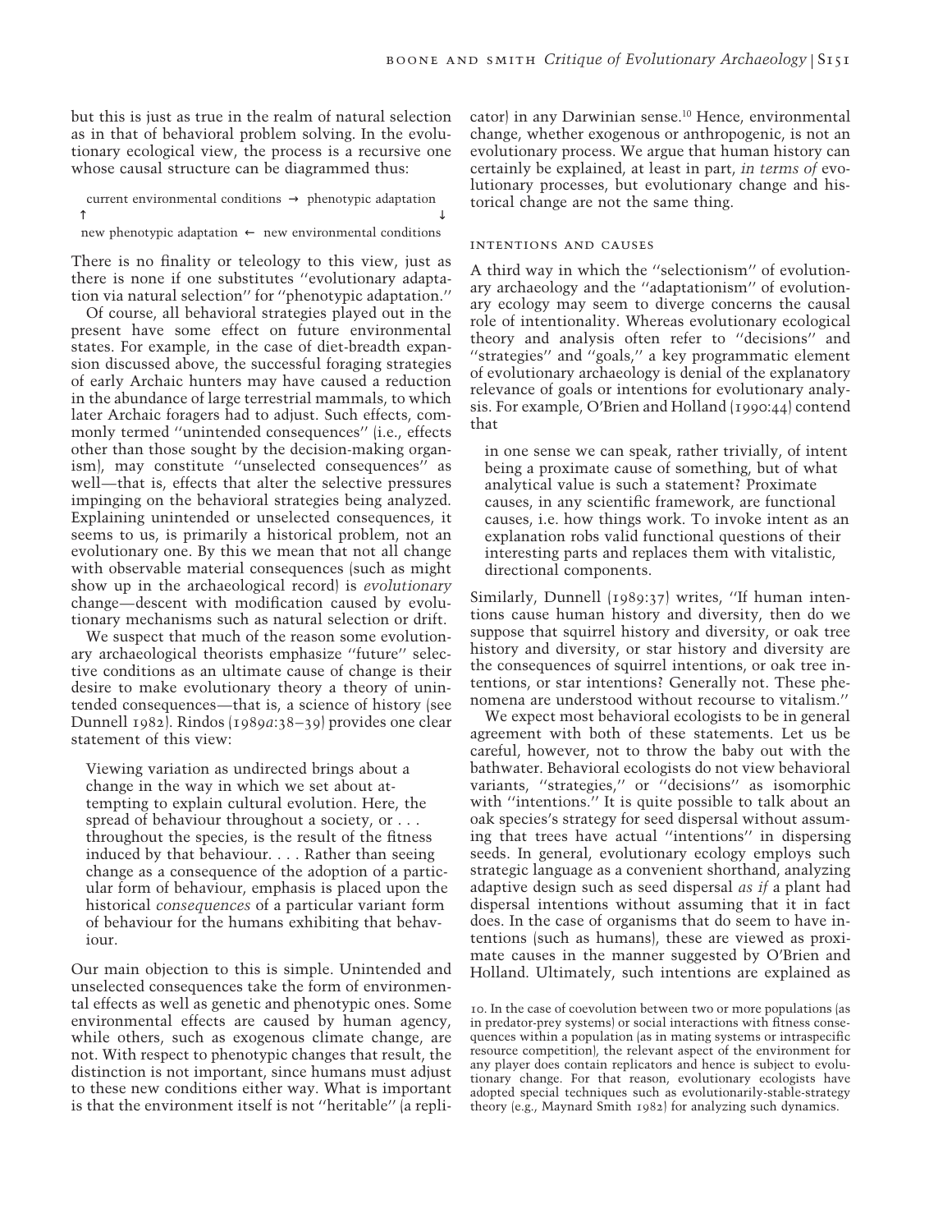but this is just as true in the realm of natural selection as in that of behavioral problem solving. In the evolutionary ecological view, the process is a recursive one whose causal structure can be diagrammed thus:

```
current environmental conditions  →  phenotypic adaptation
↑                                                        ↓
new phenotypic adaptation  ←  new environmental conditions
```

There is no finality or teleology to this view, just as there is none if one substitutes "evolutionary adaptation via natural selection" for "phenotypic adaptation."

Of course, all behavioral strategies played out in the present have some effect on future environmental states. For example, in the case of diet-breadth expansion discussed above, the successful foraging strategies of early Archaic hunters may have caused a reduction in the abundance of large terrestrial mammals, to which later Archaic foragers had to adjust. Such effects, commonly termed "unintended consequences" (i.e., effects other than those sought by the decision-making organism), may constitute "unselected consequences" as well—that is, effects that alter the selective pressures impinging on the behavioral strategies being analyzed. Explaining unintended or unselected consequences, it seems to us, is primarily a historical problem, not an evolutionary one. By this we mean that not all change with observable material consequences (such as might show up in the archaeological record) is *evolutionary* change—descent with modification caused by evolutionary mechanisms such as natural selection or drift.

We suspect that much of the reason some evolutionary archaeological theorists emphasize "future" selective conditions as an ultimate cause of change is their desire to make evolutionary theory a theory of unintended consequences—that is, a science of history (see Dunnell 1982). Rindos (1989*a*:38–39) provides one clear statement of this view:

> Viewing variation as undirected brings about a change in the way in which we set about attempting to explain cultural evolution. Here, the spread of behaviour throughout a society, or . . . throughout the species, is the result of the fitness induced by that behaviour. . . . Rather than seeing change as a consequence of the adoption of a particular form of behaviour, emphasis is placed upon the historical *consequences* of a particular variant form of behaviour for the humans exhibiting that behaviour.

Our main objection to this is simple. Unintended and unselected consequences take the form of environmental effects as well as genetic and phenotypic ones. Some environmental effects are caused by human agency, while others, such as exogenous climate change, are not. With respect to phenotypic changes that result, the distinction is not important, since humans must adjust to these new conditions either way. What is important is that the environment itself is not "heritable" (a replicator) in any Darwinian sense.[10] Hence, environmental change, whether exogenous or anthropogenic, is not an evolutionary process. We argue that human history can certainly be explained, at least in part, *in terms of* evolutionary processes, but evolutionary change and historical change are not the same thing.

## Intentions and Causes

A third way in which the "selectionism" of evolutionary archaeology and the "adaptationism" of evolutionary ecology may seem to diverge concerns the causal role of intentionality. Whereas evolutionary ecological theory and analysis often refer to "decisions" and "strategies" and "goals," a key programmatic element of evolutionary archaeology is denial of the explanatory relevance of goals or intentions for evolutionary analysis. For example, O'Brien and Holland (1990:44) contend that

> in one sense we can speak, rather trivially, of intent being a proximate cause of something, but of what analytical value is such a statement? Proximate causes, in any scientific framework, are functional causes, i.e. how things work. To invoke intent as an explanation robs valid functional questions of their interesting parts and replaces them with vitalistic, directional components.

Similarly, Dunnell (1989:37) writes, "If human intentions cause human history and diversity, then do we suppose that squirrel history and diversity, or oak tree history and diversity, or star history and diversity are the consequences of squirrel intentions, or oak tree intentions, or star intentions? Generally not. These phenomena are understood without recourse to vitalism."

We expect most behavioral ecologists to be in general agreement with both of these statements. Let us be careful, however, not to throw the baby out with the bathwater. Behavioral ecologists do not view behavioral variants, "strategies," or "decisions" as isomorphic with "intentions." It is quite possible to talk about an oak species's strategy for seed dispersal without assuming that trees have actual "intentions" in dispersing seeds. In general, evolutionary ecology employs such strategic language as a convenient shorthand, analyzing adaptive design such as seed dispersal *as if* a plant had dispersal intentions without assuming that it in fact does. In the case of organisms that do seem to have intentions (such as humans), these are viewed as proximate causes in the manner suggested by O'Brien and Holland. Ultimately, such intentions are explained as

10. In the case of coevolution between two or more populations (as in predator-prey systems) or social interactions with fitness consequences within a population (as in mating systems or intraspecific resource competition), the relevant aspect of the environment for any player does contain replicators and hence is subject to evolutionary change. For that reason, evolutionary ecologists have adopted special techniques such as evolutionarily-stable-strategy theory (e.g., Maynard Smith 1982) for analyzing such dynamics.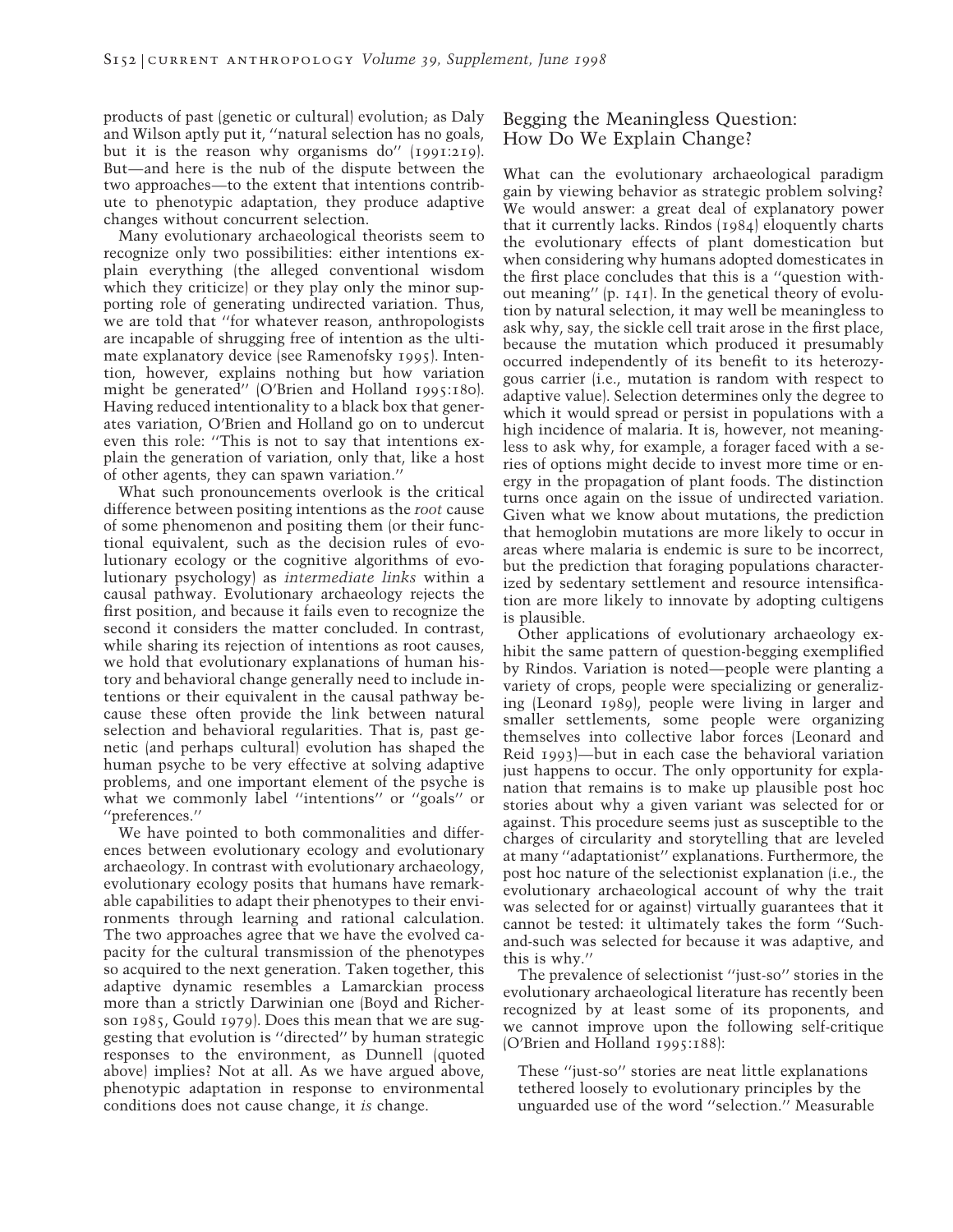products of past (genetic or cultural) evolution; as Daly and Wilson aptly put it, ''natural selection has no goals, but it is the reason why organisms do'' (1991:219). But—and here is the nub of the dispute between the two approaches—to the extent that intentions contribute to phenotypic adaptation, they produce adaptive changes without concurrent selection.

Many evolutionary archaeological theorists seem to recognize only two possibilities: either intentions explain everything (the alleged conventional wisdom which they criticize) or they play only the minor supporting role of generating undirected variation. Thus, we are told that ''for whatever reason, anthropologists are incapable of shrugging free of intention as the ultimate explanatory device (see Ramenofsky 1995). Intention, however, explains nothing but how variation might be generated'' (O'Brien and Holland 1995:180). Having reduced intentionality to a black box that generates variation, O'Brien and Holland go on to undercut even this role: ''This is not to say that intentions explain the generation of variation, only that, like a host of other agents, they can spawn variation.''

What such pronouncements overlook is the critical difference between positing intentions as the *root* cause of some phenomenon and positing them (or their functional equivalent, such as the decision rules of evolutionary ecology or the cognitive algorithms of evolutionary psychology) as *intermediate links* within a causal pathway. Evolutionary archaeology rejects the first position, and because it fails even to recognize the second it considers the matter concluded. In contrast, while sharing its rejection of intentions as root causes, we hold that evolutionary explanations of human history and behavioral change generally need to include intentions or their equivalent in the causal pathway because these often provide the link between natural selection and behavioral regularities. That is, past genetic (and perhaps cultural) evolution has shaped the human psyche to be very effective at solving adaptive problems, and one important element of the psyche is what we commonly label ''intentions'' or ''goals'' or ''preferences.''

We have pointed to both commonalities and differences between evolutionary ecology and evolutionary archaeology. In contrast with evolutionary archaeology, evolutionary ecology posits that humans have remarkable capabilities to adapt their phenotypes to their environments through learning and rational calculation. The two approaches agree that we have the evolved capacity for the cultural transmission of the phenotypes so acquired to the next generation. Taken together, this adaptive dynamic resembles a Lamarckian process more than a strictly Darwinian one (Boyd and Richerson 1985, Gould 1979). Does this mean that we are suggesting that evolution is ''directed'' by human strategic responses to the environment, as Dunnell (quoted above) implies? Not at all. As we have argued above, phenotypic adaptation in response to environmental conditions does not cause change, it *is* change.

## Begging the Meaningless Question: How Do We Explain Change?

What can the evolutionary archaeological paradigm gain by viewing behavior as strategic problem solving? We would answer: a great deal of explanatory power that it currently lacks. Rindos (1984) eloquently charts the evolutionary effects of plant domestication but when considering why humans adopted domesticates in the first place concludes that this is a ''question without meaning'' (p. 141). In the genetical theory of evolution by natural selection, it may well be meaningless to ask why, say, the sickle cell trait arose in the first place, because the mutation which produced it presumably occurred independently of its benefit to its heterozygous carrier (i.e., mutation is random with respect to adaptive value). Selection determines only the degree to which it would spread or persist in populations with a high incidence of malaria. It is, however, not meaningless to ask why, for example, a forager faced with a series of options might decide to invest more time or energy in the propagation of plant foods. The distinction turns once again on the issue of undirected variation. Given what we know about mutations, the prediction that hemoglobin mutations are more likely to occur in areas where malaria is endemic is sure to be incorrect, but the prediction that foraging populations characterized by sedentary settlement and resource intensification are more likely to innovate by adopting cultigens is plausible.

Other applications of evolutionary archaeology exhibit the same pattern of question-begging exemplified by Rindos. Variation is noted—people were planting a variety of crops, people were specializing or generalizing (Leonard 1989), people were living in larger and smaller settlements, some people were organizing themselves into collective labor forces (Leonard and Reid 1993)—but in each case the behavioral variation just happens to occur. The only opportunity for explanation that remains is to make up plausible post hoc stories about why a given variant was selected for or against. This procedure seems just as susceptible to the charges of circularity and storytelling that are leveled at many ''adaptationist'' explanations. Furthermore, the post hoc nature of the selectionist explanation (i.e., the evolutionary archaeological account of why the trait was selected for or against) virtually guarantees that it cannot be tested: it ultimately takes the form ''Such-and-such was selected for because it was adaptive, and this is why.''

The prevalence of selectionist ''just-so'' stories in the evolutionary archaeological literature has recently been recognized by at least some of its proponents, and we cannot improve upon the following self-critique (O'Brien and Holland 1995:188):

> These ''just-so'' stories are neat little explanations tethered loosely to evolutionary principles by the unguarded use of the word ''selection.'' Measurable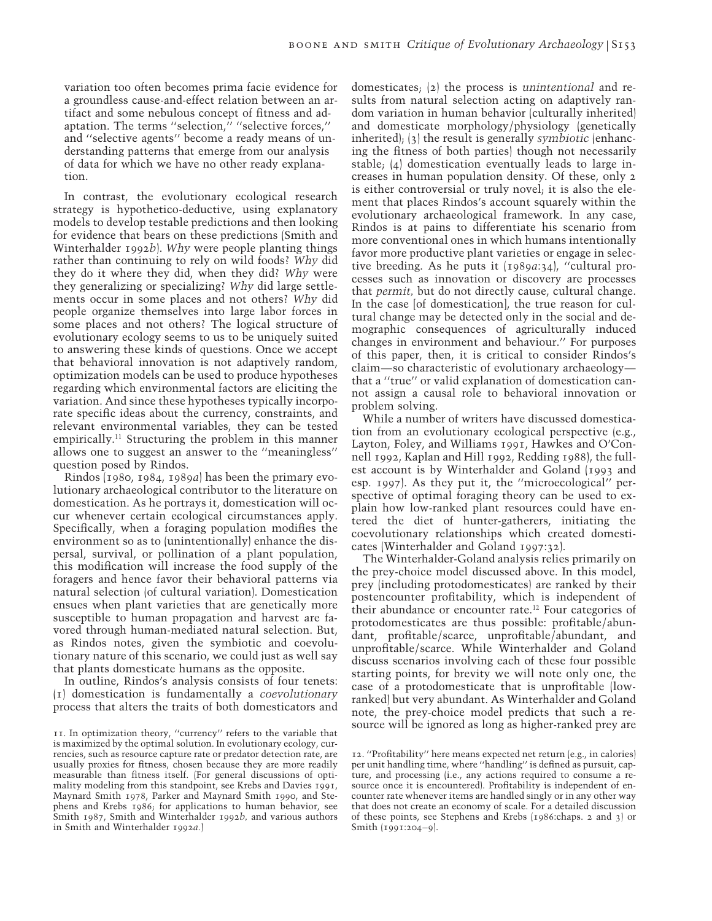variation too often becomes prima facie evidence for a groundless cause-and-effect relation between an artifact and some nebulous concept of fitness and adaptation. The terms "selection," "selective forces," and "selective agents" become a ready means of understanding patterns that emerge from our analysis of data for which we have no other ready explanation.

In contrast, the evolutionary ecological research strategy is hypothetico-deductive, using explanatory models to develop testable predictions and then looking for evidence that bears on these predictions (Smith and Winterhalder 1992*b*). *Why* were people planting things rather than continuing to rely on wild foods? *Why* did they do it where they did, when they did? *Why* were they generalizing or specializing? *Why* did large settlements occur in some places and not others? *Why* did people organize themselves into large labor forces in some places and not others? The logical structure of evolutionary ecology seems to us to be uniquely suited to answering these kinds of questions. Once we accept that behavioral innovation is not adaptively random, optimization models can be used to produce hypotheses regarding which environmental factors are eliciting the variation. And since these hypotheses typically incorporate specific ideas about the currency, constraints, and relevant environmental variables, they can be tested empirically.[11] Structuring the problem in this manner allows one to suggest an answer to the "meaningless" question posed by Rindos.

Rindos (1980, 1984, 1989*a*) has been the primary evolutionary archaeological contributor to the literature on domestication. As he portrays it, domestication will occur whenever certain ecological circumstances apply. Specifically, when a foraging population modifies the environment so as to (unintentionally) enhance the dispersal, survival, or pollination of a plant population, this modification will increase the food supply of the foragers and hence favor their behavioral patterns via natural selection (of cultural variation). Domestication ensues when plant varieties that are genetically more susceptible to human propagation and harvest are favored through human-mediated natural selection. But, as Rindos notes, given the symbiotic and coevolutionary nature of this scenario, we could just as well say that plants domesticate humans as the opposite.

In outline, Rindos's analysis consists of four tenets: (1) domestication is fundamentally a *coevolutionary* process that alters the traits of both domesticators and domesticates; (2) the process is *unintentional* and results from natural selection acting on adaptively random variation in human behavior (culturally inherited) and domesticate morphology/physiology (genetically inherited); (3) the result is generally *symbiotic* (enhancing the fitness of both parties) though not necessarily stable; (4) domestication eventually leads to large increases in human population density. Of these, only 2 is either controversial or truly novel; it is also the element that places Rindos's account squarely within the evolutionary archaeological framework. In any case, Rindos is at pains to differentiate his scenario from more conventional ones in which humans intentionally favor more productive plant varieties or engage in selective breeding. As he puts it (1989*a*:34), "cultural processes such as innovation or discovery are processes that *permit*, but do not directly cause, cultural change. In the case [of domestication], the true reason for cultural change may be detected only in the social and demographic consequences of agriculturally induced changes in environment and behaviour." For purposes of this paper, then, it is critical to consider Rindos's claim—so characteristic of evolutionary archaeology—that a "true" or valid explanation of domestication cannot assign a causal role to behavioral innovation or problem solving.

While a number of writers have discussed domestication from an evolutionary ecological perspective (e.g., Layton, Foley, and Williams 1991, Hawkes and O'Connell 1992, Kaplan and Hill 1992, Redding 1988), the fullest account is by Winterhalder and Goland (1993 and esp. 1997). As they put it, the "microecological" perspective of optimal foraging theory can be used to explain how low-ranked plant resources could have entered the diet of hunter-gatherers, initiating the coevolutionary relationships which created domesticates (Winterhalder and Goland 1997:32).

The Winterhalder-Goland analysis relies primarily on the prey-choice model discussed above. In this model, prey (including protodomesticates) are ranked by their postencounter profitability, which is independent of their abundance or encounter rate.[12] Four categories of protodomesticates are thus possible: profitable/abundant, profitable/scarce, unprofitable/abundant, and unprofitable/scarce. While Winterhalder and Goland discuss scenarios involving each of these four possible starting points, for brevity we will note only one, the case of a protodomesticate that is unprofitable (low-ranked) but very abundant. As Winterhalder and Goland note, the prey-choice model predicts that such a resource will be ignored as long as higher-ranked prey are

11. In optimization theory, "currency" refers to the variable that is maximized by the optimal solution. In evolutionary ecology, currencies, such as resource capture rate or predator detection rate, are usually proxies for fitness, chosen because they are more readily measurable than fitness itself. (For general discussions of optimality modeling from this standpoint, see Krebs and Davies 1991, Maynard Smith 1978, Parker and Maynard Smith 1990, and Stephens and Krebs 1986; for applications to human behavior, see Smith 1987, Smith and Winterhalder 1992*b*, and various authors in Smith and Winterhalder 1992*a*.)

12. "Profitability" here means expected net return (e.g., in calories) per unit handling time, where "handling" is defined as pursuit, capture, and processing (i.e., any actions required to consume a resource once it is encountered). Profitability is independent of encounter rate whenever items are handled singly or in any other way that does not create an economy of scale. For a detailed discussion of these points, see Stephens and Krebs (1986:chaps. 2 and 3) or Smith (1991:204–9).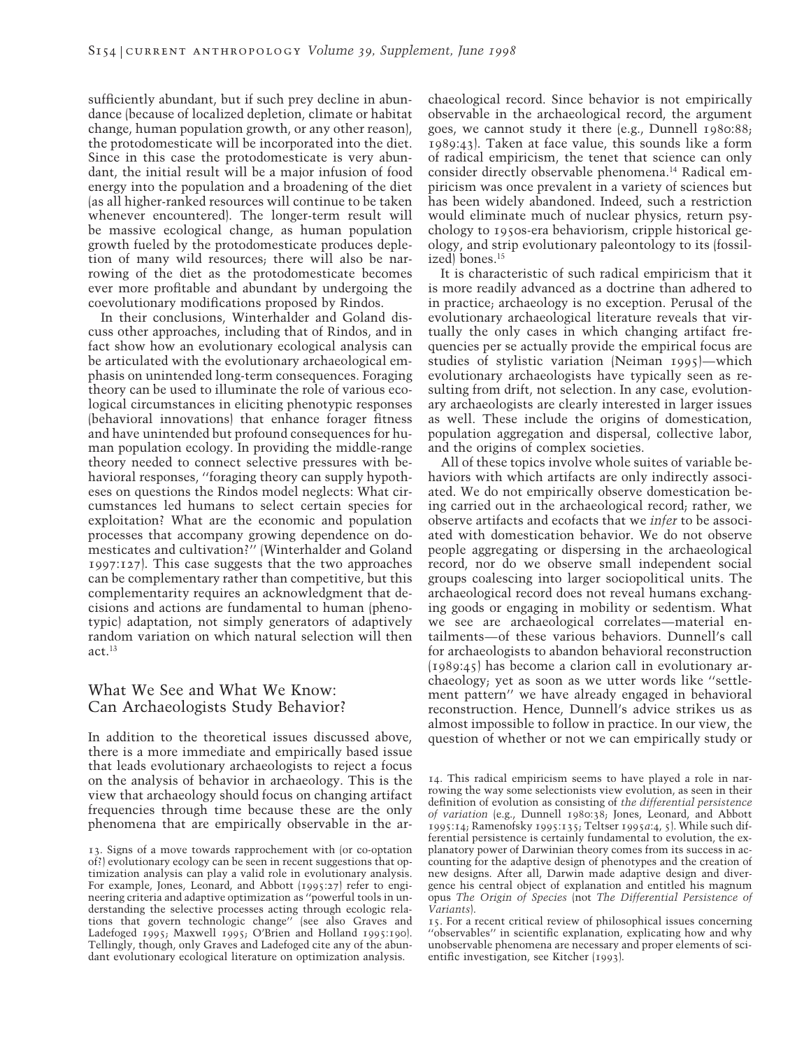sufficiently abundant, but if such prey decline in abundance (because of localized depletion, climate or habitat change, human population growth, or any other reason), the protodomesticate will be incorporated into the diet. Since in this case the protodomesticate is very abundant, the initial result will be a major infusion of food energy into the population and a broadening of the diet (as all higher-ranked resources will continue to be taken whenever encountered). The longer-term result will be massive ecological change, as human population growth fueled by the protodomesticate produces depletion of many wild resources; there will also be narrowing of the diet as the protodomesticate becomes ever more profitable and abundant by undergoing the coevolutionary modifications proposed by Rindos.

In their conclusions, Winterhalder and Goland discuss other approaches, including that of Rindos, and in fact show how an evolutionary ecological analysis can be articulated with the evolutionary archaeological emphasis on unintended long-term consequences. Foraging theory can be used to illuminate the role of various ecological circumstances in eliciting phenotypic responses (behavioral innovations) that enhance forager fitness and have unintended but profound consequences for human population ecology. In providing the middle-range theory needed to connect selective pressures with behavioral responses, "foraging theory can supply hypotheses on questions the Rindos model neglects: What circumstances led humans to select certain species for exploitation? What are the economic and population processes that accompany growing dependence on domesticates and cultivation?" (Winterhalder and Goland 1997:127). This case suggests that the two approaches can be complementary rather than competitive, but this complementarity requires an acknowledgment that decisions and actions are fundamental to human (phenotypic) adaptation, not simply generators of adaptively random variation on which natural selection will then act.[13]

## What We See and What We Know: Can Archaeologists Study Behavior?

In addition to the theoretical issues discussed above, there is a more immediate and empirically based issue that leads evolutionary archaeologists to reject a focus on the analysis of behavior in archaeology. This is the view that archaeology should focus on changing artifact frequencies through time because these are the only phenomena that are empirically observable in the archaeological record. Since behavior is not empirically observable in the archaeological record, the argument goes, we cannot study it there (e.g., Dunnell 1980:88; 1989:43). Taken at face value, this sounds like a form of radical empiricism, the tenet that science can only consider directly observable phenomena.[14] Radical empiricism was once prevalent in a variety of sciences but has been widely abandoned. Indeed, such a restriction would eliminate much of nuclear physics, return psychology to 1950s-era behaviorism, cripple historical geology, and strip evolutionary paleontology to its (fossilized) bones.[15]

It is characteristic of such radical empiricism that it is more readily advanced as a doctrine than adhered to in practice; archaeology is no exception. Perusal of the evolutionary archaeological literature reveals that virtually the only cases in which changing artifact frequencies per se actually provide the empirical focus are studies of stylistic variation (Neiman 1995)—which evolutionary archaeologists have typically seen as resulting from drift, not selection. In any case, evolutionary archaeologists are clearly interested in larger issues as well. These include the origins of domestication, population aggregation and dispersal, collective labor, and the origins of complex societies.

All of these topics involve whole suites of variable behaviors with which artifacts are only indirectly associated. We do not empirically observe domestication being carried out in the archaeological record; rather, we observe artifacts and ecofacts that we *infer* to be associated with domestication behavior. We do not observe people aggregating or dispersing in the archaeological record, nor do we observe small independent social groups coalescing into larger sociopolitical units. The archaeological record does not reveal humans exchanging goods or engaging in mobility or sedentism. What we see are archaeological correlates—material entailments—of these various behaviors. Dunnell's call for archaeologists to abandon behavioral reconstruction (1989:45) has become a clarion call in evolutionary archaeology; yet as soon as we utter words like "settlement pattern" we have already engaged in behavioral reconstruction. Hence, Dunnell's advice strikes us as almost impossible to follow in practice. In our view, the question of whether or not we can empirically study or

---

13. Signs of a move towards rapprochement with (or co-optation of?) evolutionary ecology can be seen in recent suggestions that optimization analysis can play a valid role in evolutionary analysis. For example, Jones, Leonard, and Abbott (1995:27) refer to engineering criteria and adaptive optimization as "powerful tools in understanding the selective processes acting through ecologic relations that govern technologic change" (see also Graves and Ladefoged 1995; Maxwell 1995; O'Brien and Holland 1995:190). Tellingly, though, only Graves and Ladefoged cite any of the abundant evolutionary ecological literature on optimization analysis.

14. This radical empiricism seems to have played a role in narrowing the way some selectionists view evolution, as seen in their definition of evolution as consisting of *the differential persistence of variation* (e.g., Dunnell 1980:38; Jones, Leonard, and Abbott 1995:14; Ramenofsky 1995:135; Teltser 1995*a*:4, 5). While such differential persistence is certainly fundamental to evolution, the explanatory power of Darwinian theory comes from its success in accounting for the adaptive design of phenotypes and the creation of new designs. After all, Darwin made adaptive design and divergence his central object of explanation and entitled his magnum opus *The Origin of Species* (not *The Differential Persistence of Variants*).

15. For a recent critical review of philosophical issues concerning "observables" in scientific explanation, explicating how and why unobservable phenomena are necessary and proper elements of scientific investigation, see Kitcher (1993).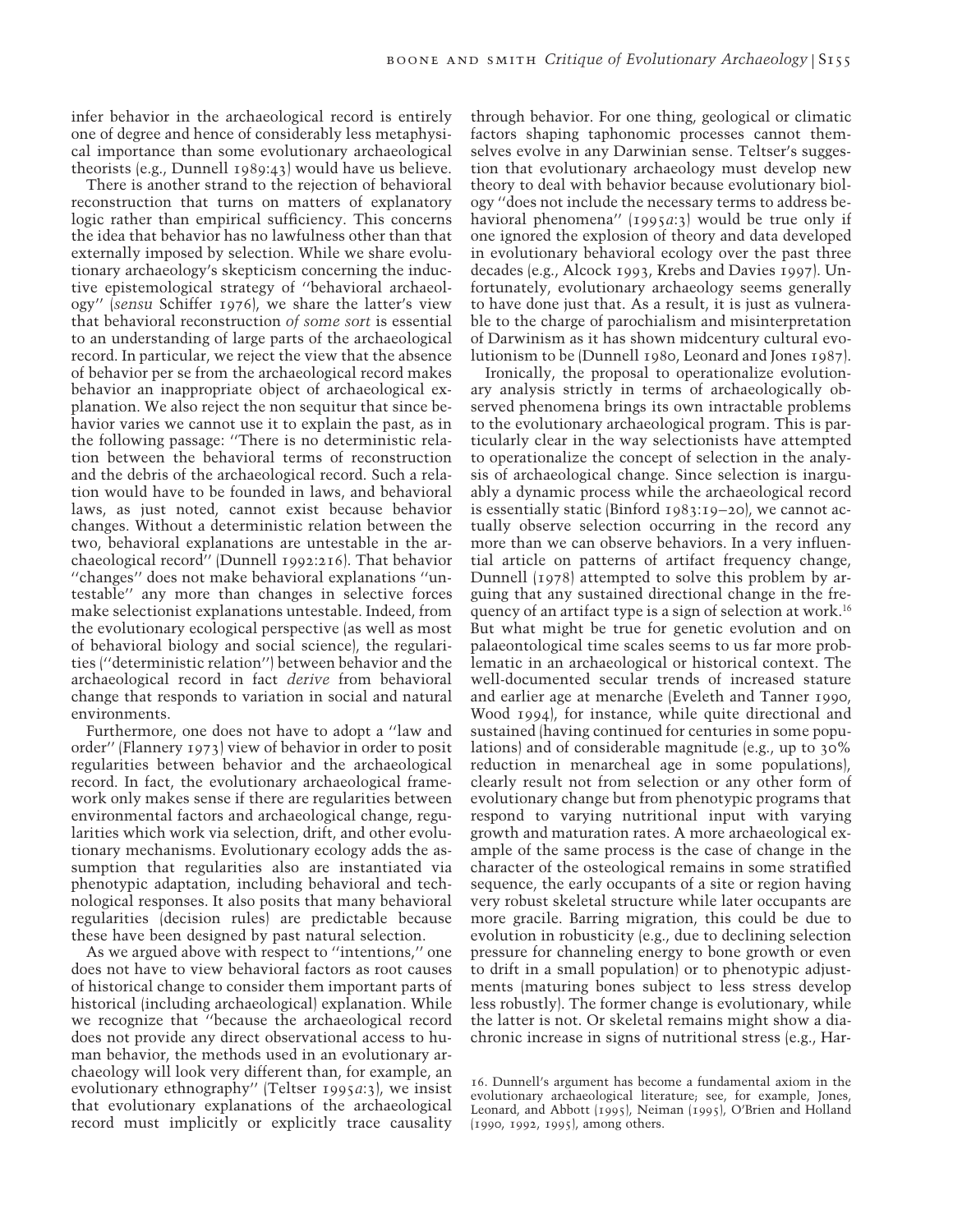infer behavior in the archaeological record is entirely one of degree and hence of considerably less metaphysical importance than some evolutionary archaeological theorists (e.g., Dunnell 1989:43) would have us believe.

There is another strand to the rejection of behavioral reconstruction that turns on matters of explanatory logic rather than empirical sufficiency. This concerns the idea that behavior has no lawfulness other than that externally imposed by selection. While we share evolutionary archaeology's skepticism concerning the inductive epistemological strategy of "behavioral archaeology" (*sensu* Schiffer 1976), we share the latter's view that behavioral reconstruction *of some sort* is essential to an understanding of large parts of the archaeological record. In particular, we reject the view that the absence of behavior per se from the archaeological record makes behavior an inappropriate object of archaeological explanation. We also reject the non sequitur that since behavior varies we cannot use it to explain the past, as in the following passage: "There is no deterministic relation between the behavioral terms of reconstruction and the debris of the archaeological record. Such a relation would have to be founded in laws, and behavioral laws, as just noted, cannot exist because behavior changes. Without a deterministic relation between the two, behavioral explanations are untestable in the archaeological record" (Dunnell 1992:216). That behavior "changes" does not make behavioral explanations "untestable" any more than changes in selective forces make selectionist explanations untestable. Indeed, from the evolutionary ecological perspective (as well as most of behavioral biology and social science), the regularities ("deterministic relation") between behavior and the archaeological record in fact *derive* from behavioral change that responds to variation in social and natural environments.

Furthermore, one does not have to adopt a "law and order" (Flannery 1973) view of behavior in order to posit regularities between behavior and the archaeological record. In fact, the evolutionary archaeological framework only makes sense if there are regularities between environmental factors and archaeological change, regularities which work via selection, drift, and other evolutionary mechanisms. Evolutionary ecology adds the assumption that regularities also are instantiated via phenotypic adaptation, including behavioral and technological responses. It also posits that many behavioral regularities (decision rules) are predictable because these have been designed by past natural selection.

As we argued above with respect to "intentions," one does not have to view behavioral factors as root causes of historical change to consider them important parts of historical (including archaeological) explanation. While we recognize that "because the archaeological record does not provide any direct observational access to human behavior, the methods used in an evolutionary archaeology will look very different than, for example, an evolutionary ethnography" (Teltser 1995*a*:3), we insist that evolutionary explanations of the archaeological record must implicitly or explicitly trace causality through behavior. For one thing, geological or climatic factors shaping taphonomic processes cannot themselves evolve in any Darwinian sense. Teltser's suggestion that evolutionary archaeology must develop new theory to deal with behavior because evolutionary biology "does not include the necessary terms to address behavioral phenomena" (1995*a*:3) would be true only if one ignored the explosion of theory and data developed in evolutionary behavioral ecology over the past three decades (e.g., Alcock 1993, Krebs and Davies 1997). Unfortunately, evolutionary archaeology seems generally to have done just that. As a result, it is just as vulnerable to the charge of parochialism and misinterpretation of Darwinism as it has shown midcentury cultural evolutionism to be (Dunnell 1980, Leonard and Jones 1987).

Ironically, the proposal to operationalize evolutionary analysis strictly in terms of archaeologically observed phenomena brings its own intractable problems to the evolutionary archaeological program. This is particularly clear in the way selectionists have attempted to operationalize the concept of selection in the analysis of archaeological change. Since selection is inarguably a dynamic process while the archaeological record is essentially static (Binford 1983:19–20), we cannot actually observe selection occurring in the record any more than we can observe behaviors. In a very influential article on patterns of artifact frequency change, Dunnell (1978) attempted to solve this problem by arguing that any sustained directional change in the frequency of an artifact type is a sign of selection at work.[16] But what might be true for genetic evolution and on palaeontological time scales seems to us far more problematic in an archaeological or historical context. The well-documented secular trends of increased stature and earlier age at menarche (Eveleth and Tanner 1990, Wood 1994), for instance, while quite directional and sustained (having continued for centuries in some populations) and of considerable magnitude (e.g., up to 30% reduction in menarcheal age in some populations), clearly result not from selection or any other form of evolutionary change but from phenotypic programs that respond to varying nutritional input with varying growth and maturation rates. A more archaeological example of the same process is the case of change in the character of the osteological remains in some stratified sequence, the early occupants of a site or region having very robust skeletal structure while later occupants are more gracile. Barring migration, this could be due to evolution in robusticity (e.g., due to declining selection pressure for channeling energy to bone growth or even to drift in a small population) or to phenotypic adjustments (maturing bones subject to less stress develop less robustly). The former change is evolutionary, while the latter is not. Or skeletal remains might show a diachronic increase in signs of nutritional stress (e.g., Har-

16. Dunnell's argument has become a fundamental axiom in the evolutionary archaeological literature; see, for example, Jones, Leonard, and Abbott (1995), Neiman (1995), O'Brien and Holland (1990, 1992, 1995), among others.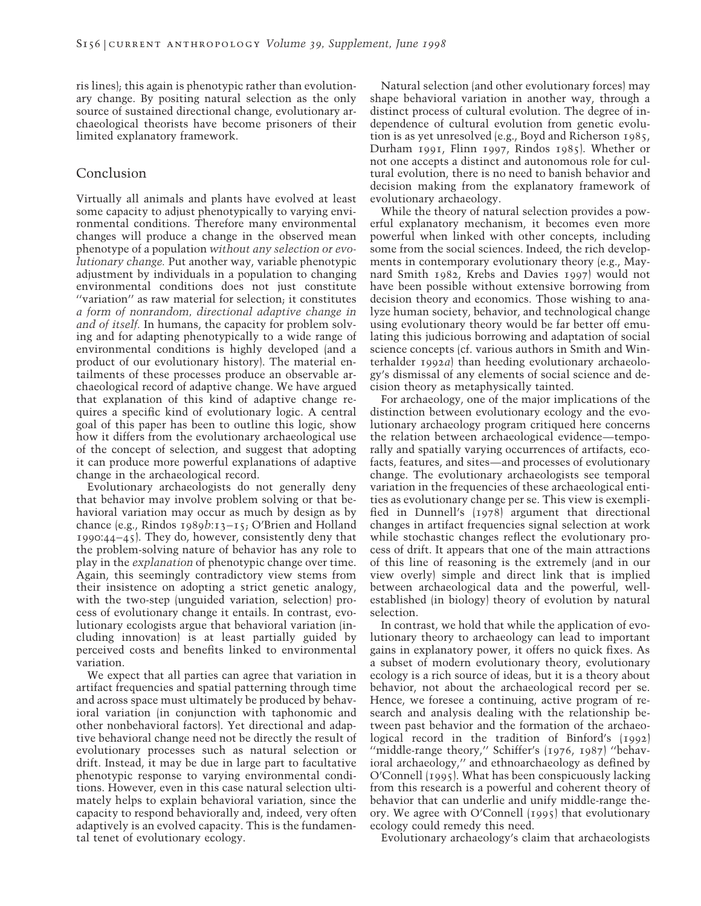ris lines); this again is phenotypic rather than evolutionary change. By positing natural selection as the only source of sustained directional change, evolutionary archaeological theorists have become prisoners of their limited explanatory framework.

## Conclusion

Virtually all animals and plants have evolved at least some capacity to adjust phenotypically to varying environmental conditions. Therefore many environmental changes will produce a change in the observed mean phenotype of a population *without any selection or evolutionary change.* Put another way, variable phenotypic adjustment by individuals in a population to changing environmental conditions does not just constitute "variation" as raw material for selection; it constitutes *a form of nonrandom, directional adaptive change in and of itself.* In humans, the capacity for problem solving and for adapting phenotypically to a wide range of environmental conditions is highly developed (and a product of our evolutionary history). The material entailments of these processes produce an observable archaeological record of adaptive change. We have argued that explanation of this kind of adaptive change requires a specific kind of evolutionary logic. A central goal of this paper has been to outline this logic, show how it differs from the evolutionary archaeological use of the concept of selection, and suggest that adopting it can produce more powerful explanations of adaptive change in the archaeological record.

Evolutionary archaeologists do not generally deny that behavior may involve problem solving or that behavioral variation may occur as much by design as by chance (e.g., Rindos 1989*b*:13–15; O'Brien and Holland 1990:44–45). They do, however, consistently deny that the problem-solving nature of behavior has any role to play in the *explanation* of phenotypic change over time. Again, this seemingly contradictory view stems from their insistence on adopting a strict genetic analogy, with the two-step (unguided variation, selection) process of evolutionary change it entails. In contrast, evolutionary ecologists argue that behavioral variation (including innovation) is at least partially guided by perceived costs and benefits linked to environmental variation.

We expect that all parties can agree that variation in artifact frequencies and spatial patterning through time and across space must ultimately be produced by behavioral variation (in conjunction with taphonomic and other nonbehavioral factors). Yet directional and adaptive behavioral change need not be directly the result of evolutionary processes such as natural selection or drift. Instead, it may be due in large part to facultative phenotypic response to varying environmental conditions. However, even in this case natural selection ultimately helps to explain behavioral variation, since the capacity to respond behaviorally and, indeed, very often adaptively is an evolved capacity. This is the fundamental tenet of evolutionary ecology.

Natural selection (and other evolutionary forces) may shape behavioral variation in another way, through a distinct process of cultural evolution. The degree of independence of cultural evolution from genetic evolution is as yet unresolved (e.g., Boyd and Richerson 1985, Durham 1991, Flinn 1997, Rindos 1985). Whether or not one accepts a distinct and autonomous role for cultural evolution, there is no need to banish behavior and decision making from the explanatory framework of evolutionary archaeology.

While the theory of natural selection provides a powerful explanatory mechanism, it becomes even more powerful when linked with other concepts, including some from the social sciences. Indeed, the rich developments in contemporary evolutionary theory (e.g., Maynard Smith 1982, Krebs and Davies 1997) would not have been possible without extensive borrowing from decision theory and economics. Those wishing to analyze human society, behavior, and technological change using evolutionary theory would be far better off emulating this judicious borrowing and adaptation of social science concepts (cf. various authors in Smith and Winterhalder 1992*a*) than heeding evolutionary archaeology's dismissal of any elements of social science and decision theory as metaphysically tainted.

For archaeology, one of the major implications of the distinction between evolutionary ecology and the evolutionary archaeology program critiqued here concerns the relation between archaeological evidence—temporally and spatially varying occurrences of artifacts, ecofacts, features, and sites—and processes of evolutionary change. The evolutionary archaeologists see temporal variation in the frequencies of these archaeological entities as evolutionary change per se. This view is exemplified in Dunnell's (1978) argument that directional changes in artifact frequencies signal selection at work while stochastic changes reflect the evolutionary process of drift. It appears that one of the main attractions of this line of reasoning is the extremely (and in our view overly) simple and direct link that is implied between archaeological data and the powerful, well-established (in biology) theory of evolution by natural selection.

In contrast, we hold that while the application of evolutionary theory to archaeology can lead to important gains in explanatory power, it offers no quick fixes. As a subset of modern evolutionary theory, evolutionary ecology is a rich source of ideas, but it is a theory about behavior, not about the archaeological record per se. Hence, we foresee a continuing, active program of research and analysis dealing with the relationship between past behavior and the formation of the archaeological record in the tradition of Binford's (1992) "middle-range theory," Schiffer's (1976, 1987) "behavioral archaeology," and ethnoarchaeology as defined by O'Connell (1995). What has been conspicuously lacking from this research is a powerful and coherent theory of behavior that can underlie and unify middle-range theory. We agree with O'Connell (1995) that evolutionary ecology could remedy this need.

Evolutionary archaeology's claim that archaeologists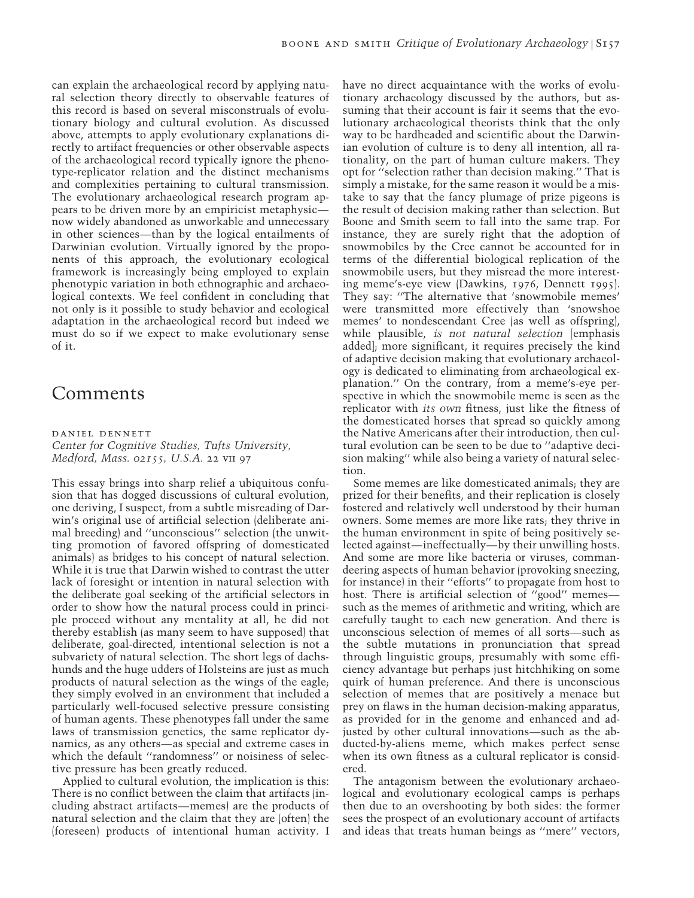can explain the archaeological record by applying natural selection theory directly to observable features of this record is based on several misconstruals of evolutionary biology and cultural evolution. As discussed above, attempts to apply evolutionary explanations directly to artifact frequencies or other observable aspects of the archaeological record typically ignore the phenotype-replicator relation and the distinct mechanisms and complexities pertaining to cultural transmission. The evolutionary archaeological research program appears to be driven more by an empiricist metaphysic—now widely abandoned as unworkable and unnecessary in other sciences—than by the logical entailments of Darwinian evolution. Virtually ignored by the proponents of this approach, the evolutionary ecological framework is increasingly being employed to explain phenotypic variation in both ethnographic and archaeological contexts. We feel confident in concluding that not only is it possible to study behavior and ecological adaptation in the archaeological record but indeed we must do so if we expect to make evolutionary sense of it.

# Comments

DANIEL DENNETT
*Center for Cognitive Studies, Tufts University, Medford, Mass. 02155, U.S.A.* 22 VII 97

This essay brings into sharp relief a ubiquitous confusion that has dogged discussions of cultural evolution, one deriving, I suspect, from a subtle misreading of Darwin's original use of artificial selection (deliberate animal breeding) and "unconscious" selection (the unwitting promotion of favored offspring of domesticated animals) as bridges to his concept of natural selection. While it is true that Darwin wished to contrast the utter lack of foresight or intention in natural selection with the deliberate goal seeking of the artificial selectors in order to show how the natural process could in principle proceed without any mentality at all, he did not thereby establish (as many seem to have supposed) that deliberate, goal-directed, intentional selection is not a subvariety of natural selection. The short legs of dachshunds and the huge udders of Holsteins are just as much products of natural selection as the wings of the eagle; they simply evolved in an environment that included a particularly well-focused selective pressure consisting of human agents. These phenotypes fall under the same laws of transmission genetics, the same replicator dynamics, as any others—as special and extreme cases in which the default "randomness" or noisiness of selective pressure has been greatly reduced.

Applied to cultural evolution, the implication is this: There is no conflict between the claim that artifacts (including abstract artifacts—memes) are the products of natural selection and the claim that they are (often) the (foreseen) products of intentional human activity. I have no direct acquaintance with the works of evolutionary archaeology discussed by the authors, but assuming that their account is fair it seems that the evolutionary archaeological theorists think that the only way to be hardheaded and scientific about the Darwinian evolution of culture is to deny all intention, all rationality, on the part of human culture makers. They opt for "selection rather than decision making." That is simply a mistake, for the same reason it would be a mistake to say that the fancy plumage of prize pigeons is the result of decision making rather than selection. But Boone and Smith seem to fall into the same trap. For instance, they are surely right that the adoption of snowmobiles by the Cree cannot be accounted for in terms of the differential biological replication of the snowmobile users, but they misread the more interesting meme's-eye view (Dawkins, 1976, Dennett 1995). They say: "The alternative that 'snowmobile memes' were transmitted more effectively than 'snowshoe memes' to nondescendant Cree (as well as offspring), while plausible, *is not natural selection* [emphasis added]; more significant, it requires precisely the kind of adaptive decision making that evolutionary archaeology is dedicated to eliminating from archaeological explanation." On the contrary, from a meme's-eye perspective in which the snowmobile meme is seen as the replicator with *its own* fitness, just like the fitness of the domesticated horses that spread so quickly among the Native Americans after their introduction, then cultural evolution can be seen to be due to "adaptive decision making" while also being a variety of natural selection.

Some memes are like domesticated animals; they are prized for their benefits, and their replication is closely fostered and relatively well understood by their human owners. Some memes are more like rats; they thrive in the human environment in spite of being positively selected against—ineffectually—by their unwilling hosts. And some are more like bacteria or viruses, commandeering aspects of human behavior (provoking sneezing, for instance) in their "efforts" to propagate from host to host. There is artificial selection of "good" memes—such as the memes of arithmetic and writing, which are carefully taught to each new generation. And there is unconscious selection of memes of all sorts—such as the subtle mutations in pronunciation that spread through linguistic groups, presumably with some efficiency advantage but perhaps just hitchhiking on some quirk of human preference. And there is unconscious selection of memes that are positively a menace but prey on flaws in the human decision-making apparatus, as provided for in the genome and enhanced and adjusted by other cultural innovations—such as the abducted-by-aliens meme, which makes perfect sense when its own fitness as a cultural replicator is considered.

The antagonism between the evolutionary archaeological and evolutionary ecological camps is perhaps then due to an overshooting by both sides: the former sees the prospect of an evolutionary account of artifacts and ideas that treats human beings as "mere" vectors,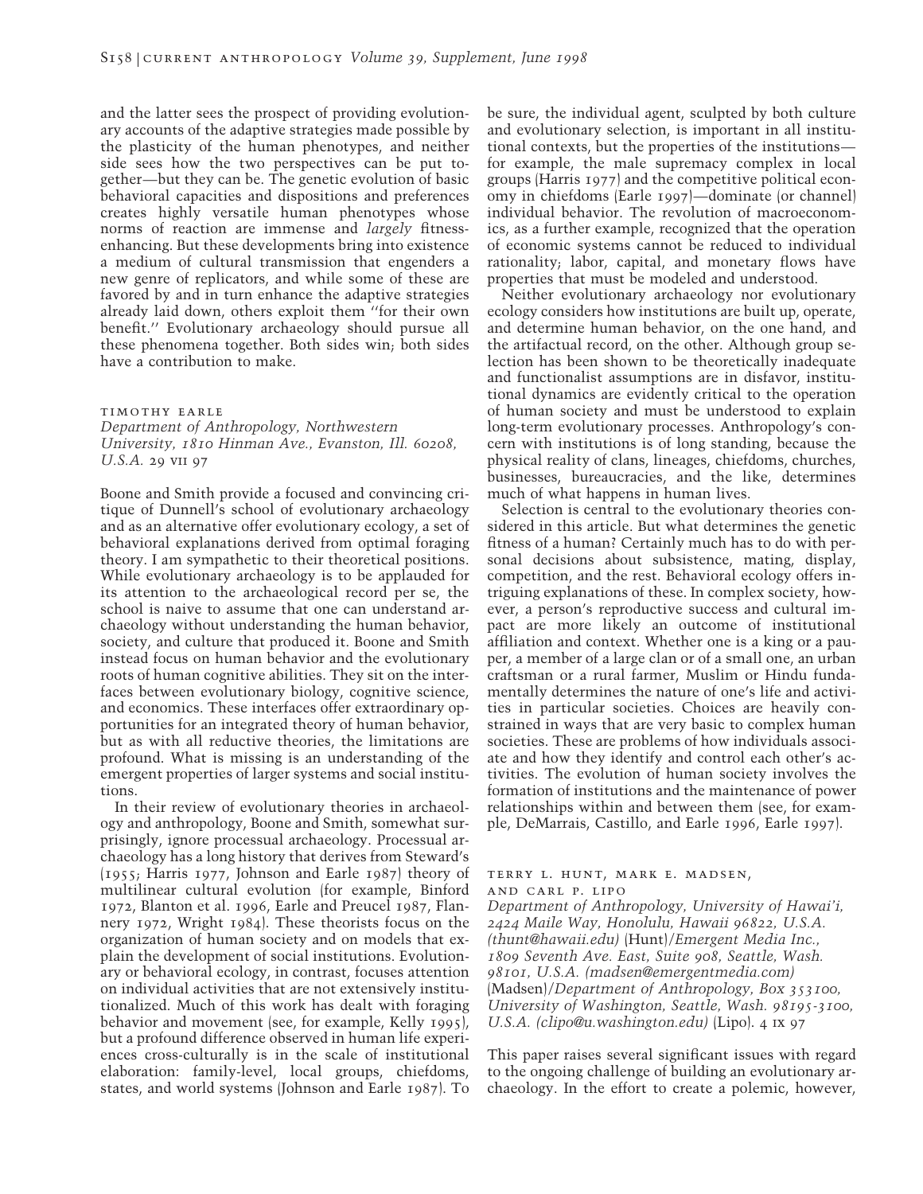and the latter sees the prospect of providing evolutionary accounts of the adaptive strategies made possible by the plasticity of the human phenotypes, and neither side sees how the two perspectives can be put together—but they can be. The genetic evolution of basic behavioral capacities and dispositions and preferences creates highly versatile human phenotypes whose norms of reaction are immense and *largely* fitness-enhancing. But these developments bring into existence a medium of cultural transmission that engenders a new genre of replicators, and while some of these are favored by and in turn enhance the adaptive strategies already laid down, others exploit them "for their own benefit." Evolutionary archaeology should pursue all these phenomena together. Both sides win; both sides have a contribution to make.

TIMOTHY EARLE
*Department of Anthropology, Northwestern University, 1810 Hinman Ave., Evanston, Ill. 60208, U.S.A.* 29 VII 97

Boone and Smith provide a focused and convincing critique of Dunnell's school of evolutionary archaeology and as an alternative offer evolutionary ecology, a set of behavioral explanations derived from optimal foraging theory. I am sympathetic to their theoretical positions. While evolutionary archaeology is to be applauded for its attention to the archaeological record per se, the school is naive to assume that one can understand archaeology without understanding the human behavior, society, and culture that produced it. Boone and Smith instead focus on human behavior and the evolutionary roots of human cognitive abilities. They sit on the interfaces between evolutionary biology, cognitive science, and economics. These interfaces offer extraordinary opportunities for an integrated theory of human behavior, but as with all reductive theories, the limitations are profound. What is missing is an understanding of the emergent properties of larger systems and social institutions.

In their review of evolutionary theories in archaeology and anthropology, Boone and Smith, somewhat surprisingly, ignore processual archaeology. Processual archaeology has a long history that derives from Steward's (1955; Harris 1977, Johnson and Earle 1987) theory of multilinear cultural evolution (for example, Binford 1972, Blanton et al. 1996, Earle and Preucel 1987, Flannery 1972, Wright 1984). These theorists focus on the organization of human society and on models that explain the development of social institutions. Evolutionary or behavioral ecology, in contrast, focuses attention on individual activities that are not extensively institutionalized. Much of this work has dealt with foraging behavior and movement (see, for example, Kelly 1995), but a profound difference observed in human life experiences cross-culturally is in the scale of institutional elaboration: family-level, local groups, chiefdoms, states, and world systems (Johnson and Earle 1987). To be sure, the individual agent, sculpted by both culture and evolutionary selection, is important in all institutional contexts, but the properties of the institutions—for example, the male supremacy complex in local groups (Harris 1977) and the competitive political economy in chiefdoms (Earle 1997)—dominate (or channel) individual behavior. The revolution of macroeconomics, as a further example, recognized that the operation of economic systems cannot be reduced to individual rationality; labor, capital, and monetary flows have properties that must be modeled and understood.

Neither evolutionary archaeology nor evolutionary ecology considers how institutions are built up, operate, and determine human behavior, on the one hand, and the artifactual record, on the other. Although group selection has been shown to be theoretically inadequate and functionalist assumptions are in disfavor, institutional dynamics are evidently critical to the operation of human society and must be understood to explain long-term evolutionary processes. Anthropology's concern with institutions is of long standing, because the physical reality of clans, lineages, chiefdoms, churches, businesses, bureaucracies, and the like, determines much of what happens in human lives.

Selection is central to the evolutionary theories considered in this article. But what determines the genetic fitness of a human? Certainly much has to do with personal decisions about subsistence, mating, display, competition, and the rest. Behavioral ecology offers intriguing explanations of these. In complex society, however, a person's reproductive success and cultural impact are more likely an outcome of institutional affiliation and context. Whether one is a king or a pauper, a member of a large clan or of a small one, an urban craftsman or a rural farmer, Muslim or Hindu fundamentally determines the nature of one's life and activities in particular societies. Choices are heavily constrained in ways that are very basic to complex human societies. These are problems of how individuals associate and how they identify and control each other's activities. The evolution of human society involves the formation of institutions and the maintenance of power relationships within and between them (see, for example, DeMarrais, Castillo, and Earle 1996, Earle 1997).

TERRY L. HUNT, MARK E. MADSEN, AND CARL P. LIPO
*Department of Anthropology, University of Hawai'i, 2424 Maile Way, Honolulu, Hawaii 96822, U.S.A. (thunt@hawaii.edu)* (Hunt)/*Emergent Media Inc., 1809 Seventh Ave. East, Suite 908, Seattle, Wash. 98101, U.S.A. (madsen@emergentmedia.com)* (Madsen)/*Department of Anthropology, Box 353100, University of Washington, Seattle, Wash. 98195-3100, U.S.A. (clipo@u.washington.edu)* (Lipo). 4 IX 97

This paper raises several significant issues with regard to the ongoing challenge of building an evolutionary archaeology. In the effort to create a polemic, however,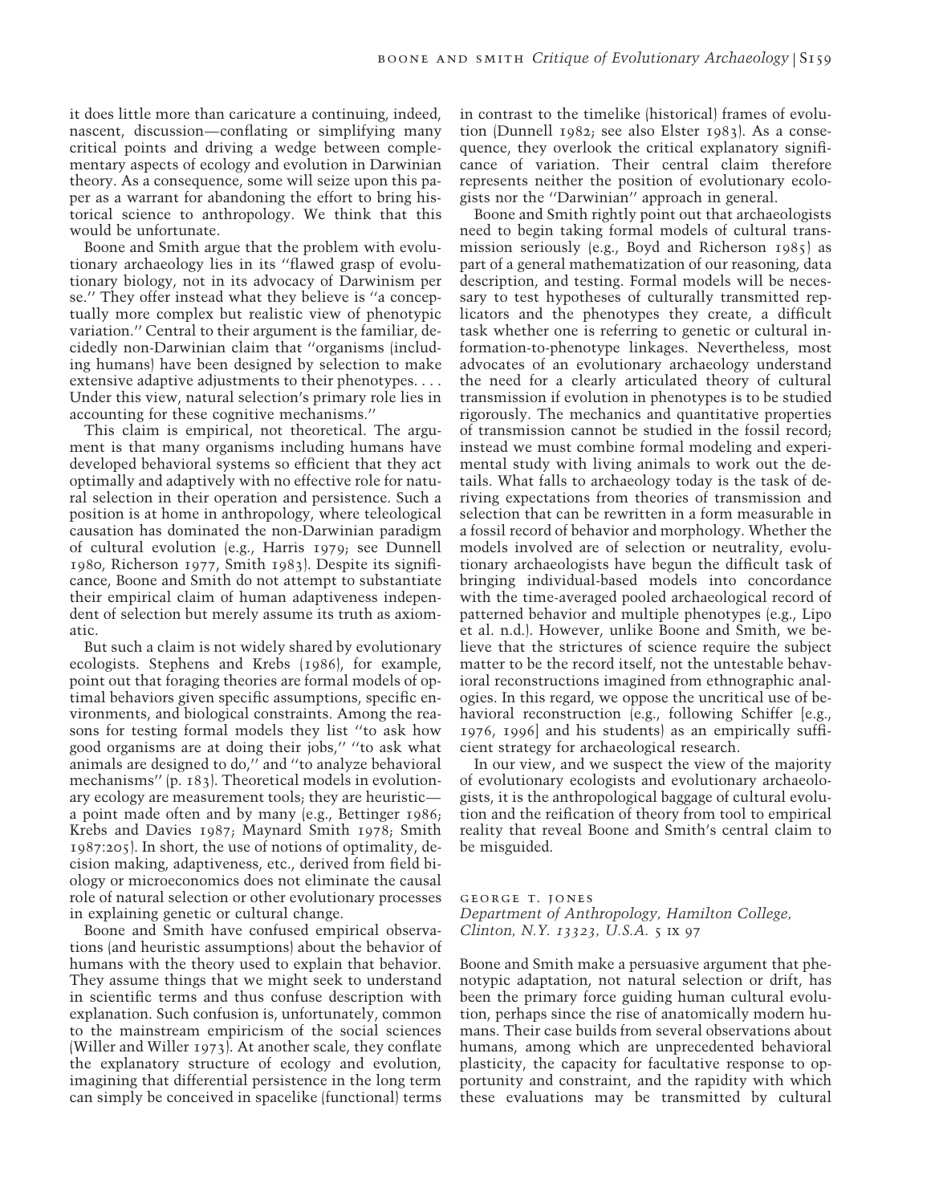it does little more than caricature a continuing, indeed, nascent, discussion—conflating or simplifying many critical points and driving a wedge between complementary aspects of ecology and evolution in Darwinian theory. As a consequence, some will seize upon this paper as a warrant for abandoning the effort to bring historical science to anthropology. We think that this would be unfortunate.

Boone and Smith argue that the problem with evolutionary archaeology lies in its "flawed grasp of evolutionary biology, not in its advocacy of Darwinism per se." They offer instead what they believe is "a conceptually more complex but realistic view of phenotypic variation." Central to their argument is the familiar, decidedly non-Darwinian claim that "organisms (including humans) have been designed by selection to make extensive adaptive adjustments to their phenotypes. . . . Under this view, natural selection's primary role lies in accounting for these cognitive mechanisms."

This claim is empirical, not theoretical. The argument is that many organisms including humans have developed behavioral systems so efficient that they act optimally and adaptively with no effective role for natural selection in their operation and persistence. Such a position is at home in anthropology, where teleological causation has dominated the non-Darwinian paradigm of cultural evolution (e.g., Harris 1979; see Dunnell 1980, Richerson 1977, Smith 1983). Despite its significance, Boone and Smith do not attempt to substantiate their empirical claim of human adaptiveness independent of selection but merely assume its truth as axiomatic.

But such a claim is not widely shared by evolutionary ecologists. Stephens and Krebs (1986), for example, point out that foraging theories are formal models of optimal behaviors given specific assumptions, specific environments, and biological constraints. Among the reasons for testing formal models they list "to ask how good organisms are at doing their jobs," "to ask what animals are designed to do," and "to analyze behavioral mechanisms" (p. 183). Theoretical models in evolutionary ecology are measurement tools; they are heuristic—a point made often and by many (e.g., Bettinger 1986; Krebs and Davies 1987; Maynard Smith 1978; Smith 1987:205). In short, the use of notions of optimality, decision making, adaptiveness, etc., derived from field biology or microeconomics does not eliminate the causal role of natural selection or other evolutionary processes in explaining genetic or cultural change.

Boone and Smith have confused empirical observations (and heuristic assumptions) about the behavior of humans with the theory used to explain that behavior. They assume things that we might seek to understand in scientific terms and thus confuse description with explanation. Such confusion is, unfortunately, common to the mainstream empiricism of the social sciences (Willer and Willer 1973). At another scale, they conflate the explanatory structure of ecology and evolution, imagining that differential persistence in the long term can simply be conceived in spacelike (functional) terms in contrast to the timelike (historical) frames of evolution (Dunnell 1982; see also Elster 1983). As a consequence, they overlook the critical explanatory significance of variation. Their central claim therefore represents neither the position of evolutionary ecologists nor the "Darwinian" approach in general.

Boone and Smith rightly point out that archaeologists need to begin taking formal models of cultural transmission seriously (e.g., Boyd and Richerson 1985) as part of a general mathematization of our reasoning, data description, and testing. Formal models will be necessary to test hypotheses of culturally transmitted replicators and the phenotypes they create, a difficult task whether one is referring to genetic or cultural information-to-phenotype linkages. Nevertheless, most advocates of an evolutionary archaeology understand the need for a clearly articulated theory of cultural transmission if evolution in phenotypes is to be studied rigorously. The mechanics and quantitative properties of transmission cannot be studied in the fossil record; instead we must combine formal modeling and experimental study with living animals to work out the details. What falls to archaeology today is the task of deriving expectations from theories of transmission and selection that can be rewritten in a form measurable in a fossil record of behavior and morphology. Whether the models involved are of selection or neutrality, evolutionary archaeologists have begun the difficult task of bringing individual-based models into concordance with the time-averaged pooled archaeological record of patterned behavior and multiple phenotypes (e.g., Lipo et al. n.d.). However, unlike Boone and Smith, we believe that the strictures of science require the subject matter to be the record itself, not the untestable behavioral reconstructions imagined from ethnographic analogies. In this regard, we oppose the uncritical use of behavioral reconstruction (e.g., following Schiffer [e.g., 1976, 1996] and his students) as an empirically sufficient strategy for archaeological research.

In our view, and we suspect the view of the majority of evolutionary ecologists and evolutionary archaeologists, it is the anthropological baggage of cultural evolution and the reification of theory from tool to empirical reality that reveal Boone and Smith's central claim to be misguided.

GEORGE T. JONES
*Department of Anthropology, Hamilton College, Clinton, N.Y. 13323, U.S.A. 5 IX 97*

Boone and Smith make a persuasive argument that phenotypic adaptation, not natural selection or drift, has been the primary force guiding human cultural evolution, perhaps since the rise of anatomically modern humans. Their case builds from several observations about humans, among which are unprecedented behavioral plasticity, the capacity for facultative response to opportunity and constraint, and the rapidity with which these evaluations may be transmitted by cultural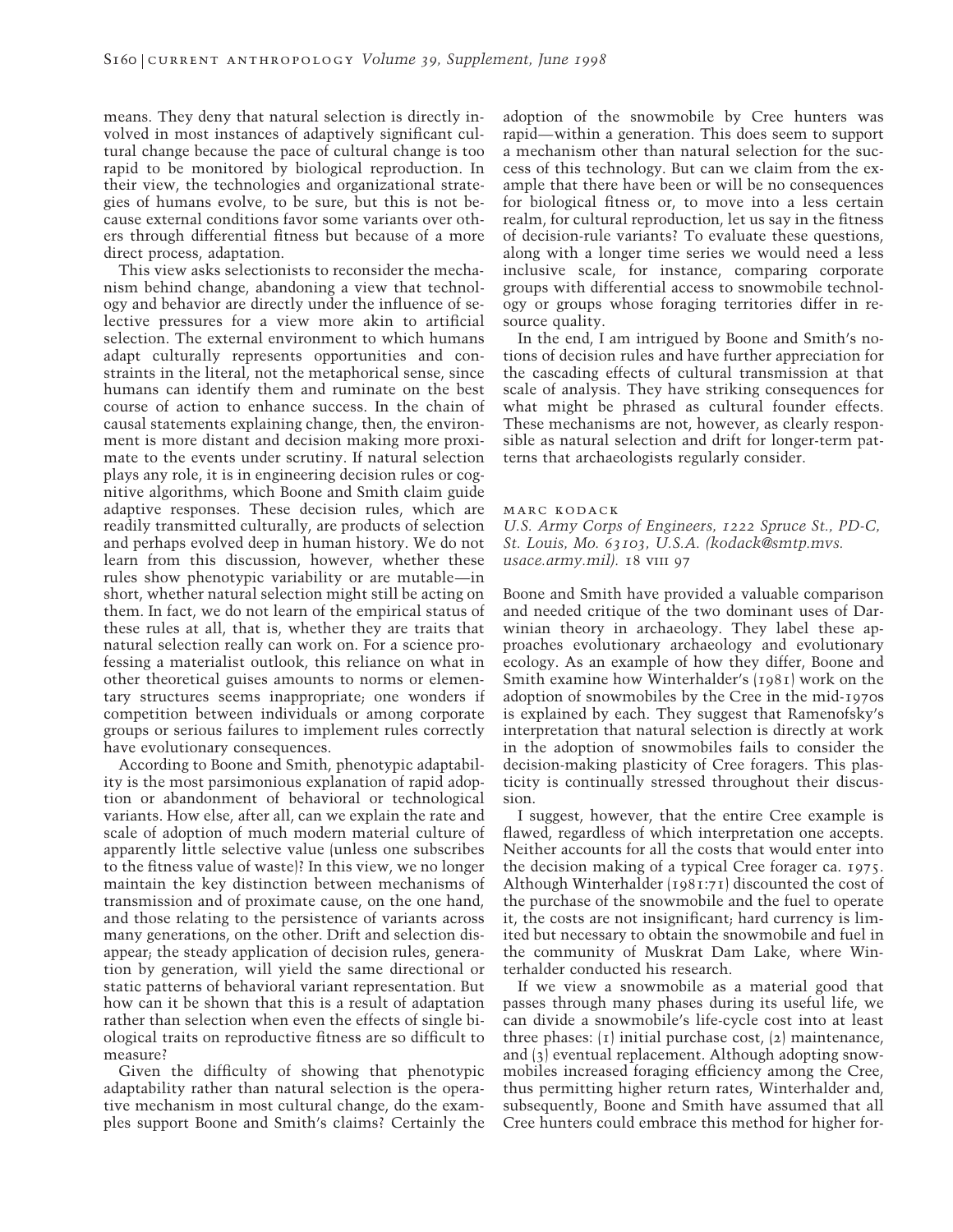means. They deny that natural selection is directly involved in most instances of adaptively significant cultural change because the pace of cultural change is too rapid to be monitored by biological reproduction. In their view, the technologies and organizational strategies of humans evolve, to be sure, but this is not because external conditions favor some variants over others through differential fitness but because of a more direct process, adaptation.

This view asks selectionists to reconsider the mechanism behind change, abandoning a view that technology and behavior are directly under the influence of selective pressures for a view more akin to artificial selection. The external environment to which humans adapt culturally represents opportunities and constraints in the literal, not the metaphorical sense, since humans can identify them and ruminate on the best course of action to enhance success. In the chain of causal statements explaining change, then, the environment is more distant and decision making more proximate to the events under scrutiny. If natural selection plays any role, it is in engineering decision rules or cognitive algorithms, which Boone and Smith claim guide adaptive responses. These decision rules, which are readily transmitted culturally, are products of selection and perhaps evolved deep in human history. We do not learn from this discussion, however, whether these rules show phenotypic variability or are mutable—in short, whether natural selection might still be acting on them. In fact, we do not learn of the empirical status of these rules at all, that is, whether they are traits that natural selection really can work on. For a science professing a materialist outlook, this reliance on what in other theoretical guises amounts to norms or elementary structures seems inappropriate; one wonders if competition between individuals or among corporate groups or serious failures to implement rules correctly have evolutionary consequences.

According to Boone and Smith, phenotypic adaptability is the most parsimonious explanation of rapid adoption or abandonment of behavioral or technological variants. How else, after all, can we explain the rate and scale of adoption of much modern material culture of apparently little selective value (unless one subscribes to the fitness value of waste)? In this view, we no longer maintain the key distinction between mechanisms of transmission and of proximate cause, on the one hand, and those relating to the persistence of variants across many generations, on the other. Drift and selection disappear; the steady application of decision rules, generation by generation, will yield the same directional or static patterns of behavioral variant representation. But how can it be shown that this is a result of adaptation rather than selection when even the effects of single biological traits on reproductive fitness are so difficult to measure?

Given the difficulty of showing that phenotypic adaptability rather than natural selection is the operative mechanism in most cultural change, do the examples support Boone and Smith's claims? Certainly the adoption of the snowmobile by Cree hunters was rapid—within a generation. This does seem to support a mechanism other than natural selection for the success of this technology. But can we claim from the example that there have been or will be no consequences for biological fitness or, to move into a less certain realm, for cultural reproduction, let us say in the fitness of decision-rule variants? To evaluate these questions, along with a longer time series we would need a less inclusive scale, for instance, comparing corporate groups with differential access to snowmobile technology or groups whose foraging territories differ in resource quality.

In the end, I am intrigued by Boone and Smith's notions of decision rules and have further appreciation for the cascading effects of cultural transmission at that scale of analysis. They have striking consequences for what might be phrased as cultural founder effects. These mechanisms are not, however, as clearly responsible as natural selection and drift for longer-term patterns that archaeologists regularly consider.

MARC KODACK
*U.S. Army Corps of Engineers, 1222 Spruce St., PD-C, St. Louis, Mo. 63103, U.S.A. (kodack@smtp.mvs.usace.army.mil).* 18 VIII 97

Boone and Smith have provided a valuable comparison and needed critique of the two dominant uses of Darwinian theory in archaeology. They label these approaches evolutionary archaeology and evolutionary ecology. As an example of how they differ, Boone and Smith examine how Winterhalder's (1981) work on the adoption of snowmobiles by the Cree in the mid-1970s is explained by each. They suggest that Ramenofsky's interpretation that natural selection is directly at work in the adoption of snowmobiles fails to consider the decision-making plasticity of Cree foragers. This plasticity is continually stressed throughout their discussion.

I suggest, however, that the entire Cree example is flawed, regardless of which interpretation one accepts. Neither accounts for all the costs that would enter into the decision making of a typical Cree forager ca. 1975. Although Winterhalder (1981:71) discounted the cost of the purchase of the snowmobile and the fuel to operate it, the costs are not insignificant; hard currency is limited but necessary to obtain the snowmobile and fuel in the community of Muskrat Dam Lake, where Winterhalder conducted his research.

If we view a snowmobile as a material good that passes through many phases during its useful life, we can divide a snowmobile's life-cycle cost into at least three phases: (1) initial purchase cost, (2) maintenance, and (3) eventual replacement. Although adopting snowmobiles increased foraging efficiency among the Cree, thus permitting higher return rates, Winterhalder and, subsequently, Boone and Smith have assumed that all Cree hunters could embrace this method for higher for-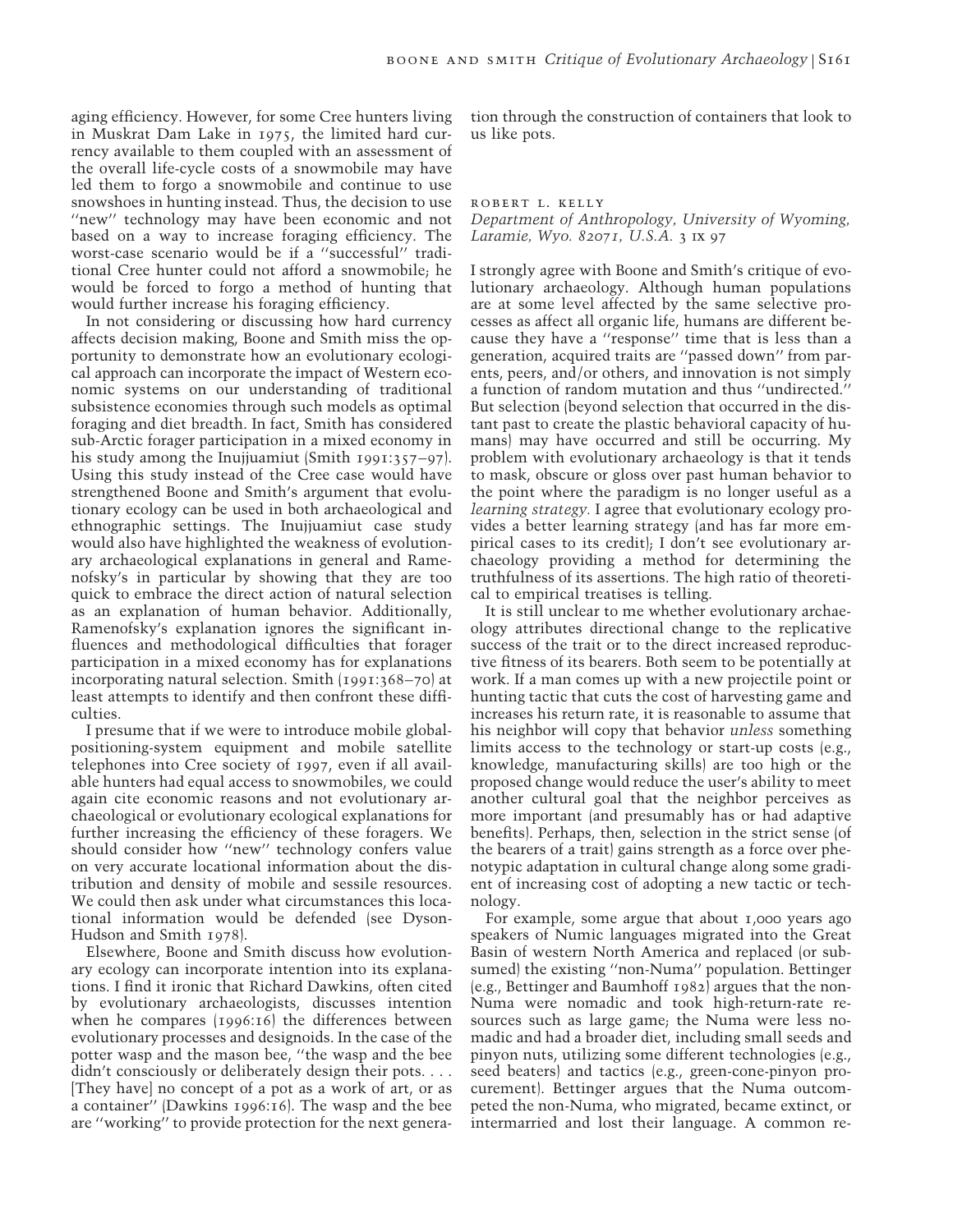aging efficiency. However, for some Cree hunters living in Muskrat Dam Lake in 1975, the limited hard currency available to them coupled with an assessment of the overall life-cycle costs of a snowmobile may have led them to forgo a snowmobile and continue to use snowshoes in hunting instead. Thus, the decision to use "new" technology may have been economic and not based on a way to increase foraging efficiency. The worst-case scenario would be if a "successful" traditional Cree hunter could not afford a snowmobile; he would be forced to forgo a method of hunting that would further increase his foraging efficiency.

In not considering or discussing how hard currency affects decision making, Boone and Smith miss the opportunity to demonstrate how an evolutionary ecological approach can incorporate the impact of Western economic systems on our understanding of traditional subsistence economies through such models as optimal foraging and diet breadth. In fact, Smith has considered sub-Arctic forager participation in a mixed economy in his study among the Inujjuamiut (Smith 1991:357–97). Using this study instead of the Cree case would have strengthened Boone and Smith's argument that evolutionary ecology can be used in both archaeological and ethnographic settings. The Inujjuamiut case study would also have highlighted the weakness of evolutionary archaeological explanations in general and Ramenofsky's in particular by showing that they are too quick to embrace the direct action of natural selection as an explanation of human behavior. Additionally, Ramenofsky's explanation ignores the significant influences and methodological difficulties that forager participation in a mixed economy has for explanations incorporating natural selection. Smith (1991:368–70) at least attempts to identify and then confront these difficulties.

I presume that if we were to introduce mobile global-positioning-system equipment and mobile satellite telephones into Cree society of 1997, even if all available hunters had equal access to snowmobiles, we could again cite economic reasons and not evolutionary archaeological or evolutionary ecological explanations for further increasing the efficiency of these foragers. We should consider how "new" technology confers value on very accurate locational information about the distribution and density of mobile and sessile resources. We could then ask under what circumstances this locational information would be defended (see Dyson-Hudson and Smith 1978).

Elsewhere, Boone and Smith discuss how evolutionary ecology can incorporate intention into its explanations. I find it ironic that Richard Dawkins, often cited by evolutionary archaeologists, discusses intention when he compares (1996:16) the differences between evolutionary processes and designoids. In the case of the potter wasp and the mason bee, "the wasp and the bee didn't consciously or deliberately design their pots. . . . [They have] no concept of a pot as a work of art, or as a container" (Dawkins 1996:16). The wasp and the bee are "working" to provide protection for the next generation through the construction of containers that look to us like pots.

ROBERT L. KELLY
*Department of Anthropology, University of Wyoming, Laramie, Wyo. 82071, U.S.A. 3 IX 97*

I strongly agree with Boone and Smith's critique of evolutionary archaeology. Although human populations are at some level affected by the same selective processes as affect all organic life, humans are different because they have a "response" time that is less than a generation, acquired traits are "passed down" from parents, peers, and/or others, and innovation is not simply a function of random mutation and thus "undirected." But selection (beyond selection that occurred in the distant past to create the plastic behavioral capacity of humans) may have occurred and still be occurring. My problem with evolutionary archaeology is that it tends to mask, obscure or gloss over past human behavior to the point where the paradigm is no longer useful as a *learning strategy.* I agree that evolutionary ecology provides a better learning strategy (and has far more empirical cases to its credit); I don't see evolutionary archaeology providing a method for determining the truthfulness of its assertions. The high ratio of theoretical to empirical treatises is telling.

It is still unclear to me whether evolutionary archaeology attributes directional change to the replicative success of the trait or to the direct increased reproductive fitness of its bearers. Both seem to be potentially at work. If a man comes up with a new projectile point or hunting tactic that cuts the cost of harvesting game and increases his return rate, it is reasonable to assume that his neighbor will copy that behavior *unless* something limits access to the technology or start-up costs (e.g., knowledge, manufacturing skills) are too high or the proposed change would reduce the user's ability to meet another cultural goal that the neighbor perceives as more important (and presumably has or had adaptive benefits). Perhaps, then, selection in the strict sense (of the bearers of a trait) gains strength as a force over phenotypic adaptation in cultural change along some gradient of increasing cost of adopting a new tactic or technology.

For example, some argue that about 1,000 years ago speakers of Numic languages migrated into the Great Basin of western North America and replaced (or subsumed) the existing "non-Numa" population. Bettinger (e.g., Bettinger and Baumhoff 1982) argues that the non-Numa were nomadic and took high-return-rate resources such as large game; the Numa were less nomadic and had a broader diet, including small seeds and pinyon nuts, utilizing some different technologies (e.g., seed beaters) and tactics (e.g., green-cone-pinyon procurement). Bettinger argues that the Numa outcompeted the non-Numa, who migrated, became extinct, or intermarried and lost their language. A common re-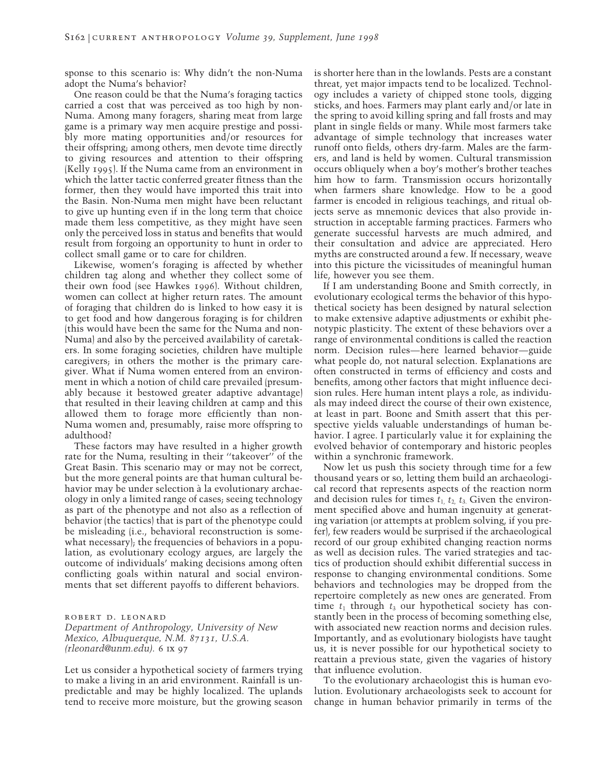sponse to this scenario is: Why didn't the non-Numa adopt the Numa's behavior?

One reason could be that the Numa's foraging tactics carried a cost that was perceived as too high by non-Numa. Among many foragers, sharing meat from large game is a primary way men acquire prestige and possibly more mating opportunities and/or resources for their offspring; among others, men devote time directly to giving resources and attention to their offspring (Kelly 1995). If the Numa came from an environment in which the latter tactic conferred greater fitness than the former, then they would have imported this trait into the Basin. Non-Numa men might have been reluctant to give up hunting even if in the long term that choice made them less competitive, as they might have seen only the perceived loss in status and benefits that would result from forgoing an opportunity to hunt in order to collect small game or to care for children.

Likewise, women's foraging is affected by whether children tag along and whether they collect some of their own food (see Hawkes 1996). Without children, women can collect at higher return rates. The amount of foraging that children do is linked to how easy it is to get food and how dangerous foraging is for children (this would have been the same for the Numa and non-Numa) and also by the perceived availability of caretakers. In some foraging societies, children have multiple caregivers; in others the mother is the primary caregiver. What if Numa women entered from an environment in which a notion of child care prevailed (presumably because it bestowed greater adaptive advantage) that resulted in their leaving children at camp and this allowed them to forage more efficiently than non-Numa women and, presumably, raise more offspring to adulthood?

These factors may have resulted in a higher growth rate for the Numa, resulting in their "takeover" of the Great Basin. This scenario may or may not be correct, but the more general points are that human cultural behavior may be under selection à la evolutionary archaeology in only a limited range of cases; seeing technology as part of the phenotype and not also as a reflection of behavior (the tactics) that is part of the phenotype could be misleading (i.e., behavioral reconstruction is somewhat necessary); the frequencies of behaviors in a population, as evolutionary ecology argues, are largely the outcome of individuals' making decisions among often conflicting goals within natural and social environments that set different payoffs to different behaviors.

ROBERT D. LEONARD
*Department of Anthropology, University of New Mexico, Albuquerque, N.M. 87131, U.S.A. (rleonard@unm.edu).* 6 IX 97

Let us consider a hypothetical society of farmers trying to make a living in an arid environment. Rainfall is unpredictable and may be highly localized. The uplands tend to receive more moisture, but the growing season is shorter here than in the lowlands. Pests are a constant threat, yet major impacts tend to be localized. Technology includes a variety of chipped stone tools, digging sticks, and hoes. Farmers may plant early and/or late in the spring to avoid killing spring and fall frosts and may plant in single fields or many. While most farmers take advantage of simple technology that increases water runoff onto fields, others dry-farm. Males are the farmers, and land is held by women. Cultural transmission occurs obliquely when a boy's mother's brother teaches him how to farm. Transmission occurs horizontally when farmers share knowledge. How to be a good farmer is encoded in religious teachings, and ritual objects serve as mnemonic devices that also provide instruction in acceptable farming practices. Farmers who generate successful harvests are much admired, and their consultation and advice are appreciated. Hero myths are constructed around a few. If necessary, weave into this picture the vicissitudes of meaningful human life, however you see them.

If I am understanding Boone and Smith correctly, in evolutionary ecological terms the behavior of this hypothetical society has been designed by natural selection to make extensive adaptive adjustments or exhibit phenotypic plasticity. The extent of these behaviors over a range of environmental conditions is called the reaction norm. Decision rules—here learned behavior—guide what people do, not natural selection. Explanations are often constructed in terms of efficiency and costs and benefits, among other factors that might influence decision rules. Here human intent plays a role, as individuals may indeed direct the course of their own existence, at least in part. Boone and Smith assert that this perspective yields valuable understandings of human behavior. I agree. I particularly value it for explaining the evolved behavior of contemporary and historic peoples within a synchronic framework.

Now let us push this society through time for a few thousand years or so, letting them build an archaeological record that represents aspects of the reaction norm and decision rules for times $t_1$, $t_2$, $t_3$. Given the environment specified above and human ingenuity at generating variation (or attempts at problem solving, if you prefer), few readers would be surprised if the archaeological record of our group exhibited changing reaction norms as well as decision rules. The varied strategies and tactics of production should exhibit differential success in response to changing environmental conditions. Some behaviors and technologies may be dropped from the repertoire completely as new ones are generated. From time $t_1$ through $t_3$ our hypothetical society has constantly been in the process of becoming something else, with associated new reaction norms and decision rules. Importantly, and as evolutionary biologists have taught us, it is never possible for our hypothetical society to reattain a previous state, given the vagaries of history that influence evolution.

To the evolutionary archaeologist this is human evolution. Evolutionary archaeologists seek to account for change in human behavior primarily in terms of the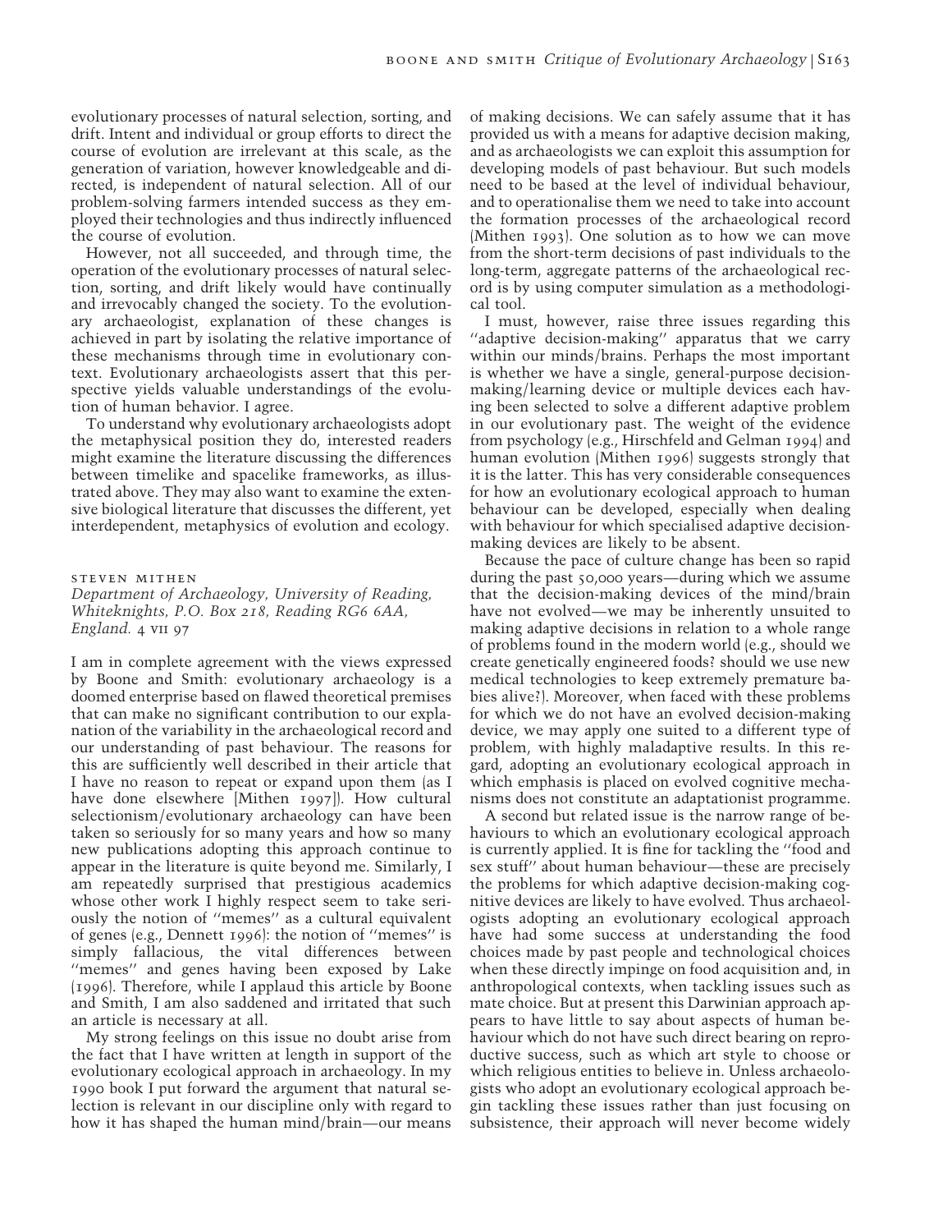evolutionary processes of natural selection, sorting, and drift. Intent and individual or group efforts to direct the course of evolution are irrelevant at this scale, as the generation of variation, however knowledgeable and directed, is independent of natural selection. All of our problem-solving farmers intended success as they employed their technologies and thus indirectly influenced the course of evolution.

However, not all succeeded, and through time, the operation of the evolutionary processes of natural selection, sorting, and drift likely would have continually and irrevocably changed the society. To the evolutionary archaeologist, explanation of these changes is achieved in part by isolating the relative importance of these mechanisms through time in evolutionary context. Evolutionary archaeologists assert that this perspective yields valuable understandings of the evolution of human behavior. I agree.

To understand why evolutionary archaeologists adopt the metaphysical position they do, interested readers might examine the literature discussing the differences between timelike and spacelike frameworks, as illustrated above. They may also want to examine the extensive biological literature that discusses the different, yet interdependent, metaphysics of evolution and ecology.

Steven Mithen
*Department of Archaeology, University of Reading, Whiteknights, P.O. Box 218, Reading RG6 6AA, England. 4 VII 97*

I am in complete agreement with the views expressed by Boone and Smith: evolutionary archaeology is a doomed enterprise based on flawed theoretical premises that can make no significant contribution to our explanation of the variability in the archaeological record and our understanding of past behaviour. The reasons for this are sufficiently well described in their article that I have no reason to repeat or expand upon them (as I have done elsewhere [Mithen 1997]). How cultural selectionism/evolutionary archaeology can have been taken so seriously for so many years and how so many new publications adopting this approach continue to appear in the literature is quite beyond me. Similarly, I am repeatedly surprised that prestigious academics whose other work I highly respect seem to take seriously the notion of "memes" as a cultural equivalent of genes (e.g., Dennett 1996): the notion of "memes" is simply fallacious, the vital differences between "memes" and genes having been exposed by Lake (1996). Therefore, while I applaud this article by Boone and Smith, I am also saddened and irritated that such an article is necessary at all.

My strong feelings on this issue no doubt arise from the fact that I have written at length in support of the evolutionary ecological approach in archaeology. In my 1990 book I put forward the argument that natural selection is relevant in our discipline only with regard to how it has shaped the human mind/brain—our means of making decisions. We can safely assume that it has provided us with a means for adaptive decision making, and as archaeologists we can exploit this assumption for developing models of past behaviour. But such models need to be based at the level of individual behaviour, and to operationalise them we need to take into account the formation processes of the archaeological record (Mithen 1993). One solution as to how we can move from the short-term decisions of past individuals to the long-term, aggregate patterns of the archaeological record is by using computer simulation as a methodological tool.

I must, however, raise three issues regarding this "adaptive decision-making" apparatus that we carry within our minds/brains. Perhaps the most important is whether we have a single, general-purpose decision-making/learning device or multiple devices each having been selected to solve a different adaptive problem in our evolutionary past. The weight of the evidence from psychology (e.g., Hirschfeld and Gelman 1994) and human evolution (Mithen 1996) suggests strongly that it is the latter. This has very considerable consequences for how an evolutionary ecological approach to human behaviour can be developed, especially when dealing with behaviour for which specialised adaptive decision-making devices are likely to be absent.

Because the pace of culture change has been so rapid during the past 50,000 years—during which we assume that the decision-making devices of the mind/brain have not evolved—we may be inherently unsuited to making adaptive decisions in relation to a whole range of problems found in the modern world (e.g., should we create genetically engineered foods? should we use new medical technologies to keep extremely premature babies alive?). Moreover, when faced with these problems for which we do not have an evolved decision-making device, we may apply one suited to a different type of problem, with highly maladaptive results. In this regard, adopting an evolutionary ecological approach in which emphasis is placed on evolved cognitive mechanisms does not constitute an adaptationist programme.

A second but related issue is the narrow range of behaviours to which an evolutionary ecological approach is currently applied. It is fine for tackling the "food and sex stuff" about human behaviour—these are precisely the problems for which adaptive decision-making cognitive devices are likely to have evolved. Thus archaeologists adopting an evolutionary ecological approach have had some success at understanding the food choices made by past people and technological choices when these directly impinge on food acquisition and, in anthropological contexts, when tackling issues such as mate choice. But at present this Darwinian approach appears to have little to say about aspects of human behaviour which do not have such direct bearing on reproductive success, such as which art style to choose or which religious entities to believe in. Unless archaeologists who adopt an evolutionary ecological approach begin tackling these issues rather than just focusing on subsistence, their approach will never become widely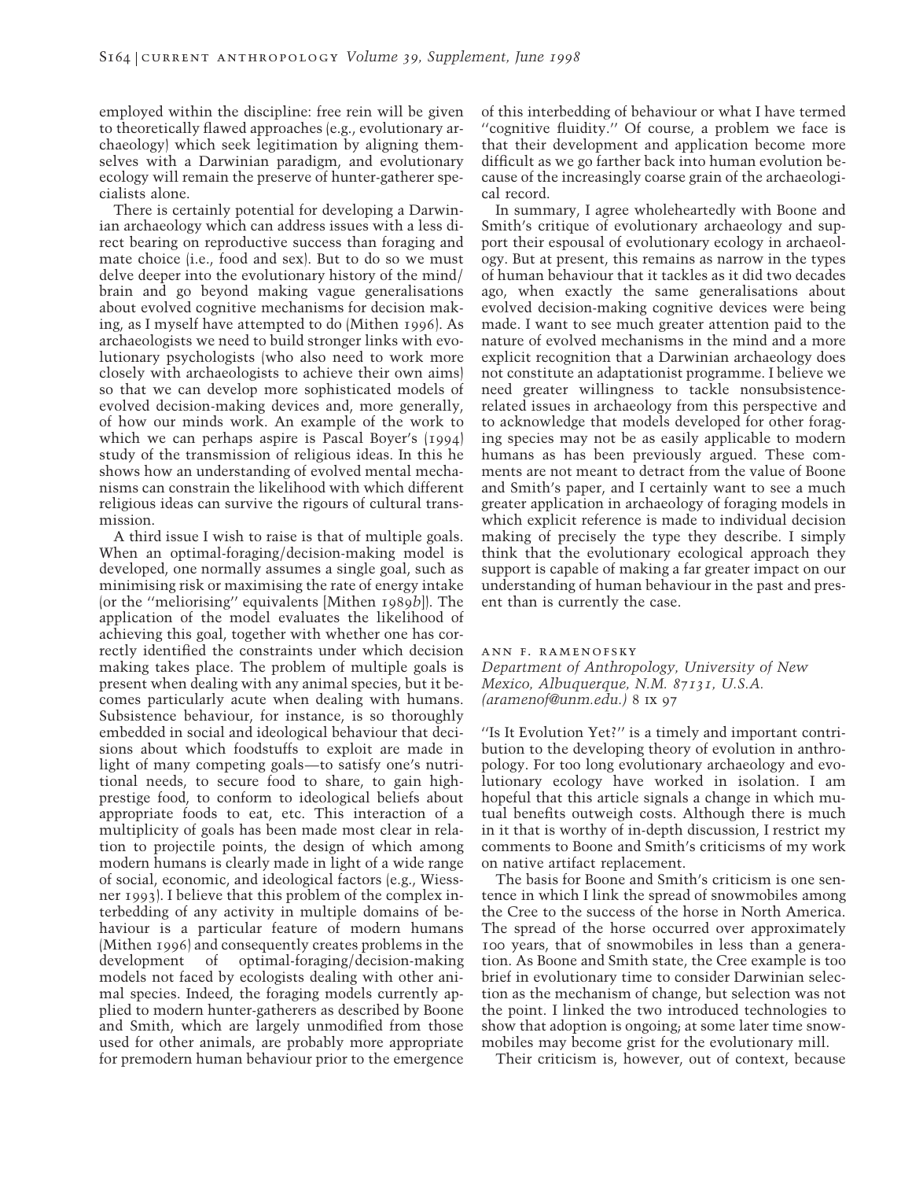employed within the discipline: free rein will be given to theoretically flawed approaches (e.g., evolutionary archaeology) which seek legitimation by aligning themselves with a Darwinian paradigm, and evolutionary ecology will remain the preserve of hunter-gatherer specialists alone.

There is certainly potential for developing a Darwinian archaeology which can address issues with a less direct bearing on reproductive success than foraging and mate choice (i.e., food and sex). But to do so we must delve deeper into the evolutionary history of the mind/brain and go beyond making vague generalisations about evolved cognitive mechanisms for decision making, as I myself have attempted to do (Mithen 1996). As archaeologists we need to build stronger links with evolutionary psychologists (who also need to work more closely with archaeologists to achieve their own aims) so that we can develop more sophisticated models of evolved decision-making devices and, more generally, of how our minds work. An example of the work to which we can perhaps aspire is Pascal Boyer's (1994) study of the transmission of religious ideas. In this he shows how an understanding of evolved mental mechanisms can constrain the likelihood with which different religious ideas can survive the rigours of cultural transmission.

A third issue I wish to raise is that of multiple goals. When an optimal-foraging/decision-making model is developed, one normally assumes a single goal, such as minimising risk or maximising the rate of energy intake (or the "meliorising" equivalents [Mithen 1989*b*]). The application of the model evaluates the likelihood of achieving this goal, together with whether one has correctly identified the constraints under which decision making takes place. The problem of multiple goals is present when dealing with any animal species, but it becomes particularly acute when dealing with humans. Subsistence behaviour, for instance, is so thoroughly embedded in social and ideological behaviour that decisions about which foodstuffs to exploit are made in light of many competing goals—to satisfy one's nutritional needs, to secure food to share, to gain high-prestige food, to conform to ideological beliefs about appropriate foods to eat, etc. This interaction of a multiplicity of goals has been made most clear in relation to projectile points, the design of which among modern humans is clearly made in light of a wide range of social, economic, and ideological factors (e.g., Wiessner 1993). I believe that this problem of the complex interbedding of any activity in multiple domains of behaviour is a particular feature of modern humans (Mithen 1996) and consequently creates problems in the development of optimal-foraging/decision-making models not faced by ecologists dealing with other animal species. Indeed, the foraging models currently applied to modern hunter-gatherers as described by Boone and Smith, which are largely unmodified from those used for other animals, are probably more appropriate for premodern human behaviour prior to the emergence of this interbedding of behaviour or what I have termed "cognitive fluidity." Of course, a problem we face is that their development and application become more difficult as we go farther back into human evolution because of the increasingly coarse grain of the archaeological record.

In summary, I agree wholeheartedly with Boone and Smith's critique of evolutionary archaeology and support their espousal of evolutionary ecology in archaeology. But at present, this remains as narrow in the types of human behaviour that it tackles as it did two decades ago, when exactly the same generalisations about evolved decision-making cognitive devices were being made. I want to see much greater attention paid to the nature of evolved mechanisms in the mind and a more explicit recognition that a Darwinian archaeology does not constitute an adaptationist programme. I believe we need greater willingness to tackle nonsubsistence-related issues in archaeology from this perspective and to acknowledge that models developed for other foraging species may not be as easily applicable to modern humans as has been previously argued. These comments are not meant to detract from the value of Boone and Smith's paper, and I certainly want to see a much greater application in archaeology of foraging models in which explicit reference is made to individual decision making of precisely the type they describe. I simply think that the evolutionary ecological approach they support is capable of making a far greater impact on our understanding of human behaviour in the past and present than is currently the case.

ANN F. RAMENOFSKY
*Department of Anthropology, University of New Mexico, Albuquerque, N.M. 87131, U.S.A. (aramenof@unm.edu).* 8 IX 97

"Is It Evolution Yet?" is a timely and important contribution to the developing theory of evolution in anthropology. For too long evolutionary archaeology and evolutionary ecology have worked in isolation. I am hopeful that this article signals a change in which mutual benefits outweigh costs. Although there is much in it that is worthy of in-depth discussion, I restrict my comments to Boone and Smith's criticisms of my work on native artifact replacement.

The basis for Boone and Smith's criticism is one sentence in which I link the spread of snowmobiles among the Cree to the success of the horse in North America. The spread of the horse occurred over approximately 100 years, that of snowmobiles in less than a generation. As Boone and Smith state, the Cree example is too brief in evolutionary time to consider Darwinian selection as the mechanism of change, but selection was not the point. I linked the two introduced technologies to show that adoption is ongoing; at some later time snowmobiles may become grist for the evolutionary mill.

Their criticism is, however, out of context, because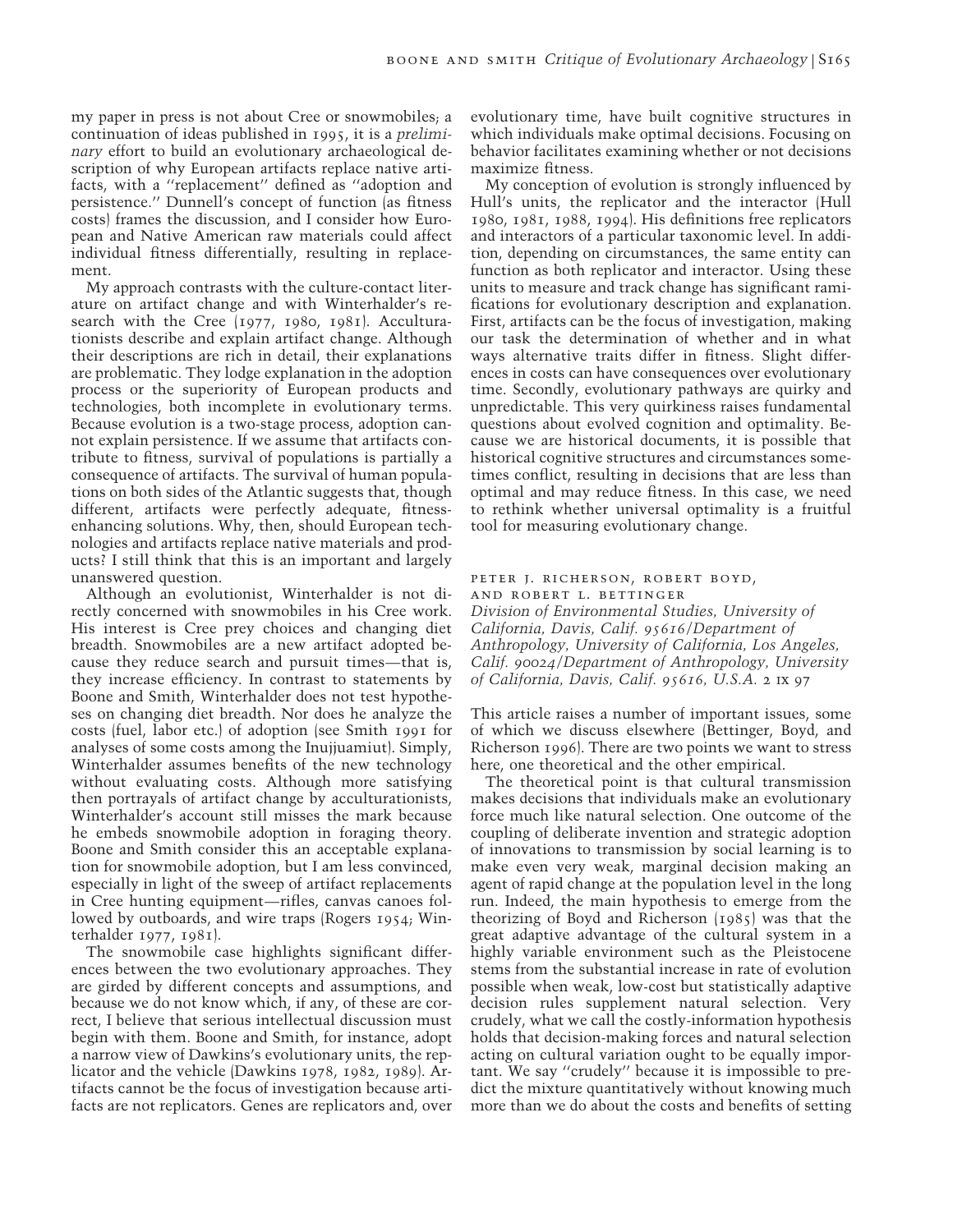my paper in press is not about Cree or snowmobiles; a continuation of ideas published in 1995, it is a *preliminary* effort to build an evolutionary archaeological description of why European artifacts replace native artifacts, with a "replacement" defined as "adoption and persistence." Dunnell's concept of function (as fitness costs) frames the discussion, and I consider how European and Native American raw materials could affect individual fitness differentially, resulting in replacement.

My approach contrasts with the culture-contact literature on artifact change and with Winterhalder's research with the Cree (1977, 1980, 1981). Acculturationists describe and explain artifact change. Although their descriptions are rich in detail, their explanations are problematic. They lodge explanation in the adoption process or the superiority of European products and technologies, both incomplete in evolutionary terms. Because evolution is a two-stage process, adoption cannot explain persistence. If we assume that artifacts contribute to fitness, survival of populations is partially a consequence of artifacts. The survival of human populations on both sides of the Atlantic suggests that, though different, artifacts were perfectly adequate, fitness-enhancing solutions. Why, then, should European technologies and artifacts replace native materials and products? I still think that this is an important and largely unanswered question.

Although an evolutionist, Winterhalder is not directly concerned with snowmobiles in his Cree work. His interest is Cree prey choices and changing diet breadth. Snowmobiles are a new artifact adopted because they reduce search and pursuit times—that is, they increase efficiency. In contrast to statements by Boone and Smith, Winterhalder does not test hypotheses on changing diet breadth. Nor does he analyze the costs (fuel, labor etc.) of adoption (see Smith 1991 for analyses of some costs among the Inujjuamiut). Simply, Winterhalder assumes benefits of the new technology without evaluating costs. Although more satisfying then portrayals of artifact change by acculturationists, Winterhalder's account still misses the mark because he embeds snowmobile adoption in foraging theory. Boone and Smith consider this an acceptable explanation for snowmobile adoption, but I am less convinced, especially in light of the sweep of artifact replacements in Cree hunting equipment—rifles, canvas canoes followed by outboards, and wire traps (Rogers 1954; Winterhalder 1977, 1981).

The snowmobile case highlights significant differences between the two evolutionary approaches. They are girded by different concepts and assumptions, and because we do not know which, if any, of these are correct, I believe that serious intellectual discussion must begin with them. Boone and Smith, for instance, adopt a narrow view of Dawkins's evolutionary units, the replicator and the vehicle (Dawkins 1978, 1982, 1989). Artifacts cannot be the focus of investigation because artifacts are not replicators. Genes are replicators and, over evolutionary time, have built cognitive structures in which individuals make optimal decisions. Focusing on behavior facilitates examining whether or not decisions maximize fitness.

My conception of evolution is strongly influenced by Hull's units, the replicator and the interactor (Hull 1980, 1981, 1988, 1994). His definitions free replicators and interactors of a particular taxonomic level. In addition, depending on circumstances, the same entity can function as both replicator and interactor. Using these units to measure and track change has significant ramifications for evolutionary description and explanation. First, artifacts can be the focus of investigation, making our task the determination of whether and in what ways alternative traits differ in fitness. Slight differences in costs can have consequences over evolutionary time. Secondly, evolutionary pathways are quirky and unpredictable. This very quirkiness raises fundamental questions about evolved cognition and optimality. Because we are historical documents, it is possible that historical cognitive structures and circumstances sometimes conflict, resulting in decisions that are less than optimal and may reduce fitness. In this case, we need to rethink whether universal optimality is a fruitful tool for measuring evolutionary change.

PETER J. RICHERSON, ROBERT BOYD, AND ROBERT L. BETTINGER

*Division of Environmental Studies, University of California, Davis, Calif. 95616/Department of Anthropology, University of California, Los Angeles, Calif. 90024/Department of Anthropology, University of California, Davis, Calif. 95616, U.S.A.* 2 IX 97

This article raises a number of important issues, some of which we discuss elsewhere (Bettinger, Boyd, and Richerson 1996). There are two points we want to stress here, one theoretical and the other empirical.

The theoretical point is that cultural transmission makes decisions that individuals make an evolutionary force much like natural selection. One outcome of the coupling of deliberate invention and strategic adoption of innovations to transmission by social learning is to make even very weak, marginal decision making an agent of rapid change at the population level in the long run. Indeed, the main hypothesis to emerge from the theorizing of Boyd and Richerson (1985) was that the great adaptive advantage of the cultural system in a highly variable environment such as the Pleistocene stems from the substantial increase in rate of evolution possible when weak, low-cost but statistically adaptive decision rules supplement natural selection. Very crudely, what we call the costly-information hypothesis holds that decision-making forces and natural selection acting on cultural variation ought to be equally important. We say "crudely" because it is impossible to predict the mixture quantitatively without knowing much more than we do about the costs and benefits of setting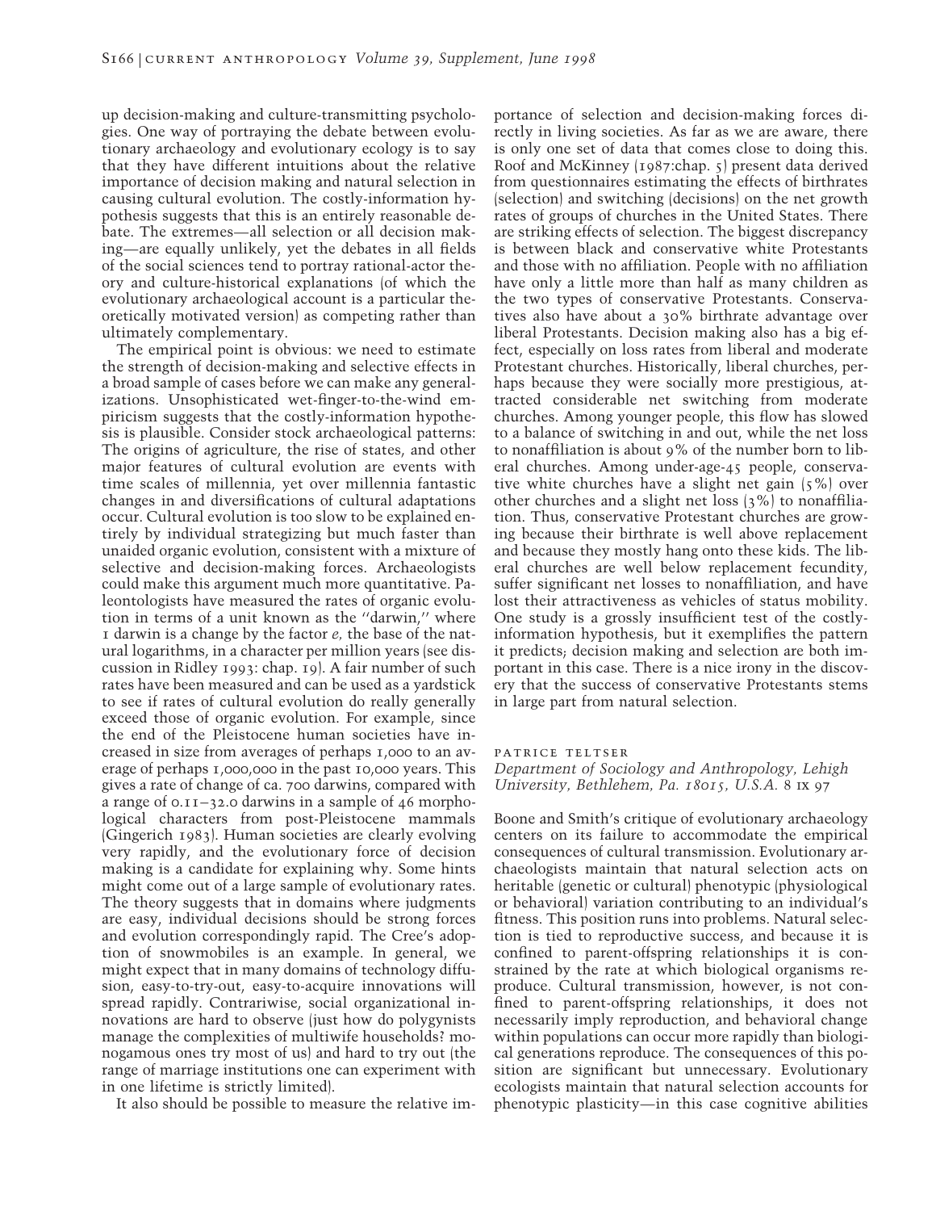up decision-making and culture-transmitting psychologies. One way of portraying the debate between evolutionary archaeology and evolutionary ecology is to say that they have different intuitions about the relative importance of decision making and natural selection in causing cultural evolution. The costly-information hypothesis suggests that this is an entirely reasonable debate. The extremes—all selection or all decision making—are equally unlikely, yet the debates in all fields of the social sciences tend to portray rational-actor theory and culture-historical explanations (of which the evolutionary archaeological account is a particular theoretically motivated version) as competing rather than ultimately complementary.

The empirical point is obvious: we need to estimate the strength of decision-making and selective effects in a broad sample of cases before we can make any generalizations. Unsophisticated wet-finger-to-the-wind empiricism suggests that the costly-information hypothesis is plausible. Consider stock archaeological patterns: The origins of agriculture, the rise of states, and other major features of cultural evolution are events with time scales of millennia, yet over millennia fantastic changes in and diversifications of cultural adaptations occur. Cultural evolution is too slow to be explained entirely by individual strategizing but much faster than unaided organic evolution, consistent with a mixture of selective and decision-making forces. Archaeologists could make this argument much more quantitative. Paleontologists have measured the rates of organic evolution in terms of a unit known as the "darwin," where 1 darwin is a change by the factor *e*, the base of the natural logarithms, in a character per million years (see discussion in Ridley 1993: chap. 19). A fair number of such rates have been measured and can be used as a yardstick to see if rates of cultural evolution do really generally exceed those of organic evolution. For example, since the end of the Pleistocene human societies have increased in size from averages of perhaps 1,000 to an average of perhaps 1,000,000 in the past 10,000 years. This gives a rate of change of ca. 700 darwins, compared with a range of 0.11–32.0 darwins in a sample of 46 morphological characters from post-Pleistocene mammals (Gingerich 1983). Human societies are clearly evolving very rapidly, and the evolutionary force of decision making is a candidate for explaining why. Some hints might come out of a large sample of evolutionary rates. The theory suggests that in domains where judgments are easy, individual decisions should be strong forces and evolution correspondingly rapid. The Cree's adoption of snowmobiles is an example. In general, we might expect that in many domains of technology diffusion, easy-to-try-out, easy-to-acquire innovations will spread rapidly. Contrariwise, social organizational innovations are hard to observe (just how do polygynists manage the complexities of multiwife households? monogamous ones try most of us) and hard to try out (the range of marriage institutions one can experiment with in one lifetime is strictly limited).

It also should be possible to measure the relative importance of selection and decision-making forces directly in living societies. As far as we are aware, there is only one set of data that comes close to doing this. Roof and McKinney (1987:chap. 5) present data derived from questionnaires estimating the effects of birthrates (selection) and switching (decisions) on the net growth rates of groups of churches in the United States. There are striking effects of selection. The biggest discrepancy is between black and conservative white Protestants and those with no affiliation. People with no affiliation have only a little more than half as many children as the two types of conservative Protestants. Conservatives also have about a 30% birthrate advantage over liberal Protestants. Decision making also has a big effect, especially on loss rates from liberal and moderate Protestant churches. Historically, liberal churches, perhaps because they were socially more prestigious, attracted considerable net switching from moderate churches. Among younger people, this flow has slowed to a balance of switching in and out, while the net loss to nonaffiliation is about 9% of the number born to liberal churches. Among under-age-45 people, conservative white churches have a slight net gain (5%) over other churches and a slight net loss (3%) to nonaffiliation. Thus, conservative Protestant churches are growing because their birthrate is well above replacement and because they mostly hang onto these kids. The liberal churches are well below replacement fecundity, suffer significant net losses to nonaffiliation, and have lost their attractiveness as vehicles of status mobility. One study is a grossly insufficient test of the costly-information hypothesis, but it exemplifies the pattern it predicts; decision making and selection are both important in this case. There is a nice irony in the discovery that the success of conservative Protestants stems in large part from natural selection.

PATRICE TELTSER
*Department of Sociology and Anthropology, Lehigh University, Bethlehem, Pa. 18015, U.S.A. 8 IX 97*

Boone and Smith's critique of evolutionary archaeology centers on its failure to accommodate the empirical consequences of cultural transmission. Evolutionary archaeologists maintain that natural selection acts on heritable (genetic or cultural) phenotypic (physiological or behavioral) variation contributing to an individual's fitness. This position runs into problems. Natural selection is tied to reproductive success, and because it is confined to parent-offspring relationships it is constrained by the rate at which biological organisms reproduce. Cultural transmission, however, is not confined to parent-offspring relationships, it does not necessarily imply reproduction, and behavioral change within populations can occur more rapidly than biological generations reproduce. The consequences of this position are significant but unnecessary. Evolutionary ecologists maintain that natural selection accounts for phenotypic plasticity—in this case cognitive abilities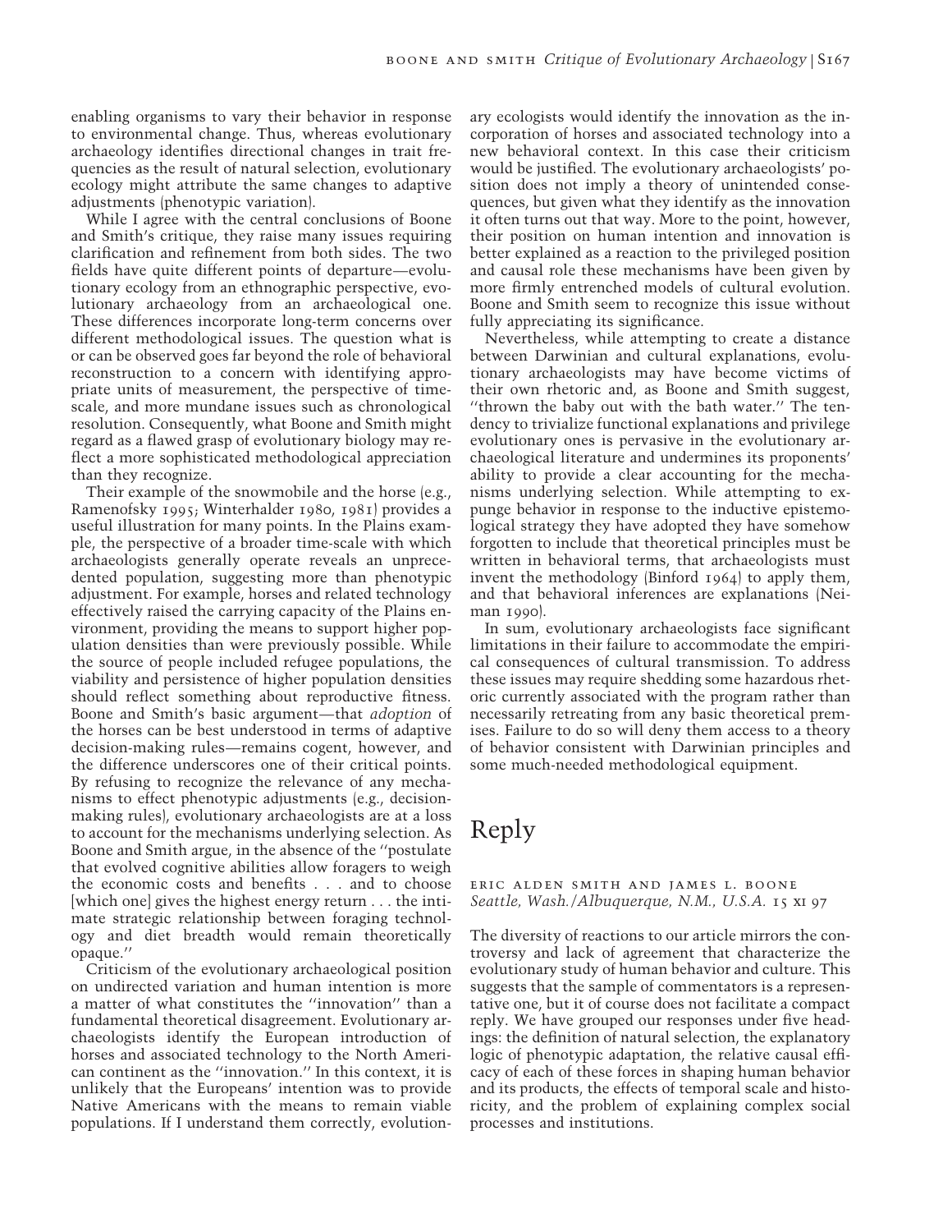enabling organisms to vary their behavior in response to environmental change. Thus, whereas evolutionary archaeology identifies directional changes in trait frequencies as the result of natural selection, evolutionary ecology might attribute the same changes to adaptive adjustments (phenotypic variation).

While I agree with the central conclusions of Boone and Smith's critique, they raise many issues requiring clarification and refinement from both sides. The two fields have quite different points of departure—evolutionary ecology from an ethnographic perspective, evolutionary archaeology from an archaeological one. These differences incorporate long-term concerns over different methodological issues. The question what is or can be observed goes far beyond the role of behavioral reconstruction to a concern with identifying appropriate units of measurement, the perspective of time-scale, and more mundane issues such as chronological resolution. Consequently, what Boone and Smith might regard as a flawed grasp of evolutionary biology may reflect a more sophisticated methodological appreciation than they recognize.

Their example of the snowmobile and the horse (e.g., Ramenofsky 1995; Winterhalder 1980, 1981) provides a useful illustration for many points. In the Plains example, the perspective of a broader time-scale with which archaeologists generally operate reveals an unprecedented population, suggesting more than phenotypic adjustment. For example, horses and related technology effectively raised the carrying capacity of the Plains environment, providing the means to support higher population densities than were previously possible. While the source of people included refugee populations, the viability and persistence of higher population densities should reflect something about reproductive fitness. Boone and Smith's basic argument—that *adoption* of the horses can be best understood in terms of adaptive decision-making rules—remains cogent, however, and the difference underscores one of their critical points. By refusing to recognize the relevance of any mechanisms to effect phenotypic adjustments (e.g., decision-making rules), evolutionary archaeologists are at a loss to account for the mechanisms underlying selection. As Boone and Smith argue, in the absence of the "postulate that evolved cognitive abilities allow foragers to weigh the economic costs and benefits . . . and to choose [which one] gives the highest energy return . . . the intimate strategic relationship between foraging technology and diet breadth would remain theoretically opaque."

Criticism of the evolutionary archaeological position on undirected variation and human intention is more a matter of what constitutes the "innovation" than a fundamental theoretical disagreement. Evolutionary archaeologists identify the European introduction of horses and associated technology to the North American continent as the "innovation." In this context, it is unlikely that the Europeans' intention was to provide Native Americans with the means to remain viable populations. If I understand them correctly, evolutionary ecologists would identify the innovation as the incorporation of horses and associated technology into a new behavioral context. In this case their criticism would be justified. The evolutionary archaeologists' position does not imply a theory of unintended consequences, but given what they identify as the innovation it often turns out that way. More to the point, however, their position on human intention and innovation is better explained as a reaction to the privileged position and causal role these mechanisms have been given by more firmly entrenched models of cultural evolution. Boone and Smith seem to recognize this issue without fully appreciating its significance.

Nevertheless, while attempting to create a distance between Darwinian and cultural explanations, evolutionary archaeologists may have become victims of their own rhetoric and, as Boone and Smith suggest, "thrown the baby out with the bath water." The tendency to trivialize functional explanations and privilege evolutionary ones is pervasive in the evolutionary archaeological literature and undermines its proponents' ability to provide a clear accounting for the mechanisms underlying selection. While attempting to expunge behavior in response to the inductive epistemological strategy they have adopted they have somehow forgotten to include that theoretical principles must be written in behavioral terms, that archaeologists must invent the methodology (Binford 1964) to apply them, and that behavioral inferences are explanations (Neiman 1990).

In sum, evolutionary archaeologists face significant limitations in their failure to accommodate the empirical consequences of cultural transmission. To address these issues may require shedding some hazardous rhetoric currently associated with the program rather than necessarily retreating from any basic theoretical premises. Failure to do so will deny them access to a theory of behavior consistent with Darwinian principles and some much-needed methodological equipment.

# Reply

ERIC ALDEN SMITH AND JAMES L. BOONE
*Seattle, Wash./Albuquerque, N.M., U.S.A. 15 XI 97*

The diversity of reactions to our article mirrors the controversy and lack of agreement that characterize the evolutionary study of human behavior and culture. This suggests that the sample of commentators is a representative one, but it of course does not facilitate a compact reply. We have grouped our responses under five headings: the definition of natural selection, the explanatory logic of phenotypic adaptation, the relative causal efficacy of each of these forces in shaping human behavior and its products, the effects of temporal scale and historicity, and the problem of explaining complex social processes and institutions.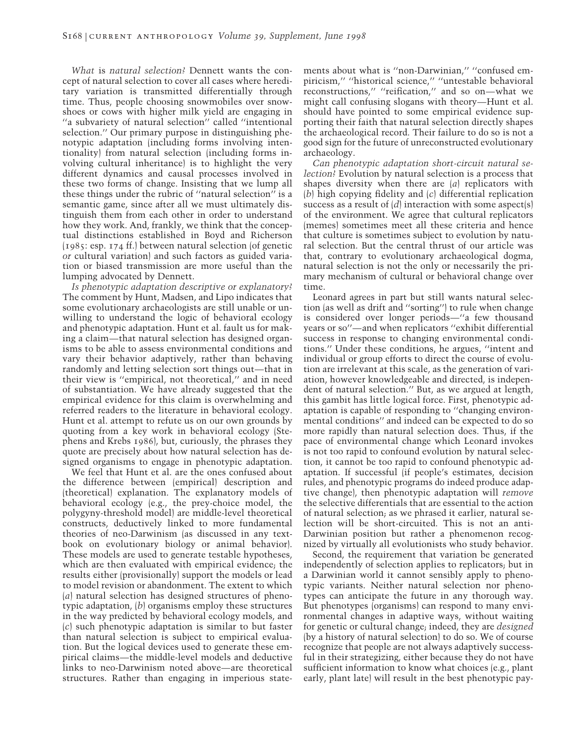*What* is *natural selection?* Dennett wants the concept of natural selection to cover all cases where hereditary variation is transmitted differentially through time. Thus, people choosing snowmobiles over snowshoes or cows with higher milk yield are engaging in "a subvariety of natural selection" called "intentional selection." Our primary purpose in distinguishing phenotypic adaptation (including forms involving intentionality) from natural selection (including forms involving cultural inheritance) is to highlight the very different dynamics and causal processes involved in these two forms of change. Insisting that we lump all these things under the rubric of "natural selection" is a semantic game, since after all we must ultimately distinguish them from each other in order to understand how they work. And, frankly, we think that the conceptual distinctions established in Boyd and Richerson (1985: esp. 174 ff.) between natural selection (of genetic *or* cultural variation) and such factors as guided variation or biased transmission are more useful than the lumping advocated by Dennett.

*Is phenotypic adaptation descriptive or explanatory?* The comment by Hunt, Madsen, and Lipo indicates that some evolutionary archaeologists are still unable or unwilling to understand the logic of behavioral ecology and phenotypic adaptation. Hunt et al. fault us for making a claim—that natural selection has designed organisms to be able to assess environmental conditions and vary their behavior adaptively, rather than behaving randomly and letting selection sort things out—that in their view is "empirical, not theoretical," and in need of substantiation. We have already suggested that the empirical evidence for this claim is overwhelming and referred readers to the literature in behavioral ecology. Hunt et al. attempt to refute us on our own grounds by quoting from a key work in behavioral ecology (Stephens and Krebs 1986), but, curiously, the phrases they quote are precisely about how natural selection has designed organisms to engage in phenotypic adaptation.

We feel that Hunt et al. are the ones confused about the difference between (empirical) description and (theoretical) explanation. The explanatory models of behavioral ecology (e.g., the prey-choice model, the polygyny-threshold model) are middle-level theoretical constructs, deductively linked to more fundamental theories of neo-Darwinism (as discussed in any textbook on evolutionary biology or animal behavior). These models are used to generate testable hypotheses, which are then evaluated with empirical evidence; the results either (provisionally) support the models or lead to model revision or abandonment. The extent to which (*a*) natural selection has designed structures of phenotypic adaptation, (*b*) organisms employ these structures in the way predicted by behavioral ecology models, and (*c*) such phenotypic adaptation is similar to but faster than natural selection is subject to empirical evaluation. But the logical devices used to generate these empirical claims—the middle-level models and deductive links to neo-Darwinism noted above—are theoretical structures. Rather than engaging in imperious statements about what is "non-Darwinian," "confused empiricism," "historical science," "untestable behavioral reconstructions," "reification," and so on—what we might call confusing slogans with theory—Hunt et al. should have pointed to some empirical evidence supporting their faith that natural selection directly shapes the archaeological record. Their failure to do so is not a good sign for the future of unreconstructed evolutionary archaeology.

*Can phenotypic adaptation short-circuit natural selection?* Evolution by natural selection is a process that shapes diversity when there are (*a*) replicators with (*b*) high copying fidelity and (*c*) differential replication success as a result of (*d*) interaction with some aspect(s) of the environment. We agree that cultural replicators (memes) sometimes meet all these criteria and hence that culture is sometimes subject to evolution by natural selection. But the central thrust of our article was that, contrary to evolutionary archaeological dogma, natural selection is not the only or necessarily the primary mechanism of cultural or behavioral change over time.

Leonard agrees in part but still wants natural selection (as well as drift and "sorting") to rule when change is considered over longer periods—"a few thousand years or so"—and when replicators "exhibit differential success in response to changing environmental conditions." Under these conditions, he argues, "intent and individual or group efforts to direct the course of evolution are irrelevant at this scale, as the generation of variation, however knowledgeable and directed, is independent of natural selection." But, as we argued at length, this gambit has little logical force. First, phenotypic adaptation is capable of responding to "changing environmental conditions" and indeed can be expected to do so more rapidly than natural selection does. Thus, if the pace of environmental change which Leonard invokes is not too rapid to confound evolution by natural selection, it cannot be too rapid to confound phenotypic adaptation. If successful (if people's estimates, decision rules, and phenotypic programs do indeed produce adaptive change), then phenotypic adaptation will *remove* the selective differentials that are essential to the action of natural selection; as we phrased it earlier, natural selection will be short-circuited. This is not an anti-Darwinian position but rather a phenomenon recognized by virtually all evolutionists who study behavior.

Second, the requirement that variation be generated independently of selection applies to replicators; but in a Darwinian world it cannot sensibly apply to phenotypic variants. Neither natural selection nor phenotypes can anticipate the future in any thorough way. But phenotypes (organisms) can respond to many environmental changes in adaptive ways, without waiting for genetic or cultural change; indeed, they are *designed* (by a history of natural selection) to do so. We of course recognize that people are not always adaptively successful in their strategizing, either because they do not have sufficient information to know what choices (e.g., plant early, plant late) will result in the best phenotypic pay-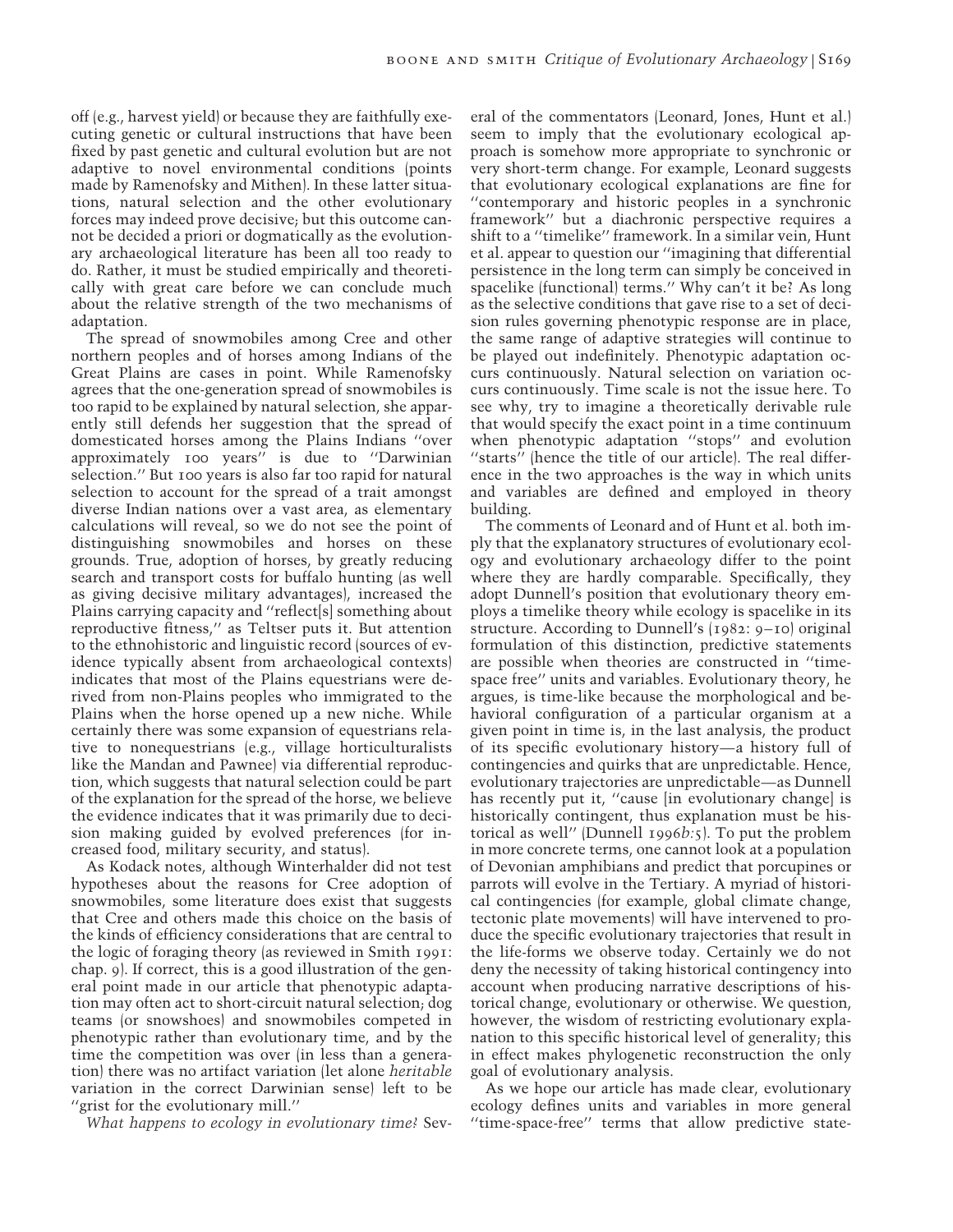off (e.g., harvest yield) or because they are faithfully executing genetic or cultural instructions that have been fixed by past genetic and cultural evolution but are not adaptive to novel environmental conditions (points made by Ramenofsky and Mithen). In these latter situations, natural selection and the other evolutionary forces may indeed prove decisive; but this outcome cannot be decided a priori or dogmatically as the evolutionary archaeological literature has been all too ready to do. Rather, it must be studied empirically and theoretically with great care before we can conclude much about the relative strength of the two mechanisms of adaptation.

The spread of snowmobiles among Cree and other northern peoples and of horses among Indians of the Great Plains are cases in point. While Ramenofsky agrees that the one-generation spread of snowmobiles is too rapid to be explained by natural selection, she apparently still defends her suggestion that the spread of domesticated horses among the Plains Indians "over approximately 100 years" is due to "Darwinian selection." But 100 years is also far too rapid for natural selection to account for the spread of a trait amongst diverse Indian nations over a vast area, as elementary calculations will reveal, so we do not see the point of distinguishing snowmobiles and horses on these grounds. True, adoption of horses, by greatly reducing search and transport costs for buffalo hunting (as well as giving decisive military advantages), increased the Plains carrying capacity and "reflect[s] something about reproductive fitness," as Teltser puts it. But attention to the ethnohistoric and linguistic record (sources of evidence typically absent from archaeological contexts) indicates that most of the Plains equestrians were derived from non-Plains peoples who immigrated to the Plains when the horse opened up a new niche. While certainly there was some expansion of equestrians relative to nonequestrians (e.g., village horticulturalists like the Mandan and Pawnee) via differential reproduction, which suggests that natural selection could be part of the explanation for the spread of the horse, we believe the evidence indicates that it was primarily due to decision making guided by evolved preferences (for increased food, military security, and status).

As Kodack notes, although Winterhalder did not test hypotheses about the reasons for Cree adoption of snowmobiles, some literature does exist that suggests that Cree and others made this choice on the basis of the kinds of efficiency considerations that are central to the logic of foraging theory (as reviewed in Smith 1991: chap. 9). If correct, this is a good illustration of the general point made in our article that phenotypic adaptation may often act to short-circuit natural selection; dog teams (or snowshoes) and snowmobiles competed in phenotypic rather than evolutionary time, and by the time the competition was over (in less than a generation) there was no artifact variation (let alone *heritable* variation in the correct Darwinian sense) left to be "grist for the evolutionary mill."

*What happens to ecology in evolutionary time?* Several of the commentators (Leonard, Jones, Hunt et al.) seem to imply that the evolutionary ecological approach is somehow more appropriate to synchronic or very short-term change. For example, Leonard suggests that evolutionary ecological explanations are fine for "contemporary and historic peoples in a synchronic framework" but a diachronic perspective requires a shift to a "timelike" framework. In a similar vein, Hunt et al. appear to question our "imagining that differential persistence in the long term can simply be conceived in spacelike (functional) terms." Why can't it be? As long as the selective conditions that gave rise to a set of decision rules governing phenotypic response are in place, the same range of adaptive strategies will continue to be played out indefinitely. Phenotypic adaptation occurs continuously. Natural selection on variation occurs continuously. Time scale is not the issue here. To see why, try to imagine a theoretically derivable rule that would specify the exact point in a time continuum when phenotypic adaptation "stops" and evolution "starts" (hence the title of our article). The real difference in the two approaches is the way in which units and variables are defined and employed in theory building.

The comments of Leonard and of Hunt et al. both imply that the explanatory structures of evolutionary ecology and evolutionary archaeology differ to the point where they are hardly comparable. Specifically, they adopt Dunnell's position that evolutionary theory employs a timelike theory while ecology is spacelike in its structure. According to Dunnell's (1982: 9–10) original formulation of this distinction, predictive statements are possible when theories are constructed in "time-space free" units and variables. Evolutionary theory, he argues, is time-like because the morphological and behavioral configuration of a particular organism at a given point in time is, in the last analysis, the product of its specific evolutionary history—a history full of contingencies and quirks that are unpredictable. Hence, evolutionary trajectories are unpredictable—as Dunnell has recently put it, "cause [in evolutionary change] is historically contingent, thus explanation must be historical as well" (Dunnell 1996*b*:5). To put the problem in more concrete terms, one cannot look at a population of Devonian amphibians and predict that porcupines or parrots will evolve in the Tertiary. A myriad of historical contingencies (for example, global climate change, tectonic plate movements) will have intervened to produce the specific evolutionary trajectories that result in the life-forms we observe today. Certainly we do not deny the necessity of taking historical contingency into account when producing narrative descriptions of historical change, evolutionary or otherwise. We question, however, the wisdom of restricting evolutionary explanation to this specific historical level of generality; this in effect makes phylogenetic reconstruction the only goal of evolutionary analysis.

As we hope our article has made clear, evolutionary ecology defines units and variables in more general "time-space-free" terms that allow predictive state-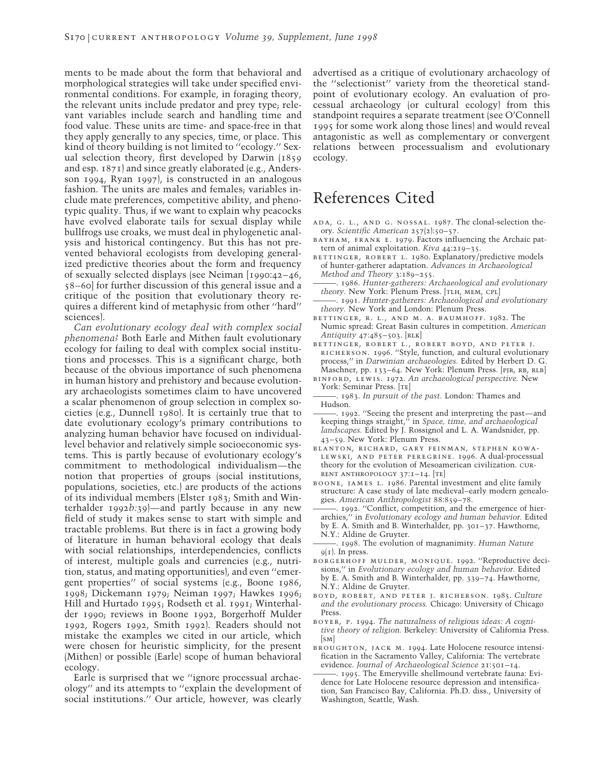ments to be made about the form that behavioral and morphological strategies will take under specified environmental conditions. For example, in foraging theory, the relevant units include predator and prey type; relevant variables include search and handling time and food value. These units are time- and space-free in that they apply generally to any species, time, or place. This kind of theory building is not limited to "ecology." Sexual selection theory, first developed by Darwin (1859 and esp. 1871) and since greatly elaborated (e.g., Andersson 1994, Ryan 1997), is constructed in an analogous fashion. The units are males and females; variables include mate preferences, competitive ability, and phenotypic quality. Thus, if we want to explain why peacocks have evolved elaborate tails for sexual display while bullfrogs use croaks, we must deal in phylogenetic analysis and historical contingency. But this has not prevented behavioral ecologists from developing generalized predictive theories about the form and frequency of sexually selected displays (see Neiman [1990:42–46, 58–60] for further discussion of this general issue and a critique of the position that evolutionary theory requires a different kind of metaphysic from other "hard" sciences).

*Can evolutionary ecology deal with complex social phenomena?* Both Earle and Mithen fault evolutionary ecology for failing to deal with complex social institutions and processes. This is a significant charge, both because of the obvious importance of such phenomena in human history and prehistory and because evolutionary archaeologists sometimes claim to have uncovered a scalar phenomenon of group selection in complex societies (e.g., Dunnell 1980). It is certainly true that to date evolutionary ecology's primary contributions to analyzing human behavior have focused on individual-level behavior and relatively simple socioeconomic systems. This is partly because of evolutionary ecology's commitment to methodological individualism—the notion that properties of groups (social institutions, populations, societies, etc.) are products of the actions of its individual members (Elster 1983; Smith and Winterhalder 1992*b*:39)—and partly because in any new field of study it makes sense to start with simple and tractable problems. But there is in fact a growing body of literature in human behavioral ecology that deals with social relationships, interdependencies, conflicts of interest, multiple goals and currencies (e.g., nutrition, status, and mating opportunities), and even "emergent properties" of social systems (e.g., Boone 1986, 1998; Dickemann 1979; Neiman 1997; Hawkes 1996; Hill and Hurtado 1995; Rodseth et al. 1991; Winterhalder 1990; reviews in Boone 1992, Borgerhoff Mulder 1992, Rogers 1992, Smith 1992). Readers should not mistake the examples we cited in our article, which were chosen for heuristic simplicity, for the present (Mithen) or possible (Earle) scope of human behavioral ecology.

Earle is surprised that we "ignore processual archaeology" and its attempts to "explain the development of social institutions." Our article, however, was clearly advertised as a critique of evolutionary archaeology of the "selectionist" variety from the theoretical standpoint of evolutionary ecology. An evaluation of processual archaeology (or cultural ecology) from this standpoint requires a separate treatment (see O'Connell 1995 for some work along those lines) and would reveal antagonistic as well as complementary or convergent relations between processualism and evolutionary ecology.

# References Cited

Ada, G. L., and G. Nossal. 1987. The clonal-selection theory. *Scientific American* 257(2):50–57.

Bayham, Frank E. 1979. Factors influencing the Archaic pattern of animal exploitation. *Kiva* 44:219–35.

Bettinger, Robert L. 1980. Explanatory/predictive models of hunter-gatherer adaptation. *Advances in Archaeological Method and Theory* 3:189–255.

———. 1986. *Hunter-gatherers: Archaeological and evolutionary theory.* New York: Plenum Press. [TLH, MEM, CPL]

———. 1991. *Hunter-gatherers: Archaeological and evolutionary theory.* New York and London: Plenum Press.

Bettinger, R. L., and M. A. Baumhoff. 1982. The Numic spread: Great Basin cultures in competition. *American Antiquity* 47:485–503. [RLK]

Bettinger, Robert L., Robert Boyd, and Peter J. Richerson. 1996. "Style, function, and cultural evolutionary process," in *Darwinian archaeologies.* Edited by Herbert D. G. Maschner, pp. 133–64. New York: Plenum Press. [PJR, RB, RLB]

Binford, Lewis. 1972. *An archaeological perspective.* New York: Seminar Press. [TE]

———. 1983. *In pursuit of the past.* London: Thames and Hudson.

———. 1992. "Seeing the present and interpreting the past—and keeping things straight," in *Space, time, and archaeological landscapes.* Edited by J. Rossignol and L. A. Wandsnider, pp. 43–59. New York: Plenum Press.

Blanton, Richard, Gary Feinman, Stephen Kowalewski, and Peter Peregrine. 1996. A dual-processual theory for the evolution of Mesoamerican civilization. Current Anthropology 37:1–14. [TE]

Boone, James L. 1986. Parental investment and elite family structure: A case study of late medieval–early modern genealogies. *American Anthropologist* 88:859–78.

———. 1992. "Conflict, competition, and the emergence of hierarchies," in *Evolutionary ecology and human behavior.* Edited by E. A. Smith and B. Winterhalder, pp. 301–37. Hawthorne, N.Y.: Aldine de Gruyter.

———. 1998. The evolution of magnanimity. *Human Nature* 9(1). In press.

Borgerhoff Mulder, Monique. 1992. "Reproductive decisions," in *Evolutionary ecology and human behavior.* Edited by E. A. Smith and B. Winterhalder, pp. 339–74. Hawthorne, N.Y.: Aldine de Gruyter.

Boyd, Robert, and Peter J. Richerson. 1985. *Culture and the evolutionary process.* Chicago: University of Chicago Press.

Boyer, P. 1994. *The naturalness of religious ideas: A cognitive theory of religion.* Berkeley: University of California Press. [SM]

Broughton, Jack M. 1994. Late Holocene resource intensification in the Sacramento Valley, California: The vertebrate evidence. *Journal of Archaeological Science* 21:501–14.

———. 1995. The Emeryville shellmound vertebrate fauna: Evidence for Late Holocene resource depression and intensification, San Francisco Bay, California. Ph.D. diss., University of Washington, Seattle, Wash.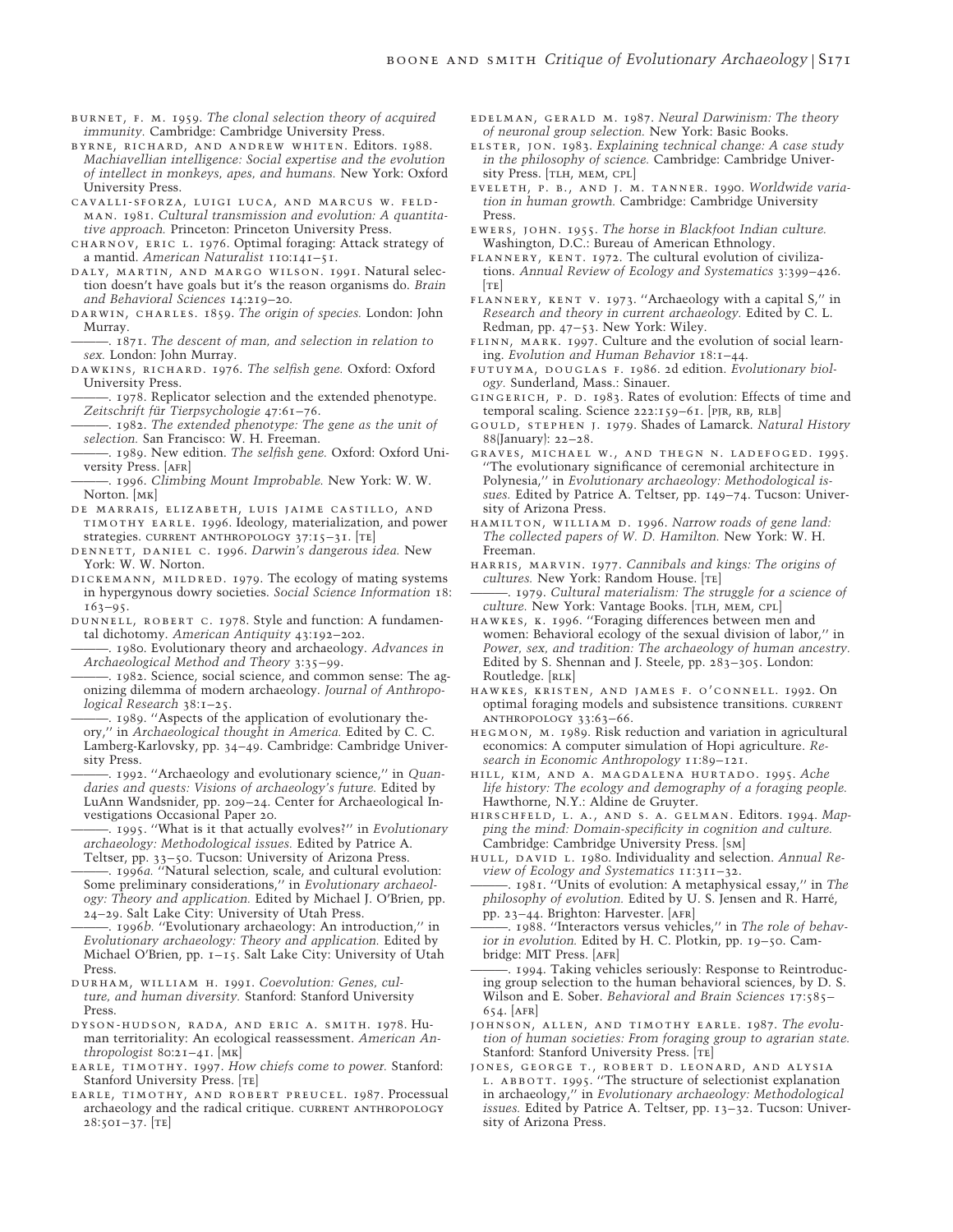BURNET, F. M. 1959. *The clonal selection theory of acquired immunity.* Cambridge: Cambridge University Press.

BYRNE, RICHARD, AND ANDREW WHITEN. Editors. 1988. *Machiavellian intelligence: Social expertise and the evolution of intellect in monkeys, apes, and humans.* New York: Oxford University Press.

CAVALLI-SFORZA, LUIGI LUCA, AND MARCUS W. FELDMAN. 1981. *Cultural transmission and evolution: A quantitative approach.* Princeton: Princeton University Press.

CHARNOV, ERIC L. 1976. Optimal foraging: Attack strategy of a mantid. *American Naturalist* 110:141–51.

DALY, MARTIN, AND MARGO WILSON. 1991. Natural selection doesn't have goals but it's the reason organisms do. *Brain and Behavioral Sciences* 14:219–20.

DARWIN, CHARLES. 1859. *The origin of species.* London: John Murray.

———. 1871. *The descent of man, and selection in relation to sex.* London: John Murray.

DAWKINS, RICHARD. 1976. *The selfish gene.* Oxford: Oxford University Press.

———. 1978. Replicator selection and the extended phenotype. *Zeitschrift für Tierpsychologie* 47:61–76.

———. 1982. *The extended phenotype: The gene as the unit of selection.* San Francisco: W. H. Freeman.

———. 1989. New edition. *The selfish gene.* Oxford: Oxford University Press. [AFR]

———. 1996. *Climbing Mount Improbable.* New York: W. W. Norton. [MK]

DE MARRAIS, ELIZABETH, LUIS JAIME CASTILLO, AND TIMOTHY EARLE. 1996. Ideology, materialization, and power strategies. CURRENT ANTHROPOLOGY 37:15–31. [TE]

DENNETT, DANIEL C. 1996. *Darwin's dangerous idea.* New York: W. W. Norton.

DICKEMANN, MILDRED. 1979. The ecology of mating systems in hypergynous dowry societies. *Social Science Information* 18: 163–95.

DUNNELL, ROBERT C. 1978. Style and function: A fundamental dichotomy. *American Antiquity* 43:192–202.

———. 1980. Evolutionary theory and archaeology. *Advances in Archaeological Method and Theory* 3:35–99.

———. 1982. Science, social science, and common sense: The agonizing dilemma of modern archaeology. *Journal of Anthropological Research* 38:1–25.

———. 1989. "Aspects of the application of evolutionary theory," in *Archaeological thought in America.* Edited by C. C. Lamberg-Karlovsky, pp. 34–49. Cambridge: Cambridge University Press.

———. 1992. "Archaeology and evolutionary science," in *Quandaries and quests: Visions of archaeology's future.* Edited by LuAnn Wandsnider, pp. 209–24. Center for Archaeological Investigations Occasional Paper 20.

———. 1995. "What is it that actually evolves?" in *Evolutionary archaeology: Methodological issues.* Edited by Patrice A. Teltser, pp. 33–50. Tucson: University of Arizona Press.

———. 1996*a.* "Natural selection, scale, and cultural evolution: Some preliminary considerations," in *Evolutionary archaeology: Theory and application.* Edited by Michael J. O'Brien, pp. 24–29. Salt Lake City: University of Utah Press.

———. 1996*b.* "Evolutionary archaeology: An introduction," in *Evolutionary archaeology: Theory and application.* Edited by Michael O'Brien, pp. 1–15. Salt Lake City: University of Utah Press.

DURHAM, WILLIAM H. 1991. *Coevolution: Genes, culture, and human diversity.* Stanford: Stanford University Press.

DYSON-HUDSON, RADA, AND ERIC A. SMITH. 1978. Human territoriality: An ecological reassessment. *American Anthropologist* 80:21–41. [MK]

EARLE, TIMOTHY. 1997. *How chiefs come to power.* Stanford: Stanford University Press. [TE]

EARLE, TIMOTHY, AND ROBERT PREUCEL. 1987. Processual archaeology and the radical critique. CURRENT ANTHROPOLOGY 28:501–37. [TE]

EDELMAN, GERALD M. 1987. *Neural Darwinism: The theory of neuronal group selection.* New York: Basic Books.

ELSTER, JON. 1983. *Explaining technical change: A case study in the philosophy of science.* Cambridge: Cambridge University Press. [TLH, MEM, CPL]

EVELETH, P. B., AND J. M. TANNER. 1990. *Worldwide variation in human growth.* Cambridge: Cambridge University Press.

EWERS, JOHN. 1955. *The horse in Blackfoot Indian culture.* Washington, D.C.: Bureau of American Ethnology.

FLANNERY, KENT. 1972. The cultural evolution of civilizations. *Annual Review of Ecology and Systematics* 3:399–426. [TE]

FLANNERY, KENT V. 1973. "Archaeology with a capital S," in *Research and theory in current archaeology.* Edited by C. L. Redman, pp. 47–53. New York: Wiley.

FLINN, MARK. 1997. Culture and the evolution of social learning. *Evolution and Human Behavior* 18:1–44.

FUTUYMA, DOUGLAS F. 1986. 2d edition. *Evolutionary biology.* Sunderland, Mass.: Sinauer.

GINGERICH, P. D. 1983. Rates of evolution: Effects of time and temporal scaling. Science 222:159–61. [PJR, RB, RLB]

GOULD, STEPHEN J. 1979. Shades of Lamarck. *Natural History* 88(January): 22–28.

GRAVES, MICHAEL W., AND THEGN N. LADEFOGED. 1995. "The evolutionary significance of ceremonial architecture in Polynesia," in *Evolutionary archaeology: Methodological issues.* Edited by Patrice A. Teltser, pp. 149–74. Tucson: University of Arizona Press.

HAMILTON, WILLIAM D. 1996. *Narrow roads of gene land: The collected papers of W. D. Hamilton.* New York: W. H. Freeman.

HARRIS, MARVIN. 1977. *Cannibals and kings: The origins of cultures.* New York: Random House. [TE]

———. 1979. *Cultural materialism: The struggle for a science of culture.* New York: Vantage Books. [TLH, MEM, CPL]

HAWKES, K. 1996. "Foraging differences between men and women: Behavioral ecology of the sexual division of labor," in *Power, sex, and tradition: The archaeology of human ancestry.* Edited by S. Shennan and J. Steele, pp. 283–305. London: Routledge. [RLK]

HAWKES, KRISTEN, AND JAMES F. O'CONNELL. 1992. On optimal foraging models and subsistence transitions. CURRENT ANTHROPOLOGY 33:63–66.

HEGMON, M. 1989. Risk reduction and variation in agricultural economics: A computer simulation of Hopi agriculture. *Research in Economic Anthropology* 11:89–121.

HILL, KIM, AND A. MAGDALENA HURTADO. 1995. *Ache life history: The ecology and demography of a foraging people.* Hawthorne, N.Y.: Aldine de Gruyter.

HIRSCHFELD, L. A., AND S. A. GELMAN. Editors. 1994. *Mapping the mind: Domain-specificity in cognition and culture.* Cambridge: Cambridge University Press. [SM]

HULL, DAVID L. 1980. Individuality and selection. *Annual Review of Ecology and Systematics* 11:311–32.

———. 1981. "Units of evolution: A metaphysical essay," in *The philosophy of evolution.* Edited by U. S. Jensen and R. Harré, pp. 23–44. Brighton: Harvester. [AFR]

———. 1988. "Interactors versus vehicles," in *The role of behavior in evolution.* Edited by H. C. Plotkin, pp. 19–50. Cambridge: MIT Press. [AFR]

———. 1994. Taking vehicles seriously: Response to Reintroducing group selection to the human behavioral sciences, by D. S. Wilson and E. Sober. *Behavioral and Brain Sciences* 17:585–654. [AFR]

JOHNSON, ALLEN, AND TIMOTHY EARLE. 1987. *The evolution of human societies: From foraging group to agrarian state.* Stanford: Stanford University Press. [TE]

JONES, GEORGE T., ROBERT D. LEONARD, AND ALYSIA L. ABBOTT. 1995. "The structure of selectionist explanation in archaeology," in *Evolutionary archaeology: Methodological issues.* Edited by Patrice A. Teltser, pp. 13–32. Tucson: University of Arizona Press.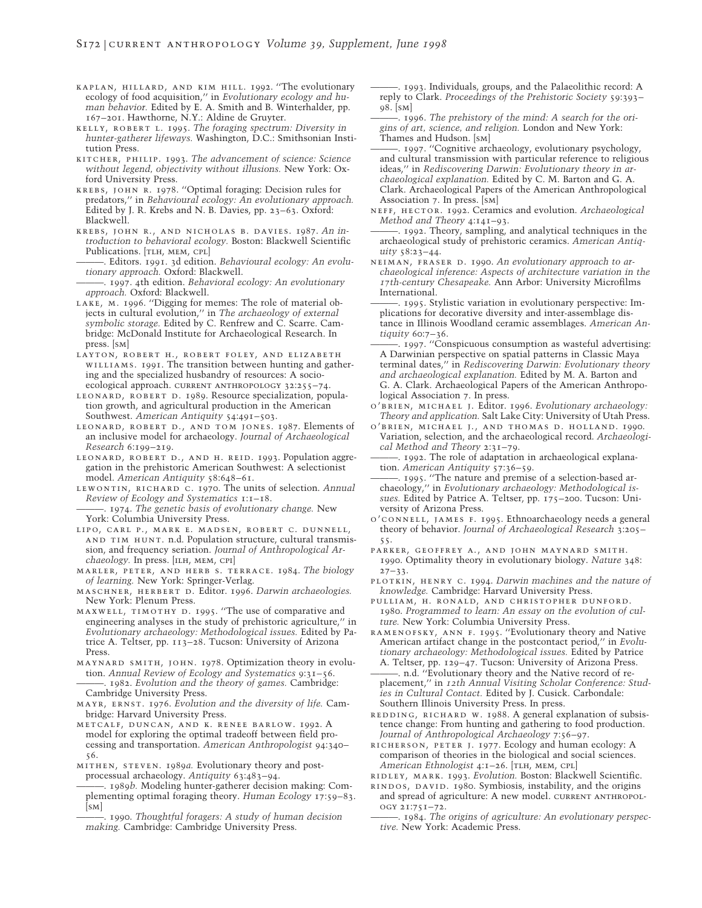KAPLAN, HILLARD, AND KIM HILL. 1992. ''The evolutionary ecology of food acquisition,'' in *Evolutionary ecology and human behavior.* Edited by E. A. Smith and B. Winterhalder, pp. 167–201. Hawthorne, N.Y.: Aldine de Gruyter.

KELLY, ROBERT L. 1995. *The foraging spectrum: Diversity in hunter-gatherer lifeways.* Washington, D.C.: Smithsonian Institution Press.

KITCHER, PHILIP. 1993. *The advancement of science: Science without legend, objectivity without illusions.* New York: Oxford University Press.

KREBS, JOHN R. 1978. ''Optimal foraging: Decision rules for predators,'' in *Behavioural ecology: An evolutionary approach.* Edited by J. R. Krebs and N. B. Davies, pp. 23–63. Oxford: Blackwell.

KREBS, JOHN R., AND NICHOLAS B. DAVIES. 1987. *An introduction to behavioral ecology.* Boston: Blackwell Scientific Publications. [TLH, MEM, CPL]

———. Editors. 1991. 3d edition. *Behavioural ecology: An evolutionary approach.* Oxford: Blackwell.

———. 1997. 4th edition. *Behavioral ecology: An evolutionary approach.* Oxford: Blackwell.

LAKE, M. 1996. ''Digging for memes: The role of material objects in cultural evolution,'' in *The archaeology of external symbolic storage.* Edited by C. Renfrew and C. Scarre. Cambridge: McDonald Institute for Archaeological Research. In press. [SM]

LAYTON, ROBERT H., ROBERT FOLEY, AND ELIZABETH WILLIAMS. 1991. The transition between hunting and gathering and the specialized husbandry of resources: A socio-ecological approach. CURRENT ANTHROPOLOGY 32:255–74.

LEONARD, ROBERT D. 1989. Resource specialization, population growth, and agricultural production in the American Southwest. *American Antiquity* 54:491–503.

LEONARD, ROBERT D., AND TOM JONES. 1987. Elements of an inclusive model for archaeology. *Journal of Archaeological Research* 6:199–219.

LEONARD, ROBERT D., AND H. REID. 1993. Population aggregation in the prehistoric American Southwest: A selectionist model. *American Antiquity* 58:648–61.

LEWONTIN, RICHARD C. 1970. The units of selection. *Annual Review of Ecology and Systematics* 1:1–18.

———. 1974. *The genetic basis of evolutionary change.* New York: Columbia University Press.

LIPO, CARL P., MARK E. MADSEN, ROBERT C. DUNNELL, AND TIM HUNT. n.d. Population structure, cultural transmission, and frequency seriation. *Journal of Anthropological Archaeology.* In press. [ILH, MEM, CPL]

MARLER, PETER, AND HERB S. TERRACE. 1984. *The biology of learning.* New York: Springer-Verlag.

MASCHNER, HERBERT D. Editor. 1996. *Darwin archaeologies.* New York: Plenum Press.

MAXWELL, TIMOTHY D. 1995. ''The use of comparative and engineering analyses in the study of prehistoric agriculture,'' in *Evolutionary archaeology: Methodological issues.* Edited by Patrice A. Teltser, pp. 113–28. Tucson: University of Arizona Press.

MAYNARD SMITH, JOHN. 1978. Optimization theory in evolution. *Annual Review of Ecology and Systematics* 9:31–56.

———. 1982. *Evolution and the theory of games.* Cambridge: Cambridge University Press.

MAYR, ERNST. 1976. *Evolution and the diversity of life.* Cambridge: Harvard University Press.

METCALF, DUNCAN, AND K. RENEE BARLOW. 1992. A model for exploring the optimal tradeoff between field processing and transportation. *American Anthropologist* 94:340–56.

MITHEN, STEVEN. 1989*a*. Evolutionary theory and post-processual archaeology. *Antiquity* 63:483–94.

———. 1989*b*. Modeling hunter-gatherer decision making: Complementing optimal foraging theory. *Human Ecology* 17:59–83. [SM]

———. 1990. *Thoughtful foragers: A study of human decision making.* Cambridge: Cambridge University Press.

———. 1993. Individuals, groups, and the Palaeolithic record: A reply to Clark. *Proceedings of the Prehistoric Society* 59:393–98. [SM]

———. 1996. *The prehistory of the mind: A search for the origins of art, science, and religion.* London and New York: Thames and Hudson. [SM]

———. 1997. ''Cognitive archaeology, evolutionary psychology, and cultural transmission with particular reference to religious ideas,'' in *Rediscovering Darwin: Evolutionary theory in archaeological explanation.* Edited by C. M. Barton and G. A. Clark. Archaeological Papers of the American Anthropological Association 7. In press. [SM]

NEFF, HECTOR. 1992. Ceramics and evolution. *Archaeological Method and Theory* 4:141–93.

———. 1992. Theory, sampling, and analytical techniques in the archaeological study of prehistoric ceramics. *American Antiquity* 58:23–44.

NEIMAN, FRASER D. 1990. *An evolutionary approach to archaeological inference: Aspects of architecture variation in the 17th-century Chesapeake.* Ann Arbor: University Microfilms International.

———. 1995. Stylistic variation in evolutionary perspective: Implications for decorative diversity and inter-assemblage distance in Illinois Woodland ceramic assemblages. *American Antiquity* 60:7–36.

———. 1997. ''Conspicuous consumption as wasteful advertising: A Darwinian perspective on spatial patterns in Classic Maya terminal dates,'' in *Rediscovering Darwin: Evolutionary theory and archaeological explanation.* Edited by M. A. Barton and G. A. Clark. Archaeological Papers of the American Anthropological Association 7. In press.

O'BRIEN, MICHAEL J. Editor. 1996. *Evolutionary archaeology: Theory and application.* Salt Lake City: University of Utah Press.

O'BRIEN, MICHAEL J., AND THOMAS D. HOLLAND. 1990. Variation, selection, and the archaeological record. *Archaeological Method and Theory* 2:31–79.

———. 1992. The role of adaptation in archaeological explanation. *American Antiquity* 57:36–59.

———. 1995. ''The nature and premise of a selection-based archaeology,'' in *Evolutionary archaeology: Methodological issues.* Edited by Patrice A. Teltser, pp. 175–200. Tucson: University of Arizona Press.

O'CONNELL, JAMES F. 1995. Ethnoarchaeology needs a general theory of behavior. *Journal of Archaeological Research* 3:205–55.

PARKER, GEOFFREY A., AND JOHN MAYNARD SMITH. 1990. Optimality theory in evolutionary biology. *Nature* 348: 27–33.

PLOTKIN, HENRY C. 1994. *Darwin machines and the nature of knowledge.* Cambridge: Harvard University Press.

PULLIAM, H. RONALD, AND CHRISTOPHER DUNFORD. 1980. *Programmed to learn: An essay on the evolution of culture.* New York: Columbia University Press.

RAMENOFSKY, ANN F. 1995. ''Evolutionary theory and Native American artifact change in the postcontact period,'' in *Evolutionary archaeology: Methodological issues.* Edited by Patrice A. Teltser, pp. 129–47. Tucson: University of Arizona Press.

———. n.d. ''Evolutionary theory and the Native record of replacement,'' in *12th Annual Visiting Scholar Conference: Studies in Cultural Contact.* Edited by J. Cusick. Carbondale: Southern Illinois University Press. In press.

REDDING, RICHARD W. 1988. A general explanation of subsistence change: From hunting and gathering to food production. *Journal of Anthropological Archaeology* 7:56–97.

RICHERSON, PETER J. 1977. Ecology and human ecology: A comparison of theories in the biological and social sciences. *American Ethnologist* 4:1–26. [TLH, MEM, CPL]

RIDLEY, MARK. 1993. *Evolution.* Boston: Blackwell Scientific.

RINDOS, DAVID. 1980. Symbiosis, instability, and the origins and spread of agriculture: A new model. CURRENT ANTHROPOLOGY 21:751–72.

———. 1984. *The origins of agriculture: An evolutionary perspective.* New York: Academic Press.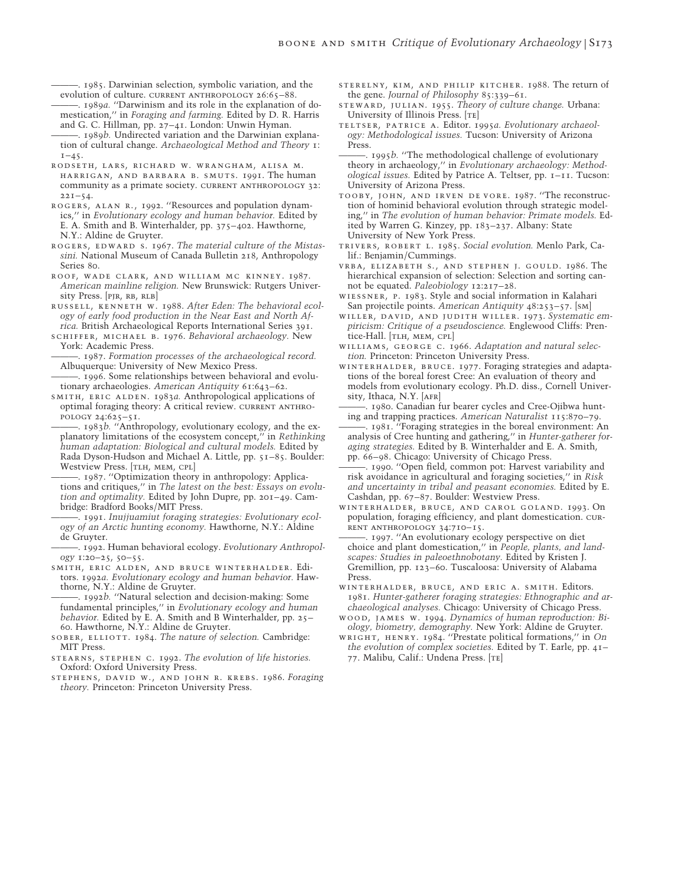———. 1985. Darwinian selection, symbolic variation, and the evolution of culture. CURRENT ANTHROPOLOGY 26:65–88.

———. 1989*a*. "Darwinism and its role in the explanation of domestication," in *Foraging and farming.* Edited by D. R. Harris and G. C. Hillman, pp. 27–41. London: Unwin Hyman.

———. 1989*b*. Undirected variation and the Darwinian explanation of cultural change. *Archaeological Method and Theory* 1: 1–45.

RODSETH, LARS, RICHARD W. WRANGHAM, ALISA M. HARRIGAN, AND BARBARA B. SMUTS. 1991. The human community as a primate society. CURRENT ANTHROPOLOGY 32: 221–54.

ROGERS, ALAN R., 1992. "Resources and population dynamics," in *Evolutionary ecology and human behavior.* Edited by E. A. Smith and B. Winterhalder, pp. 375–402. Hawthorne, N.Y.: Aldine de Gruyter.

ROGERS, EDWARD S. 1967. *The material culture of the Mistassini.* National Museum of Canada Bulletin 218, Anthropology Series 80.

ROOF, WADE CLARK, AND WILLIAM MC KINNEY. 1987. *American mainline religion.* New Brunswick: Rutgers University Press. [PJR, RB, RLB]

RUSSELL, KENNETH W. 1988. *After Eden: The behavioral ecology of early food production in the Near East and North Africa.* British Archaeological Reports International Series 391.

SCHIFFER, MICHAEL B. 1976. *Behavioral archaeology.* New York: Academic Press.

———. 1987. *Formation processes of the archaeological record.* Albuquerque: University of New Mexico Press.

———. 1996. Some relationships between behavioral and evolutionary archaeologies. *American Antiquity* 61:643–62.

SMITH, ERIC ALDEN. 1983*a*. Anthropological applications of optimal foraging theory: A critical review. CURRENT ANTHROPOLOGY 24:625–51.

———. 1983*b*. "Anthropology, evolutionary ecology, and the explanatory limitations of the ecosystem concept," in *Rethinking human adaptation: Biological and cultural models.* Edited by Rada Dyson-Hudson and Michael A. Little, pp. 51–85. Boulder: Westview Press. [TLH, MEM, CPL]

———. 1987. "Optimization theory in anthropology: Applications and critiques," in *The latest on the best: Essays on evolution and optimality.* Edited by John Dupre, pp. 201–49. Cambridge: Bradford Books/MIT Press.

———. 1991. *Inujjuamiut foraging strategies: Evolutionary ecology of an Arctic hunting economy.* Hawthorne, N.Y.: Aldine de Gruyter.

———. 1992. Human behavioral ecology. *Evolutionary Anthropology* 1:20–25, 50–55.

SMITH, ERIC ALDEN, AND BRUCE WINTERHALDER. Editors. 1992*a*. *Evolutionary ecology and human behavior.* Hawthorne, N.Y.: Aldine de Gruyter.

———. 1992*b*. "Natural selection and decision-making: Some fundamental principles," in *Evolutionary ecology and human behavior.* Edited by E. A. Smith and B Winterhalder, pp. 25–60. Hawthorne, N.Y.: Aldine de Gruyter.

SOBER, ELLIOTT. 1984. *The nature of selection.* Cambridge: MIT Press.

STEARNS, STEPHEN C. 1992. *The evolution of life histories.* Oxford: Oxford University Press.

STEPHENS, DAVID W., AND JOHN R. KREBS. 1986. *Foraging theory.* Princeton: Princeton University Press.

STERELNY, KIM, AND PHILIP KITCHER. 1988. The return of the gene. *Journal of Philosophy* 85:339–61.

STEWARD, JULIAN. 1955. *Theory of culture change.* Urbana: University of Illinois Press. [TE]

TELTSER, PATRICE A. Editor. 1995*a*. *Evolutionary archaeology: Methodological issues.* Tucson: University of Arizona Press.

———. 1995*b*. "The methodological challenge of evolutionary theory in archaeology," in *Evolutionary archaeology: Methodological issues.* Edited by Patrice A. Teltser, pp. 1–11. Tucson: University of Arizona Press.

TOOBY, JOHN, AND IRVEN DE VORE. 1987. "The reconstruction of hominid behavioral evolution through strategic modeling," in *The evolution of human behavior: Primate models.* Edited by Warren G. Kinzey, pp. 183–237. Albany: State University of New York Press.

TRIVERS, ROBERT L. 1985. *Social evolution.* Menlo Park, Calif.: Benjamin/Cummings.

VRBA, ELIZABETH S., AND STEPHEN J. GOULD. 1986. The hierarchical expansion of selection: Selection and sorting cannot be equated. *Paleobiology* 12:217–28.

WIESSNER, P. 1983. Style and social information in Kalahari San projectile points. *American Antiquity* 48:253–57. [SM]

WILLER, DAVID, AND JUDITH WILLER. 1973. *Systematic empiricism: Critique of a pseudoscience.* Englewood Cliffs: Prentice-Hall. [TLH, MEM, CPL]

WILLIAMS, GEORGE C. 1966. *Adaptation and natural selection.* Princeton: Princeton University Press.

WINTERHALDER, BRUCE. 1977. Foraging strategies and adaptations of the boreal forest Cree: An evaluation of theory and models from evolutionary ecology. Ph.D. diss., Cornell University, Ithaca, N.Y. [AFR]

———. 1980. Canadian fur bearer cycles and Cree-Ojibwa hunting and trapping practices. *American Naturalist* 115:870–79.

———. 1981. "Foraging strategies in the boreal environment: An analysis of Cree hunting and gathering," in *Hunter-gatherer foraging strategies.* Edited by B. Winterhalder and E. A. Smith, pp. 66–98. Chicago: University of Chicago Press.

———. 1990. "Open field, common pot: Harvest variability and risk avoidance in agricultural and foraging societies," in *Risk and uncertainty in tribal and peasant economies.* Edited by E. Cashdan, pp. 67–87. Boulder: Westview Press.

WINTERHALDER, BRUCE, AND CAROL GOLAND. 1993. On population, foraging efficiency, and plant domestication. CURRENT ANTHROPOLOGY 34:710–15.

———. 1997. "An evolutionary ecology perspective on diet choice and plant domestication," in *People, plants, and landscapes: Studies in paleoethnobotany.* Edited by Kristen J. Gremillion, pp. 123–60. Tuscaloosa: University of Alabama Press.

WINTERHALDER, BRUCE, AND ERIC A. SMITH. Editors. 1981. *Hunter-gatherer foraging strategies: Ethnographic and archaeological analyses.* Chicago: University of Chicago Press.

WOOD, JAMES W. 1994. *Dynamics of human reproduction: Biology, biometry, demography.* New York: Aldine de Gruyter.

WRIGHT, HENRY. 1984. "Prestate political formations," in *On the evolution of complex societies.* Edited by T. Earle, pp. 41–77. Malibu, Calif.: Undena Press. [TE]